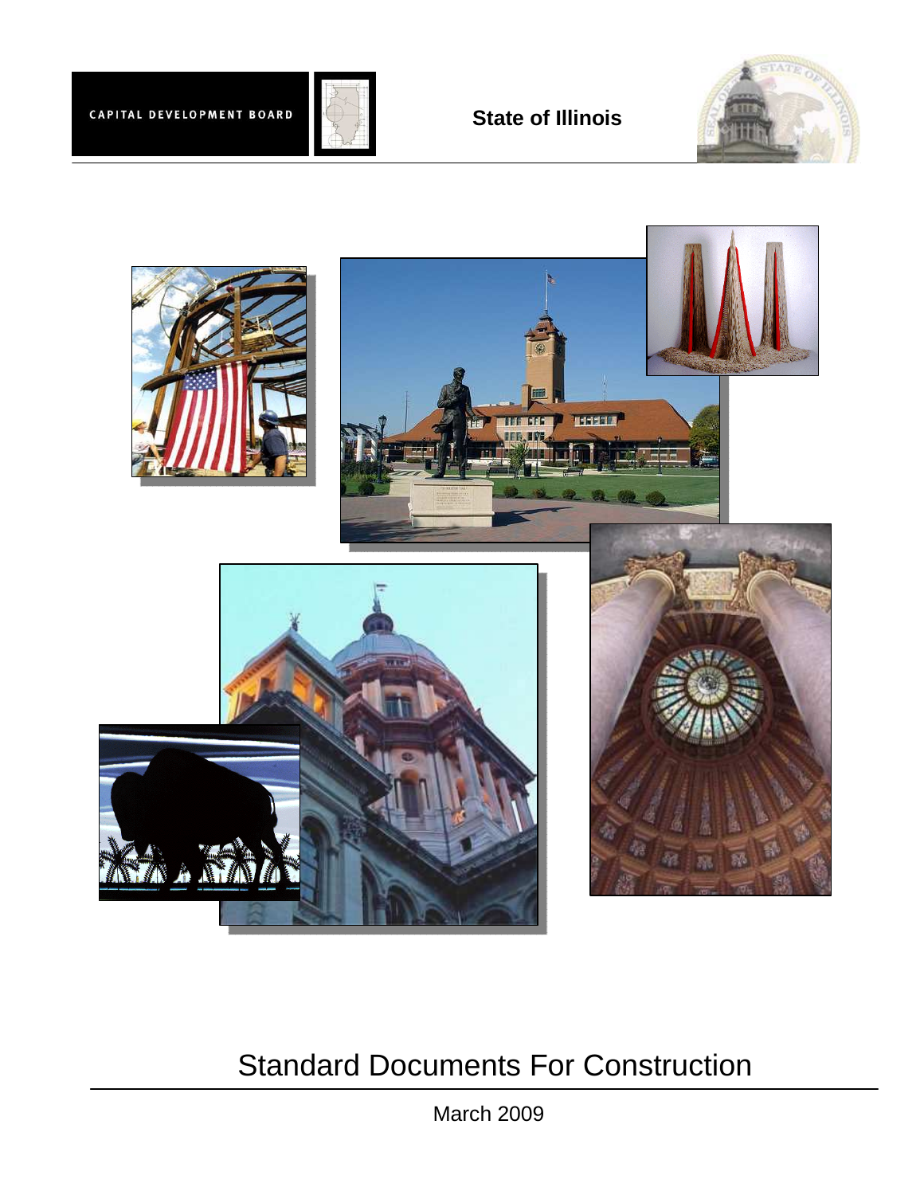CAPITAL DEVELOPMENT BOARD

**State of Illinois**

# Standard Documents For Construction

March 2009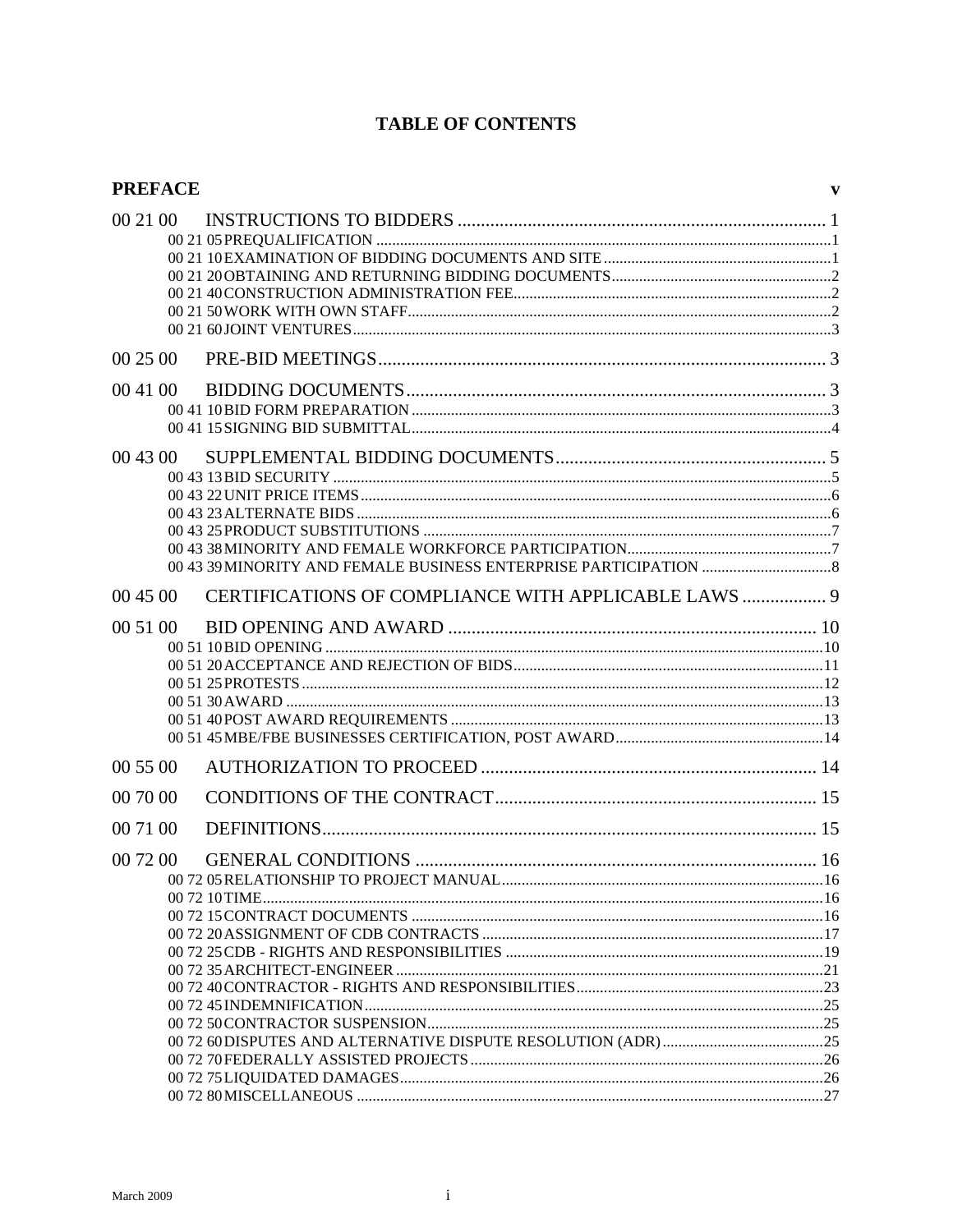# TABLE OF CONTENTS

**PREFACE** v

00 21 00 INSTRUCTIONS TO BIDDERS ... 1
- 00 21 05 PREQUALIFICATION ... 1
- 00 21 10 EXAMINATION OF BIDDING DOCUMENTS AND SITE ... 1
- 00 21 20 OBTAINING AND RETURNING BIDDING DOCUMENTS ... 2
- 00 21 40 CONSTRUCTION ADMINISTRATION FEE ... 2
- 00 21 50 WORK WITH OWN STAFF ... 2
- 00 21 60 JOINT VENTURES ... 3

00 25 00 PRE-BID MEETINGS ... 3

00 41 00 BIDDING DOCUMENTS ... 3
- 00 41 10 BID FORM PREPARATION ... 3
- 00 41 15 SIGNING BID SUBMITTAL ... 4

00 43 00 SUPPLEMENTAL BIDDING DOCUMENTS ... 5
- 00 43 13 BID SECURITY ... 5
- 00 43 22 UNIT PRICE ITEMS ... 6
- 00 43 23 ALTERNATE BIDS ... 6
- 00 43 25 PRODUCT SUBSTITUTIONS ... 7
- 00 43 38 MINORITY AND FEMALE WORKFORCE PARTICIPATION ... 7
- 00 43 39 MINORITY AND FEMALE BUSINESS ENTERPRISE PARTICIPATION ... 8

00 45 00 CERTIFICATIONS OF COMPLIANCE WITH APPLICABLE LAWS ... 9

00 51 00 BID OPENING AND AWARD ... 10
- 00 51 10 BID OPENING ... 10
- 00 51 20 ACCEPTANCE AND REJECTION OF BIDS ... 11
- 00 51 25 PROTESTS ... 12
- 00 51 30 AWARD ... 13
- 00 51 40 POST AWARD REQUIREMENTS ... 13
- 00 51 45 MBE/FBE BUSINESSES CERTIFICATION, POST AWARD ... 14

00 55 00 AUTHORIZATION TO PROCEED ... 14

00 70 00 CONDITIONS OF THE CONTRACT ... 15

00 71 00 DEFINITIONS ... 15

00 72 00 GENERAL CONDITIONS ... 16
- 00 72 05 RELATIONSHIP TO PROJECT MANUAL ... 16
- 00 72 10 TIME ... 16
- 00 72 15 CONTRACT DOCUMENTS ... 16
- 00 72 20 ASSIGNMENT OF CDB CONTRACTS ... 17
- 00 72 25 CDB - RIGHTS AND RESPONSIBILITIES ... 19
- 00 72 35 ARCHITECT-ENGINEER ... 21
- 00 72 40 CONTRACTOR - RIGHTS AND RESPONSIBILITIES ... 23
- 00 72 45 INDEMNIFICATION ... 25
- 00 72 50 CONTRACTOR SUSPENSION ... 25
- 00 72 60 DISPUTES AND ALTERNATIVE DISPUTE RESOLUTION (ADR) ... 25
- 00 72 70 FEDERALLY ASSISTED PROJECTS ... 26
- 00 72 75 LIQUIDATED DAMAGES ... 26
- 00 72 80 MISCELLANEOUS ... 27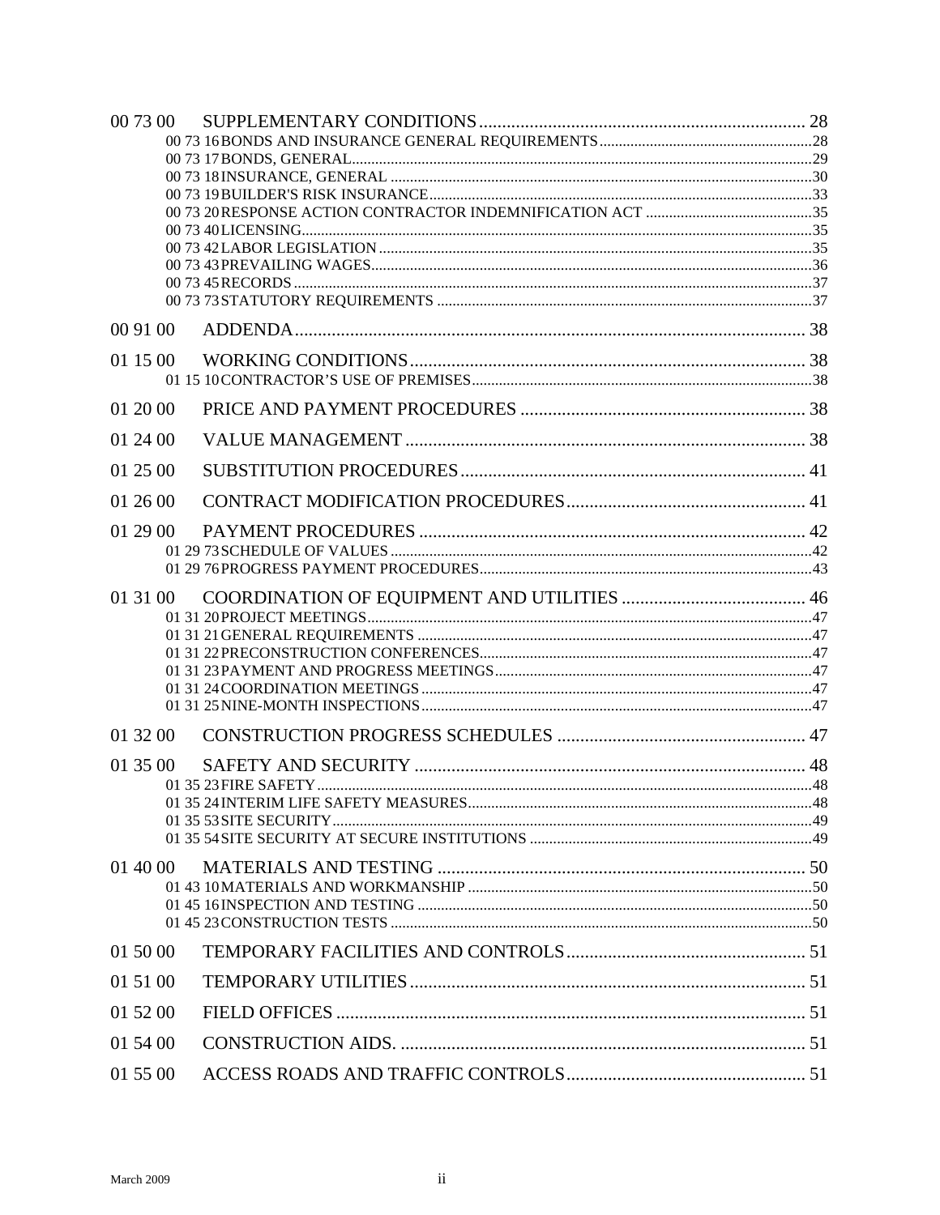| | | |
|---|---|---|
| 00 73 00 | SUPPLEMENTARY CONDITIONS | 28 |
| | 00 73 16 BONDS AND INSURANCE GENERAL REQUIREMENTS | 28 |
| | 00 73 17 BONDS, GENERAL | 29 |
| | 00 73 18 INSURANCE, GENERAL | 30 |
| | 00 73 19 BUILDER'S RISK INSURANCE | 33 |
| | 00 73 20 RESPONSE ACTION CONTRACTOR INDEMNIFICATION ACT | 35 |
| | 00 73 40 LICENSING | 35 |
| | 00 73 42 LABOR LEGISLATION | 35 |
| | 00 73 43 PREVAILING WAGES | 36 |
| | 00 73 45 RECORDS | 37 |
| | 00 73 73 STATUTORY REQUIREMENTS | 37 |
| 00 91 00 | ADDENDA | 38 |
| 01 15 00 | WORKING CONDITIONS | 38 |
| | 01 15 10 CONTRACTOR'S USE OF PREMISES | 38 |
| 01 20 00 | PRICE AND PAYMENT PROCEDURES | 38 |
| 01 24 00 | VALUE MANAGEMENT | 38 |
| 01 25 00 | SUBSTITUTION PROCEDURES | 41 |
| 01 26 00 | CONTRACT MODIFICATION PROCEDURES | 41 |
| 01 29 00 | PAYMENT PROCEDURES | 42 |
| | 01 29 73 SCHEDULE OF VALUES | 42 |
| | 01 29 76 PROGRESS PAYMENT PROCEDURES | 43 |
| 01 31 00 | COORDINATION OF EQUIPMENT AND UTILITIES | 46 |
| | 01 31 20 PROJECT MEETINGS | 47 |
| | 01 31 21 GENERAL REQUIREMENTS | 47 |
| | 01 31 22 PRECONSTRUCTION CONFERENCES | 47 |
| | 01 31 23 PAYMENT AND PROGRESS MEETINGS | 47 |
| | 01 31 24 COORDINATION MEETINGS | 47 |
| | 01 31 25 NINE-MONTH INSPECTIONS | 47 |
| 01 32 00 | CONSTRUCTION PROGRESS SCHEDULES | 47 |
| 01 35 00 | SAFETY AND SECURITY | 48 |
| | 01 35 23 FIRE SAFETY | 48 |
| | 01 35 24 INTERIM LIFE SAFETY MEASURES | 48 |
| | 01 35 53 SITE SECURITY | 49 |
| | 01 35 54 SITE SECURITY AT SECURE INSTITUTIONS | 49 |
| 01 40 00 | MATERIALS AND TESTING | 50 |
| | 01 43 10 MATERIALS AND WORKMANSHIP | 50 |
| | 01 45 16 INSPECTION AND TESTING | 50 |
| | 01 45 23 CONSTRUCTION TESTS | 50 |
| 01 50 00 | TEMPORARY FACILITIES AND CONTROLS | 51 |
| 01 51 00 | TEMPORARY UTILITIES | 51 |
| 01 52 00 | FIELD OFFICES | 51 |
| 01 54 00 | CONSTRUCTION AIDS. | 51 |
| 01 55 00 | ACCESS ROADS AND TRAFFIC CONTROLS | 51 |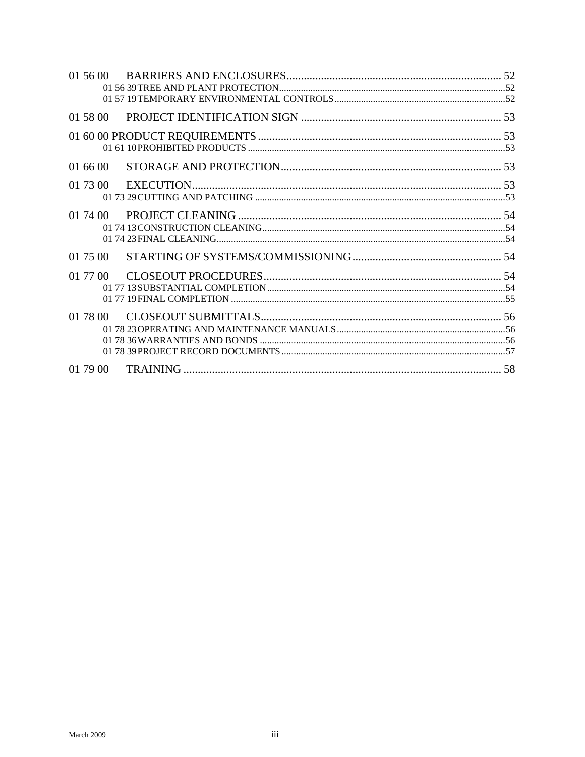01 56 00 BARRIERS AND ENCLOSURES .......... 52
- 01 56 39 TREE AND PLANT PROTECTION .......... 52
- 01 57 19 TEMPORARY ENVIRONMENTAL CONTROLS .......... 52

01 58 00 PROJECT IDENTIFICATION SIGN .......... 53

01 60 00 PRODUCT REQUIREMENTS .......... 53
- 01 61 10 PROHIBITED PRODUCTS .......... 53

01 66 00 STORAGE AND PROTECTION .......... 53

01 73 00 EXECUTION .......... 53
- 01 73 29 CUTTING AND PATCHING .......... 53

01 74 00 PROJECT CLEANING .......... 54
- 01 74 13 CONSTRUCTION CLEANING .......... 54
- 01 74 23 FINAL CLEANING .......... 54

01 75 00 STARTING OF SYSTEMS/COMMISSIONING .......... 54

01 77 00 CLOSEOUT PROCEDURES .......... 54
- 01 77 13 SUBSTANTIAL COMPLETION .......... 54
- 01 77 19 FINAL COMPLETION .......... 55

01 78 00 CLOSEOUT SUBMITTALS .......... 56
- 01 78 23 OPERATING AND MAINTENANCE MANUALS .......... 56
- 01 78 36 WARRANTIES AND BONDS .......... 56
- 01 78 39 PROJECT RECORD DOCUMENTS .......... 57

01 79 00 TRAINING .......... 58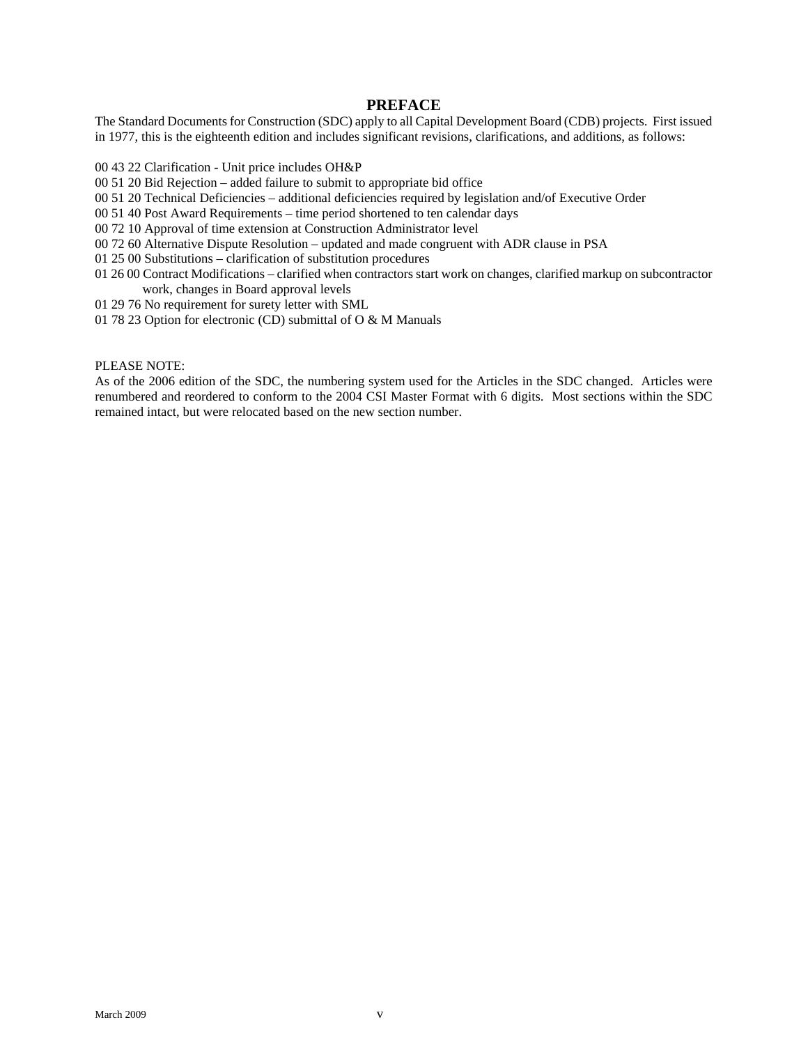# PREFACE

The Standard Documents for Construction (SDC) apply to all Capital Development Board (CDB) projects. First issued in 1977, this is the eighteenth edition and includes significant revisions, clarifications, and additions, as follows:

00 43 22 Clarification - Unit price includes OH&P
00 51 20 Bid Rejection – added failure to submit to appropriate bid office
00 51 20 Technical Deficiencies – additional deficiencies required by legislation and/of Executive Order
00 51 40 Post Award Requirements – time period shortened to ten calendar days
00 72 10 Approval of time extension at Construction Administrator level
00 72 60 Alternative Dispute Resolution – updated and made congruent with ADR clause in PSA
01 25 00 Substitutions – clarification of substitution procedures
01 26 00 Contract Modifications – clarified when contractors start work on changes, clarified markup on subcontractor work, changes in Board approval levels
01 29 76 No requirement for surety letter with SML
01 78 23 Option for electronic (CD) submittal of O & M Manuals

PLEASE NOTE:
As of the 2006 edition of the SDC, the numbering system used for the Articles in the SDC changed. Articles were renumbered and reordered to conform to the 2004 CSI Master Format with 6 digits. Most sections within the SDC remained intact, but were relocated based on the new section number.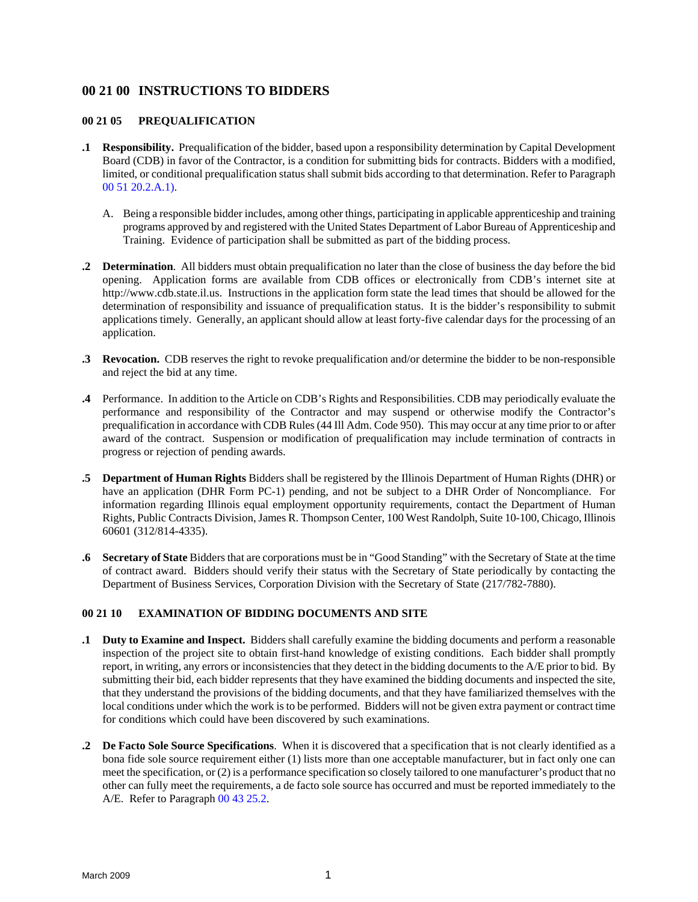# 00 21 00 INSTRUCTIONS TO BIDDERS

## 00 21 05 PREQUALIFICATION

**.1 Responsibility.** Prequalification of the bidder, based upon a responsibility determination by Capital Development Board (CDB) in favor of the Contractor, is a condition for submitting bids for contracts. Bidders with a modified, limited, or conditional prequalification status shall submit bids according to that determination. Refer to Paragraph 00 51 20.2.A.1).

A. Being a responsible bidder includes, among other things, participating in applicable apprenticeship and training programs approved by and registered with the United States Department of Labor Bureau of Apprenticeship and Training. Evidence of participation shall be submitted as part of the bidding process.

**.2 Determination**. All bidders must obtain prequalification no later than the close of business the day before the bid opening. Application forms are available from CDB offices or electronically from CDB's internet site at http://www.cdb.state.il.us. Instructions in the application form state the lead times that should be allowed for the determination of responsibility and issuance of prequalification status. It is the bidder's responsibility to submit applications timely. Generally, an applicant should allow at least forty-five calendar days for the processing of an application.

**.3 Revocation.** CDB reserves the right to revoke prequalification and/or determine the bidder to be non-responsible and reject the bid at any time.

**.4** Performance. In addition to the Article on CDB's Rights and Responsibilities. CDB may periodically evaluate the performance and responsibility of the Contractor and may suspend or otherwise modify the Contractor's prequalification in accordance with CDB Rules (44 Ill Adm. Code 950). This may occur at any time prior to or after award of the contract. Suspension or modification of prequalification may include termination of contracts in progress or rejection of pending awards.

**.5 Department of Human Rights** Bidders shall be registered by the Illinois Department of Human Rights (DHR) or have an application (DHR Form PC-1) pending, and not be subject to a DHR Order of Noncompliance. For information regarding Illinois equal employment opportunity requirements, contact the Department of Human Rights, Public Contracts Division, James R. Thompson Center, 100 West Randolph, Suite 10-100, Chicago, Illinois 60601 (312/814-4335).

**.6 Secretary of State** Bidders that are corporations must be in "Good Standing" with the Secretary of State at the time of contract award. Bidders should verify their status with the Secretary of State periodically by contacting the Department of Business Services, Corporation Division with the Secretary of State (217/782-7880).

## 00 21 10 EXAMINATION OF BIDDING DOCUMENTS AND SITE

**.1 Duty to Examine and Inspect.** Bidders shall carefully examine the bidding documents and perform a reasonable inspection of the project site to obtain first-hand knowledge of existing conditions. Each bidder shall promptly report, in writing, any errors or inconsistencies that they detect in the bidding documents to the A/E prior to bid. By submitting their bid, each bidder represents that they have examined the bidding documents and inspected the site, that they understand the provisions of the bidding documents, and that they have familiarized themselves with the local conditions under which the work is to be performed. Bidders will not be given extra payment or contract time for conditions which could have been discovered by such examinations.

**.2 De Facto Sole Source Specifications**. When it is discovered that a specification that is not clearly identified as a bona fide sole source requirement either (1) lists more than one acceptable manufacturer, but in fact only one can meet the specification, or (2) is a performance specification so closely tailored to one manufacturer's product that no other can fully meet the requirements, a de facto sole source has occurred and must be reported immediately to the A/E. Refer to Paragraph 00 43 25.2.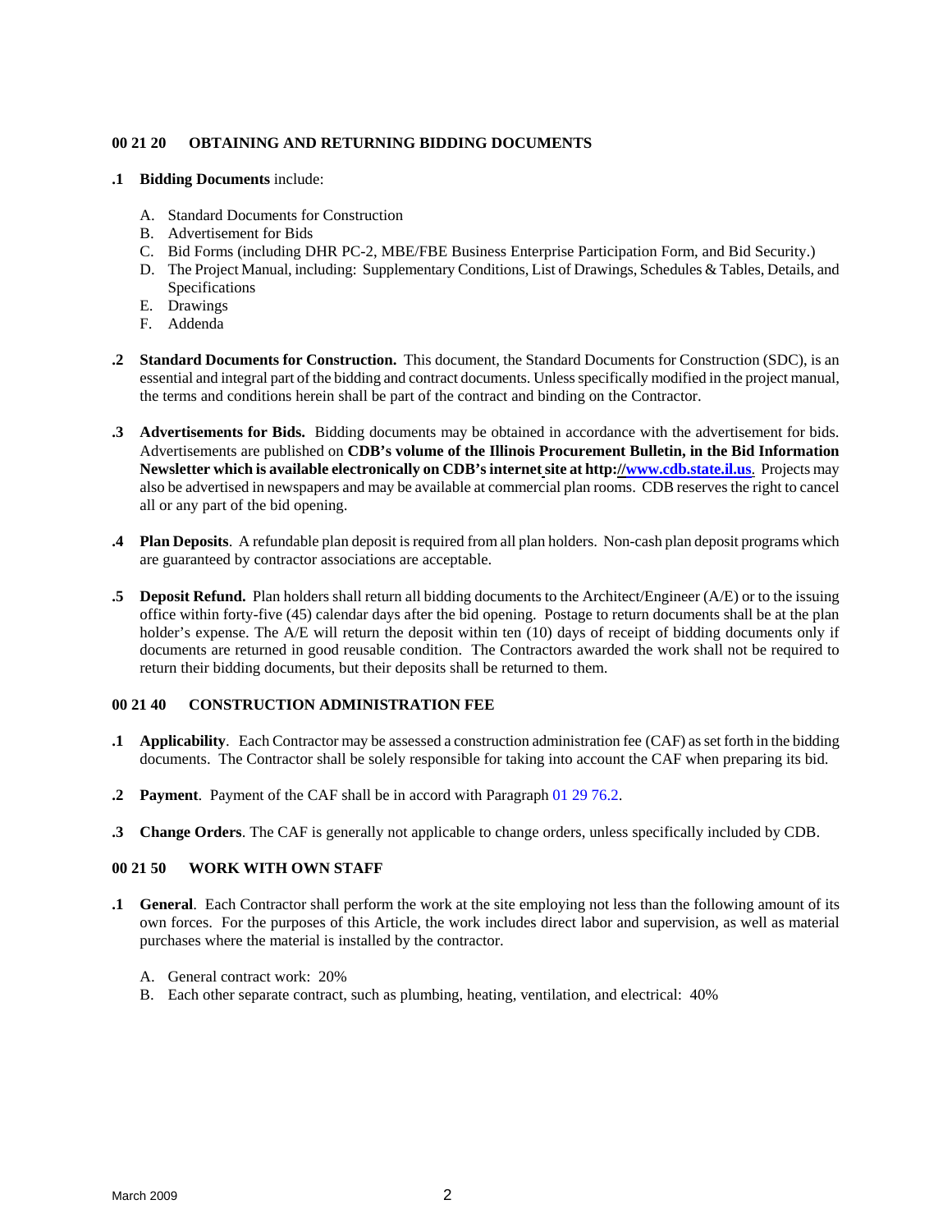## 00 21 20 OBTAINING AND RETURNING BIDDING DOCUMENTS

**.1 Bidding Documents** include:

A. Standard Documents for Construction
B. Advertisement for Bids
C. Bid Forms (including DHR PC-2, MBE/FBE Business Enterprise Participation Form, and Bid Security.)
D. The Project Manual, including: Supplementary Conditions, List of Drawings, Schedules & Tables, Details, and Specifications
E. Drawings
F. Addenda

**.2 Standard Documents for Construction.** This document, the Standard Documents for Construction (SDC), is an essential and integral part of the bidding and contract documents. Unless specifically modified in the project manual, the terms and conditions herein shall be part of the contract and binding on the Contractor.

**.3 Advertisements for Bids.** Bidding documents may be obtained in accordance with the advertisement for bids. Advertisements are published on **CDB's volume of the Illinois Procurement Bulletin, in the Bid Information Newsletter which is available electronically on CDB's internet site at http://www.cdb.state.il.us**. Projects may also be advertised in newspapers and may be available at commercial plan rooms. CDB reserves the right to cancel all or any part of the bid opening.

**.4 Plan Deposits**. A refundable plan deposit is required from all plan holders. Non-cash plan deposit programs which are guaranteed by contractor associations are acceptable.

**.5 Deposit Refund.** Plan holders shall return all bidding documents to the Architect/Engineer (A/E) or to the issuing office within forty-five (45) calendar days after the bid opening. Postage to return documents shall be at the plan holder's expense. The A/E will return the deposit within ten (10) days of receipt of bidding documents only if documents are returned in good reusable condition. The Contractors awarded the work shall not be required to return their bidding documents, but their deposits shall be returned to them.

## 00 21 40 CONSTRUCTION ADMINISTRATION FEE

**.1 Applicability**. Each Contractor may be assessed a construction administration fee (CAF) as set forth in the bidding documents. The Contractor shall be solely responsible for taking into account the CAF when preparing its bid.

**.2 Payment**. Payment of the CAF shall be in accord with Paragraph 01 29 76.2.

**.3 Change Orders**. The CAF is generally not applicable to change orders, unless specifically included by CDB.

## 00 21 50 WORK WITH OWN STAFF

**.1 General**. Each Contractor shall perform the work at the site employing not less than the following amount of its own forces. For the purposes of this Article, the work includes direct labor and supervision, as well as material purchases where the material is installed by the contractor.

A. General contract work: 20%
B. Each other separate contract, such as plumbing, heating, ventilation, and electrical: 40%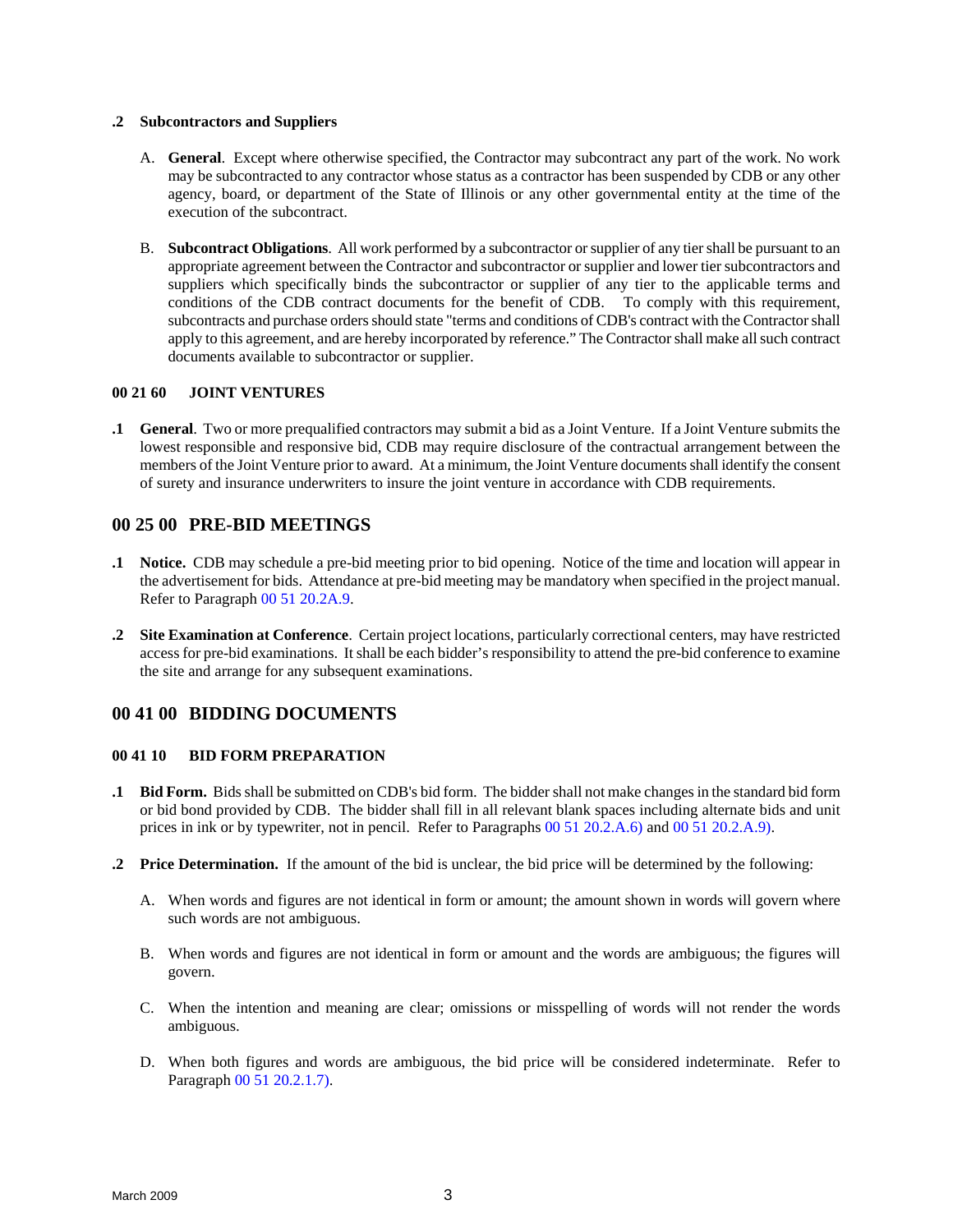**.2 Subcontractors and Suppliers**

A. **General**. Except where otherwise specified, the Contractor may subcontract any part of the work. No work may be subcontracted to any contractor whose status as a contractor has been suspended by CDB or any other agency, board, or department of the State of Illinois or any other governmental entity at the time of the execution of the subcontract.

B. **Subcontract Obligations**. All work performed by a subcontractor or supplier of any tier shall be pursuant to an appropriate agreement between the Contractor and subcontractor or supplier and lower tier subcontractors and suppliers which specifically binds the subcontractor or supplier of any tier to the applicable terms and conditions of the CDB contract documents for the benefit of CDB. To comply with this requirement, subcontracts and purchase orders should state "terms and conditions of CDB's contract with the Contractor shall apply to this agreement, and are hereby incorporated by reference." The Contractor shall make all such contract documents available to subcontractor or supplier.

**00 21 60 JOINT VENTURES**

**.1 General**. Two or more prequalified contractors may submit a bid as a Joint Venture. If a Joint Venture submits the lowest responsible and responsive bid, CDB may require disclosure of the contractual arrangement between the members of the Joint Venture prior to award. At a minimum, the Joint Venture documents shall identify the consent of surety and insurance underwriters to insure the joint venture in accordance with CDB requirements.

## 00 25 00 PRE-BID MEETINGS

**.1 Notice.** CDB may schedule a pre-bid meeting prior to bid opening. Notice of the time and location will appear in the advertisement for bids. Attendance at pre-bid meeting may be mandatory when specified in the project manual. Refer to Paragraph 00 51 20.2A.9.

**.2 Site Examination at Conference**. Certain project locations, particularly correctional centers, may have restricted access for pre-bid examinations. It shall be each bidder's responsibility to attend the pre-bid conference to examine the site and arrange for any subsequent examinations.

## 00 41 00 BIDDING DOCUMENTS

**00 41 10 BID FORM PREPARATION**

**.1 Bid Form.** Bids shall be submitted on CDB's bid form. The bidder shall not make changes in the standard bid form or bid bond provided by CDB. The bidder shall fill in all relevant blank spaces including alternate bids and unit prices in ink or by typewriter, not in pencil. Refer to Paragraphs 00 51 20.2.A.6) and 00 51 20.2.A.9).

**.2 Price Determination.** If the amount of the bid is unclear, the bid price will be determined by the following:

A. When words and figures are not identical in form or amount; the amount shown in words will govern where such words are not ambiguous.

B. When words and figures are not identical in form or amount and the words are ambiguous; the figures will govern.

C. When the intention and meaning are clear; omissions or misspelling of words will not render the words ambiguous.

D. When both figures and words are ambiguous, the bid price will be considered indeterminate. Refer to Paragraph 00 51 20.2.1.7).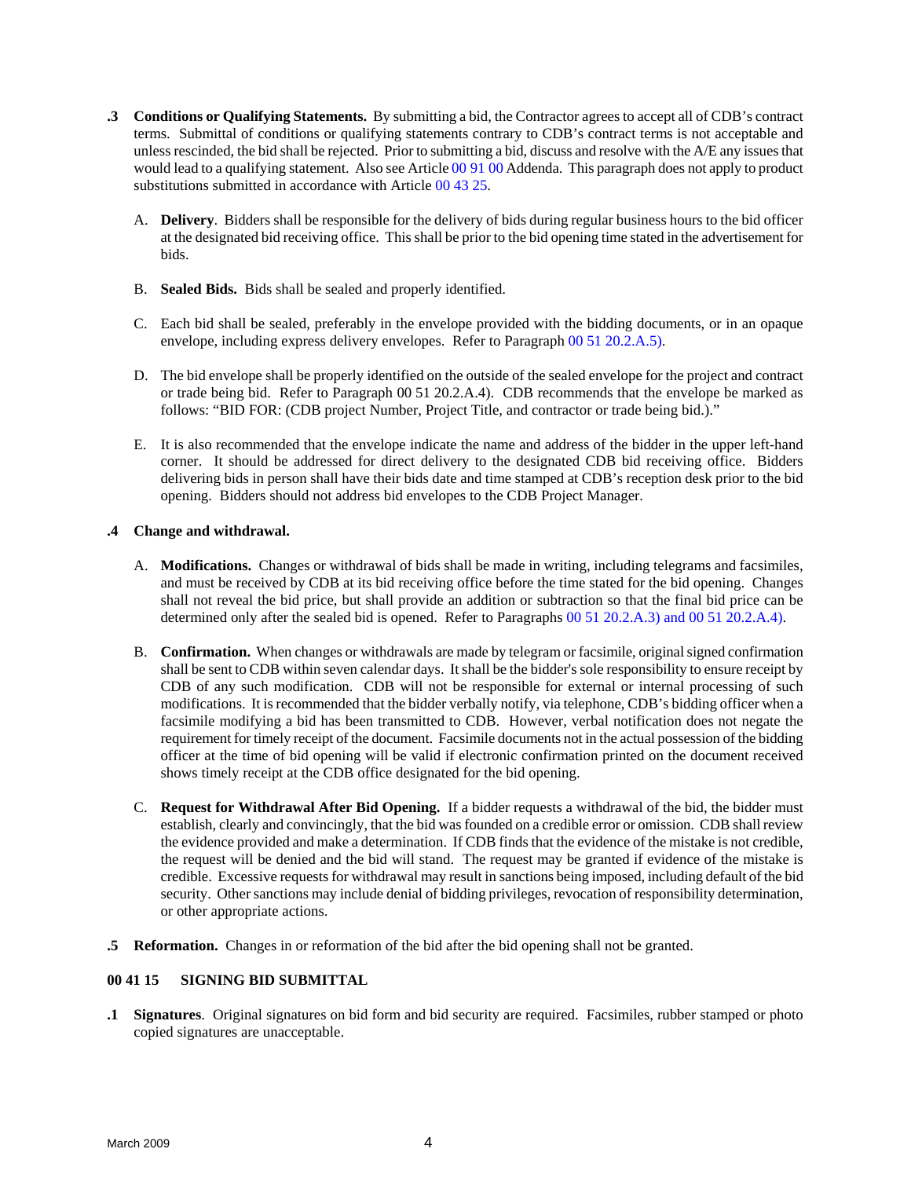**.3 Conditions or Qualifying Statements.** By submitting a bid, the Contractor agrees to accept all of CDB's contract terms. Submittal of conditions or qualifying statements contrary to CDB's contract terms is not acceptable and unless rescinded, the bid shall be rejected. Prior to submitting a bid, discuss and resolve with the A/E any issues that would lead to a qualifying statement. Also see Article 00 91 00 Addenda. This paragraph does not apply to product substitutions submitted in accordance with Article 00 43 25.

A. **Delivery**. Bidders shall be responsible for the delivery of bids during regular business hours to the bid officer at the designated bid receiving office. This shall be prior to the bid opening time stated in the advertisement for bids.

B. **Sealed Bids.** Bids shall be sealed and properly identified.

C. Each bid shall be sealed, preferably in the envelope provided with the bidding documents, or in an opaque envelope, including express delivery envelopes. Refer to Paragraph 00 51 20.2.A.5).

D. The bid envelope shall be properly identified on the outside of the sealed envelope for the project and contract or trade being bid. Refer to Paragraph 00 51 20.2.A.4). CDB recommends that the envelope be marked as follows: "BID FOR: (CDB project Number, Project Title, and contractor or trade being bid.)."

E. It is also recommended that the envelope indicate the name and address of the bidder in the upper left-hand corner. It should be addressed for direct delivery to the designated CDB bid receiving office. Bidders delivering bids in person shall have their bids date and time stamped at CDB's reception desk prior to the bid opening. Bidders should not address bid envelopes to the CDB Project Manager.

**.4 Change and withdrawal.**

A. **Modifications.** Changes or withdrawal of bids shall be made in writing, including telegrams and facsimiles, and must be received by CDB at its bid receiving office before the time stated for the bid opening. Changes shall not reveal the bid price, but shall provide an addition or subtraction so that the final bid price can be determined only after the sealed bid is opened. Refer to Paragraphs 00 51 20.2.A.3) and 00 51 20.2.A.4).

B. **Confirmation.** When changes or withdrawals are made by telegram or facsimile, original signed confirmation shall be sent to CDB within seven calendar days. It shall be the bidder's sole responsibility to ensure receipt by CDB of any such modification. CDB will not be responsible for external or internal processing of such modifications. It is recommended that the bidder verbally notify, via telephone, CDB's bidding officer when a facsimile modifying a bid has been transmitted to CDB. However, verbal notification does not negate the requirement for timely receipt of the document. Facsimile documents not in the actual possession of the bidding officer at the time of bid opening will be valid if electronic confirmation printed on the document received shows timely receipt at the CDB office designated for the bid opening.

C. **Request for Withdrawal After Bid Opening.** If a bidder requests a withdrawal of the bid, the bidder must establish, clearly and convincingly, that the bid was founded on a credible error or omission. CDB shall review the evidence provided and make a determination. If CDB finds that the evidence of the mistake is not credible, the request will be denied and the bid will stand. The request may be granted if evidence of the mistake is credible. Excessive requests for withdrawal may result in sanctions being imposed, including default of the bid security. Other sanctions may include denial of bidding privileges, revocation of responsibility determination, or other appropriate actions.

**.5 Reformation.** Changes in or reformation of the bid after the bid opening shall not be granted.

## 00 41 15 SIGNING BID SUBMITTAL

**.1 Signatures**. Original signatures on bid form and bid security are required. Facsimiles, rubber stamped or photo copied signatures are unacceptable.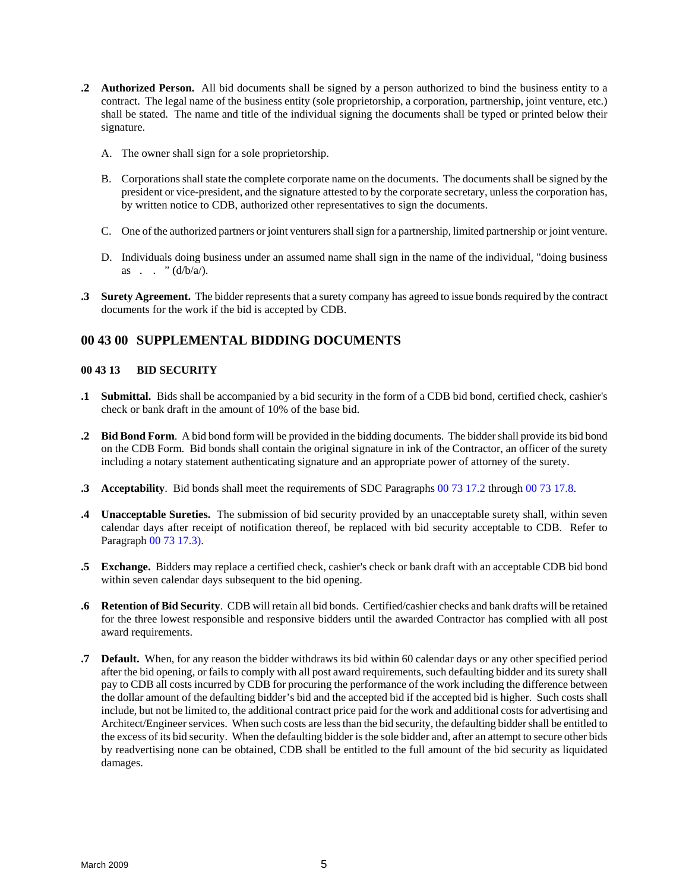**.2 Authorized Person.** All bid documents shall be signed by a person authorized to bind the business entity to a contract. The legal name of the business entity (sole proprietorship, a corporation, partnership, joint venture, etc.) shall be stated. The name and title of the individual signing the documents shall be typed or printed below their signature.

A. The owner shall sign for a sole proprietorship.

B. Corporations shall state the complete corporate name on the documents. The documents shall be signed by the president or vice-president, and the signature attested to by the corporate secretary, unless the corporation has, by written notice to CDB, authorized other representatives to sign the documents.

C. One of the authorized partners or joint venturers shall sign for a partnership, limited partnership or joint venture.

D. Individuals doing business under an assumed name shall sign in the name of the individual, "doing business as . . . " (d/b/a/).

**.3 Surety Agreement.** The bidder represents that a surety company has agreed to issue bonds required by the contract documents for the work if the bid is accepted by CDB.

## 00 43 00 SUPPLEMENTAL BIDDING DOCUMENTS

### 00 43 13 BID SECURITY

**.1 Submittal.** Bids shall be accompanied by a bid security in the form of a CDB bid bond, certified check, cashier's check or bank draft in the amount of 10% of the base bid.

**.2 Bid Bond Form**. A bid bond form will be provided in the bidding documents. The bidder shall provide its bid bond on the CDB Form. Bid bonds shall contain the original signature in ink of the Contractor, an officer of the surety including a notary statement authenticating signature and an appropriate power of attorney of the surety.

**.3 Acceptability**. Bid bonds shall meet the requirements of SDC Paragraphs 00 73 17.2 through 00 73 17.8.

**.4 Unacceptable Sureties.** The submission of bid security provided by an unacceptable surety shall, within seven calendar days after receipt of notification thereof, be replaced with bid security acceptable to CDB. Refer to Paragraph 00 73 17.3).

**.5 Exchange.** Bidders may replace a certified check, cashier's check or bank draft with an acceptable CDB bid bond within seven calendar days subsequent to the bid opening.

**.6 Retention of Bid Security**. CDB will retain all bid bonds. Certified/cashier checks and bank drafts will be retained for the three lowest responsible and responsive bidders until the awarded Contractor has complied with all post award requirements.

**.7 Default.** When, for any reason the bidder withdraws its bid within 60 calendar days or any other specified period after the bid opening, or fails to comply with all post award requirements, such defaulting bidder and its surety shall pay to CDB all costs incurred by CDB for procuring the performance of the work including the difference between the dollar amount of the defaulting bidder's bid and the accepted bid if the accepted bid is higher. Such costs shall include, but not be limited to, the additional contract price paid for the work and additional costs for advertising and Architect/Engineer services. When such costs are less than the bid security, the defaulting bidder shall be entitled to the excess of its bid security. When the defaulting bidder is the sole bidder and, after an attempt to secure other bids by readvertising none can be obtained, CDB shall be entitled to the full amount of the bid security as liquidated damages.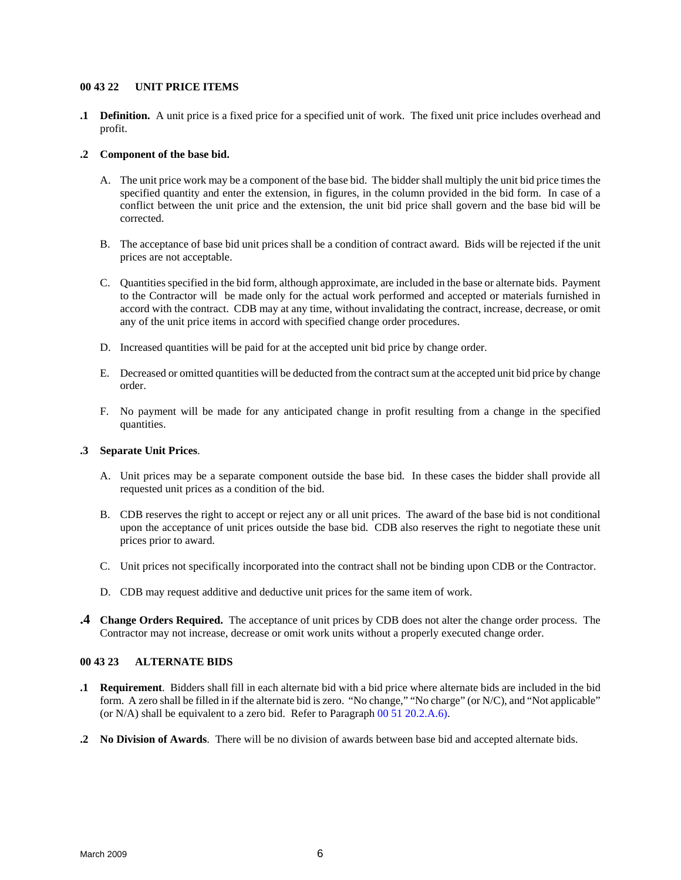## 00 43 22 UNIT PRICE ITEMS

**.1 Definition.** A unit price is a fixed price for a specified unit of work. The fixed unit price includes overhead and profit.

**.2 Component of the base bid.**

A. The unit price work may be a component of the base bid. The bidder shall multiply the unit bid price times the specified quantity and enter the extension, in figures, in the column provided in the bid form. In case of a conflict between the unit price and the extension, the unit bid price shall govern and the base bid will be corrected.

B. The acceptance of base bid unit prices shall be a condition of contract award. Bids will be rejected if the unit prices are not acceptable.

C. Quantities specified in the bid form, although approximate, are included in the base or alternate bids. Payment to the Contractor will be made only for the actual work performed and accepted or materials furnished in accord with the contract. CDB may at any time, without invalidating the contract, increase, decrease, or omit any of the unit price items in accord with specified change order procedures.

D. Increased quantities will be paid for at the accepted unit bid price by change order.

E. Decreased or omitted quantities will be deducted from the contract sum at the accepted unit bid price by change order.

F. No payment will be made for any anticipated change in profit resulting from a change in the specified quantities.

**.3 Separate Unit Prices**.

A. Unit prices may be a separate component outside the base bid. In these cases the bidder shall provide all requested unit prices as a condition of the bid.

B. CDB reserves the right to accept or reject any or all unit prices. The award of the base bid is not conditional upon the acceptance of unit prices outside the base bid. CDB also reserves the right to negotiate these unit prices prior to award.

C. Unit prices not specifically incorporated into the contract shall not be binding upon CDB or the Contractor.

D. CDB may request additive and deductive unit prices for the same item of work.

**.4 Change Orders Required.** The acceptance of unit prices by CDB does not alter the change order process. The Contractor may not increase, decrease or omit work units without a properly executed change order.

## 00 43 23 ALTERNATE BIDS

**.1 Requirement**. Bidders shall fill in each alternate bid with a bid price where alternate bids are included in the bid form. A zero shall be filled in if the alternate bid is zero. "No change," "No charge" (or N/C), and "Not applicable" (or N/A) shall be equivalent to a zero bid. Refer to Paragraph 00 51 20.2.A.6).

**.2 No Division of Awards**. There will be no division of awards between base bid and accepted alternate bids.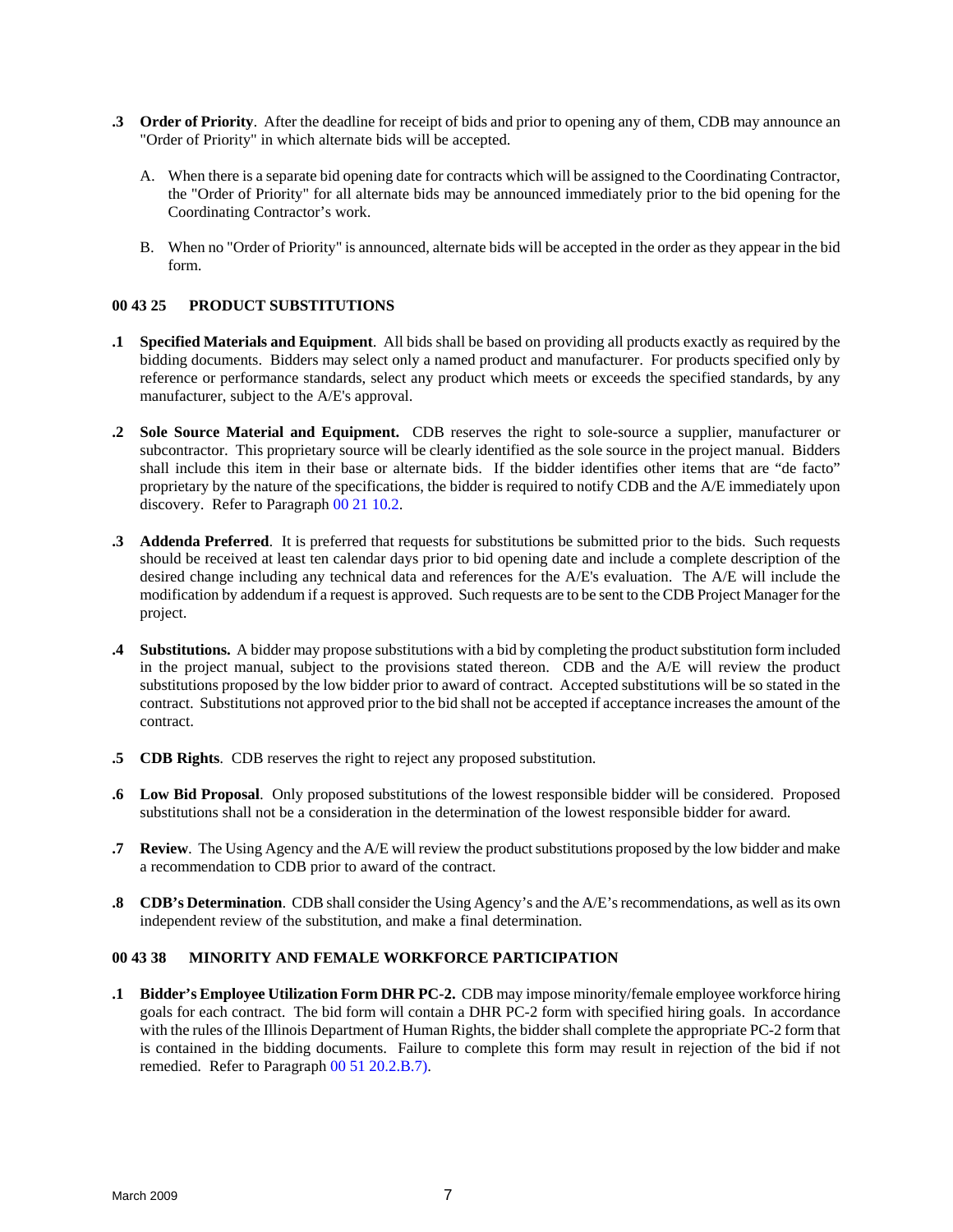**.3 Order of Priority**. After the deadline for receipt of bids and prior to opening any of them, CDB may announce an "Order of Priority" in which alternate bids will be accepted.

A. When there is a separate bid opening date for contracts which will be assigned to the Coordinating Contractor, the "Order of Priority" for all alternate bids may be announced immediately prior to the bid opening for the Coordinating Contractor's work.

B. When no "Order of Priority" is announced, alternate bids will be accepted in the order as they appear in the bid form.

### 00 43 25 PRODUCT SUBSTITUTIONS

**.1 Specified Materials and Equipment**. All bids shall be based on providing all products exactly as required by the bidding documents. Bidders may select only a named product and manufacturer. For products specified only by reference or performance standards, select any product which meets or exceeds the specified standards, by any manufacturer, subject to the A/E's approval.

**.2 Sole Source Material and Equipment.** CDB reserves the right to sole-source a supplier, manufacturer or subcontractor. This proprietary source will be clearly identified as the sole source in the project manual. Bidders shall include this item in their base or alternate bids. If the bidder identifies other items that are "de facto" proprietary by the nature of the specifications, the bidder is required to notify CDB and the A/E immediately upon discovery. Refer to Paragraph 00 21 10.2.

**.3 Addenda Preferred**. It is preferred that requests for substitutions be submitted prior to the bids. Such requests should be received at least ten calendar days prior to bid opening date and include a complete description of the desired change including any technical data and references for the A/E's evaluation. The A/E will include the modification by addendum if a request is approved. Such requests are to be sent to the CDB Project Manager for the project.

**.4 Substitutions.** A bidder may propose substitutions with a bid by completing the product substitution form included in the project manual, subject to the provisions stated thereon. CDB and the A/E will review the product substitutions proposed by the low bidder prior to award of contract. Accepted substitutions will be so stated in the contract. Substitutions not approved prior to the bid shall not be accepted if acceptance increases the amount of the contract.

**.5 CDB Rights**. CDB reserves the right to reject any proposed substitution.

**.6 Low Bid Proposal**. Only proposed substitutions of the lowest responsible bidder will be considered. Proposed substitutions shall not be a consideration in the determination of the lowest responsible bidder for award.

**.7 Review**. The Using Agency and the A/E will review the product substitutions proposed by the low bidder and make a recommendation to CDB prior to award of the contract.

**.8 CDB's Determination**. CDB shall consider the Using Agency's and the A/E's recommendations, as well as its own independent review of the substitution, and make a final determination.

### 00 43 38 MINORITY AND FEMALE WORKFORCE PARTICIPATION

**.1 Bidder's Employee Utilization Form DHR PC-2.** CDB may impose minority/female employee workforce hiring goals for each contract. The bid form will contain a DHR PC-2 form with specified hiring goals. In accordance with the rules of the Illinois Department of Human Rights, the bidder shall complete the appropriate PC-2 form that is contained in the bidding documents. Failure to complete this form may result in rejection of the bid if not remedied. Refer to Paragraph 00 51 20.2.B.7).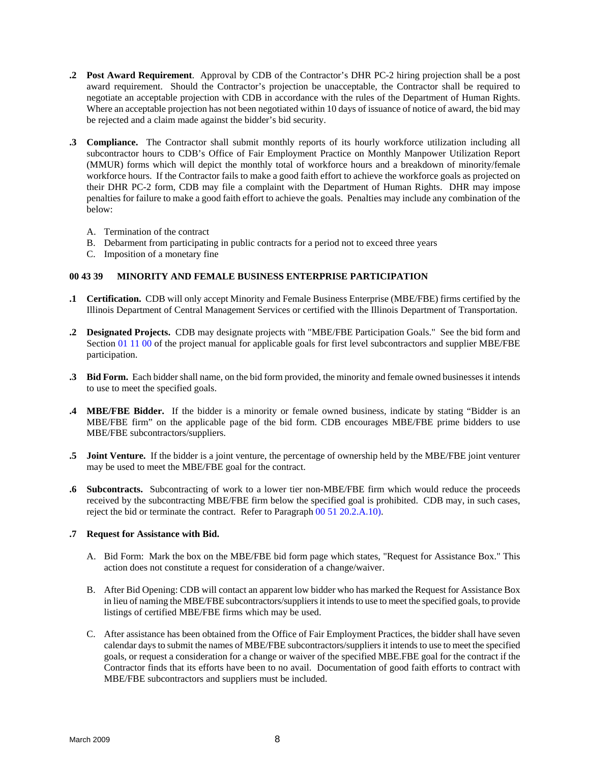**.2 Post Award Requirement**. Approval by CDB of the Contractor's DHR PC-2 hiring projection shall be a post award requirement. Should the Contractor's projection be unacceptable, the Contractor shall be required to negotiate an acceptable projection with CDB in accordance with the rules of the Department of Human Rights. Where an acceptable projection has not been negotiated within 10 days of issuance of notice of award, the bid may be rejected and a claim made against the bidder's bid security.

**.3 Compliance.** The Contractor shall submit monthly reports of its hourly workforce utilization including all subcontractor hours to CDB's Office of Fair Employment Practice on Monthly Manpower Utilization Report (MMUR) forms which will depict the monthly total of workforce hours and a breakdown of minority/female workforce hours. If the Contractor fails to make a good faith effort to achieve the workforce goals as projected on their DHR PC-2 form, CDB may file a complaint with the Department of Human Rights. DHR may impose penalties for failure to make a good faith effort to achieve the goals. Penalties may include any combination of the below:

A. Termination of the contract
B. Debarment from participating in public contracts for a period not to exceed three years
C. Imposition of a monetary fine

### 00 43 39 MINORITY AND FEMALE BUSINESS ENTERPRISE PARTICIPATION

**.1 Certification.** CDB will only accept Minority and Female Business Enterprise (MBE/FBE) firms certified by the Illinois Department of Central Management Services or certified with the Illinois Department of Transportation.

**.2 Designated Projects.** CDB may designate projects with "MBE/FBE Participation Goals." See the bid form and Section 01 11 00 of the project manual for applicable goals for first level subcontractors and supplier MBE/FBE participation.

**.3 Bid Form.** Each bidder shall name, on the bid form provided, the minority and female owned businesses it intends to use to meet the specified goals.

**.4 MBE/FBE Bidder.** If the bidder is a minority or female owned business, indicate by stating "Bidder is an MBE/FBE firm" on the applicable page of the bid form. CDB encourages MBE/FBE prime bidders to use MBE/FBE subcontractors/suppliers.

**.5 Joint Venture.** If the bidder is a joint venture, the percentage of ownership held by the MBE/FBE joint venturer may be used to meet the MBE/FBE goal for the contract.

**.6 Subcontracts.** Subcontracting of work to a lower tier non-MBE/FBE firm which would reduce the proceeds received by the subcontracting MBE/FBE firm below the specified goal is prohibited. CDB may, in such cases, reject the bid or terminate the contract. Refer to Paragraph 00 51 20.2.A.10).

**.7 Request for Assistance with Bid.**

A. Bid Form: Mark the box on the MBE/FBE bid form page which states, "Request for Assistance Box." This action does not constitute a request for consideration of a change/waiver.

B. After Bid Opening: CDB will contact an apparent low bidder who has marked the Request for Assistance Box in lieu of naming the MBE/FBE subcontractors/suppliers it intends to use to meet the specified goals, to provide listings of certified MBE/FBE firms which may be used.

C. After assistance has been obtained from the Office of Fair Employment Practices, the bidder shall have seven calendar days to submit the names of MBE/FBE subcontractors/suppliers it intends to use to meet the specified goals, or request a consideration for a change or waiver of the specified MBE.FBE goal for the contract if the Contractor finds that its efforts have been to no avail. Documentation of good faith efforts to contract with MBE/FBE subcontractors and suppliers must be included.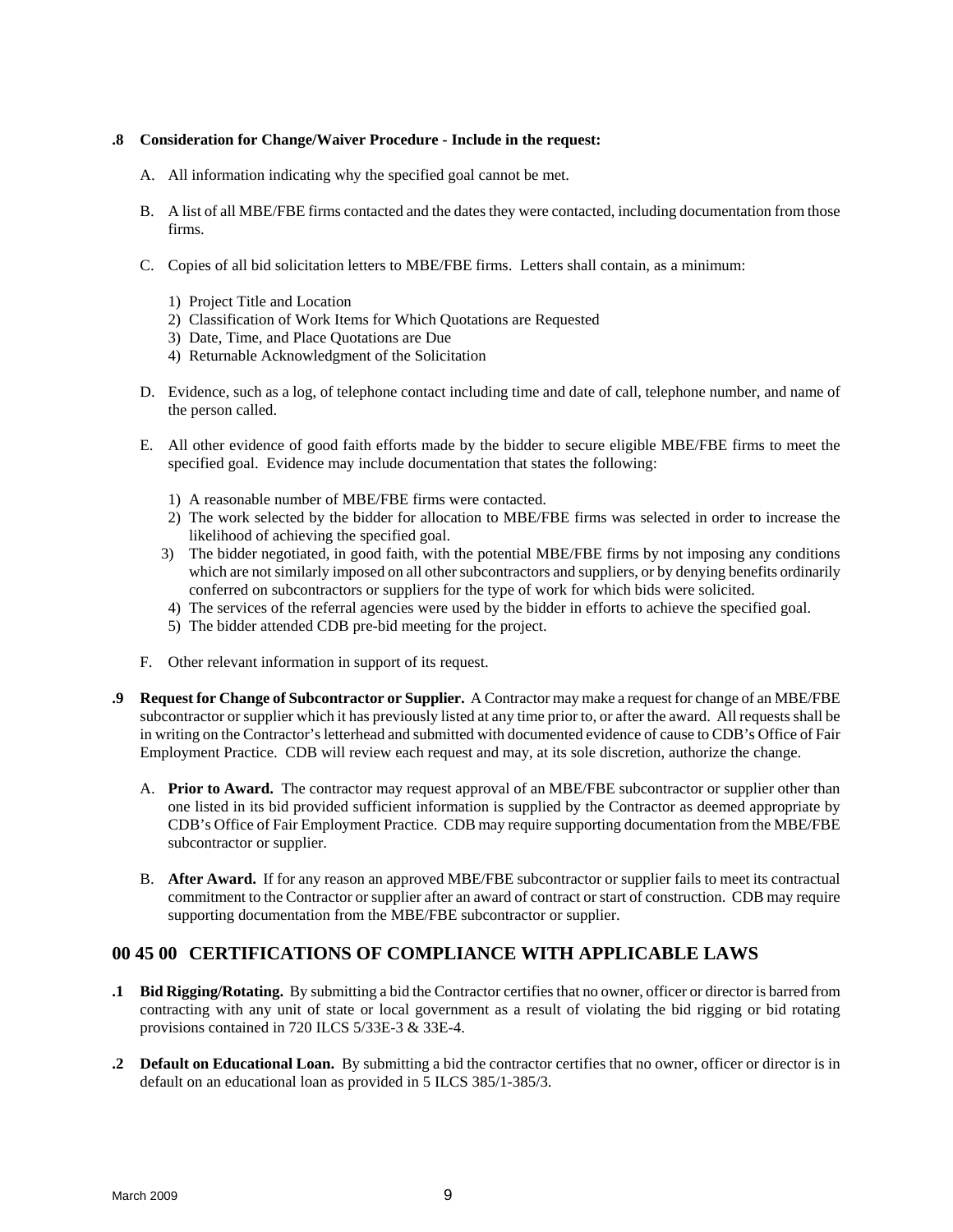**.8 Consideration for Change/Waiver Procedure - Include in the request:**

A. All information indicating why the specified goal cannot be met.

B. A list of all MBE/FBE firms contacted and the dates they were contacted, including documentation from those firms.

C. Copies of all bid solicitation letters to MBE/FBE firms. Letters shall contain, as a minimum:

1) Project Title and Location
2) Classification of Work Items for Which Quotations are Requested
3) Date, Time, and Place Quotations are Due
4) Returnable Acknowledgment of the Solicitation

D. Evidence, such as a log, of telephone contact including time and date of call, telephone number, and name of the person called.

E. All other evidence of good faith efforts made by the bidder to secure eligible MBE/FBE firms to meet the specified goal. Evidence may include documentation that states the following:

1) A reasonable number of MBE/FBE firms were contacted.
2) The work selected by the bidder for allocation to MBE/FBE firms was selected in order to increase the likelihood of achieving the specified goal.
3) The bidder negotiated, in good faith, with the potential MBE/FBE firms by not imposing any conditions which are not similarly imposed on all other subcontractors and suppliers, or by denying benefits ordinarily conferred on subcontractors or suppliers for the type of work for which bids were solicited.
4) The services of the referral agencies were used by the bidder in efforts to achieve the specified goal.
5) The bidder attended CDB pre-bid meeting for the project.

F. Other relevant information in support of its request.

**.9 Request for Change of Subcontractor or Supplier.** A Contractor may make a request for change of an MBE/FBE subcontractor or supplier which it has previously listed at any time prior to, or after the award. All requests shall be in writing on the Contractor's letterhead and submitted with documented evidence of cause to CDB's Office of Fair Employment Practice. CDB will review each request and may, at its sole discretion, authorize the change.

A. **Prior to Award.** The contractor may request approval of an MBE/FBE subcontractor or supplier other than one listed in its bid provided sufficient information is supplied by the Contractor as deemed appropriate by CDB's Office of Fair Employment Practice. CDB may require supporting documentation from the MBE/FBE subcontractor or supplier.

B. **After Award.** If for any reason an approved MBE/FBE subcontractor or supplier fails to meet its contractual commitment to the Contractor or supplier after an award of contract or start of construction. CDB may require supporting documentation from the MBE/FBE subcontractor or supplier.

## 00 45 00 CERTIFICATIONS OF COMPLIANCE WITH APPLICABLE LAWS

**.1 Bid Rigging/Rotating.** By submitting a bid the Contractor certifies that no owner, officer or director is barred from contracting with any unit of state or local government as a result of violating the bid rigging or bid rotating provisions contained in 720 ILCS 5/33E-3 & 33E-4.

**.2 Default on Educational Loan.** By submitting a bid the contractor certifies that no owner, officer or director is in default on an educational loan as provided in 5 ILCS 385/1-385/3.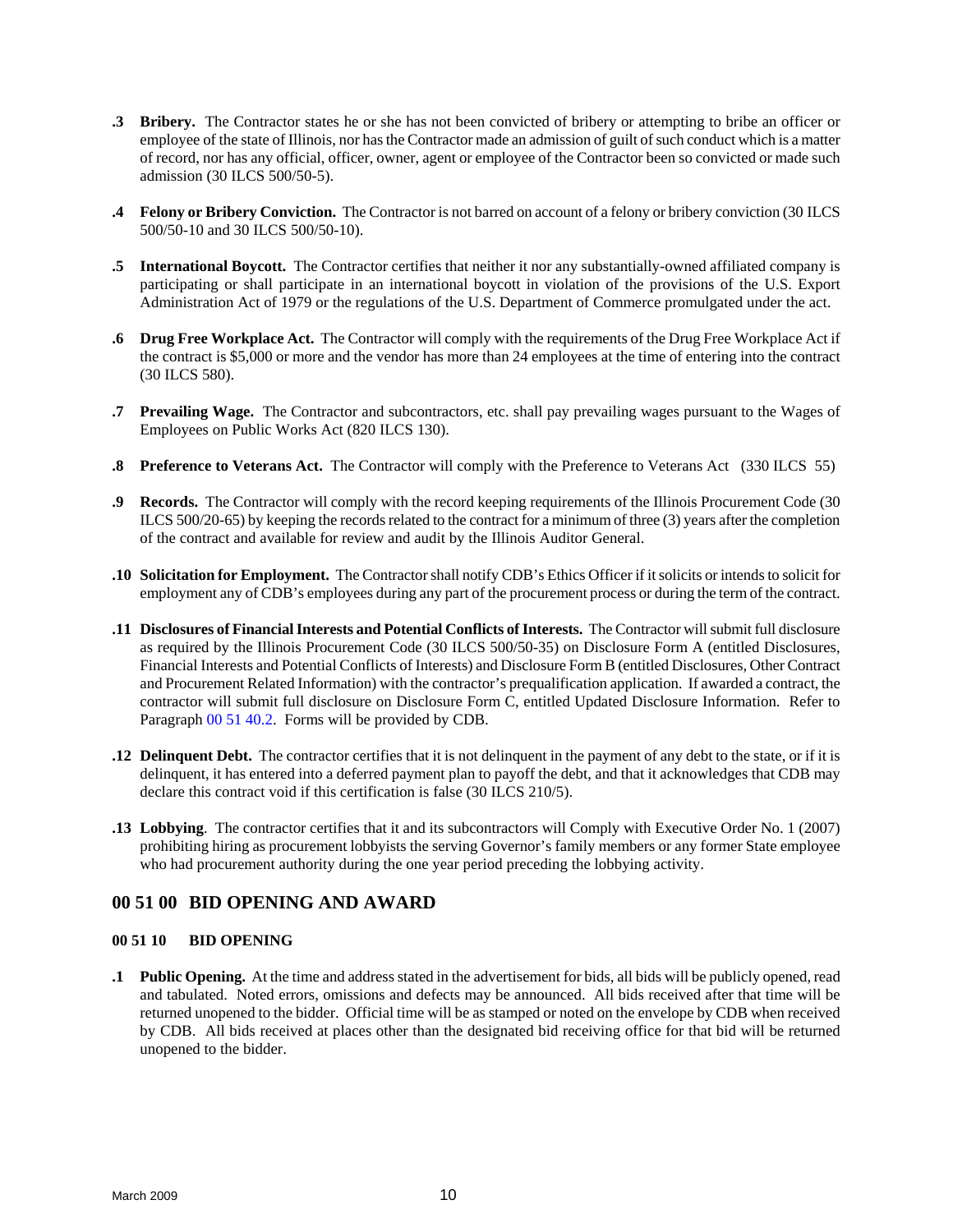**.3 Bribery.** The Contractor states he or she has not been convicted of bribery or attempting to bribe an officer or employee of the state of Illinois, nor has the Contractor made an admission of guilt of such conduct which is a matter of record, nor has any official, officer, owner, agent or employee of the Contractor been so convicted or made such admission (30 ILCS 500/50-5).

**.4 Felony or Bribery Conviction.** The Contractor is not barred on account of a felony or bribery conviction (30 ILCS 500/50-10 and 30 ILCS 500/50-10).

**.5 International Boycott.** The Contractor certifies that neither it nor any substantially-owned affiliated company is participating or shall participate in an international boycott in violation of the provisions of the U.S. Export Administration Act of 1979 or the regulations of the U.S. Department of Commerce promulgated under the act.

**.6 Drug Free Workplace Act.** The Contractor will comply with the requirements of the Drug Free Workplace Act if the contract is $5,000 or more and the vendor has more than 24 employees at the time of entering into the contract (30 ILCS 580).

**.7 Prevailing Wage.** The Contractor and subcontractors, etc. shall pay prevailing wages pursuant to the Wages of Employees on Public Works Act (820 ILCS 130).

**.8 Preference to Veterans Act.** The Contractor will comply with the Preference to Veterans Act (330 ILCS 55)

**.9 Records.** The Contractor will comply with the record keeping requirements of the Illinois Procurement Code (30 ILCS 500/20-65) by keeping the records related to the contract for a minimum of three (3) years after the completion of the contract and available for review and audit by the Illinois Auditor General.

**.10 Solicitation for Employment.** The Contractor shall notify CDB's Ethics Officer if it solicits or intends to solicit for employment any of CDB's employees during any part of the procurement process or during the term of the contract.

**.11 Disclosures of Financial Interests and Potential Conflicts of Interests.** The Contractor will submit full disclosure as required by the Illinois Procurement Code (30 ILCS 500/50-35) on Disclosure Form A (entitled Disclosures, Financial Interests and Potential Conflicts of Interests) and Disclosure Form B (entitled Disclosures, Other Contract and Procurement Related Information) with the contractor's prequalification application. If awarded a contract, the contractor will submit full disclosure on Disclosure Form C, entitled Updated Disclosure Information. Refer to Paragraph 00 51 40.2. Forms will be provided by CDB.

**.12 Delinquent Debt.** The contractor certifies that it is not delinquent in the payment of any debt to the state, or if it is delinquent, it has entered into a deferred payment plan to payoff the debt, and that it acknowledges that CDB may declare this contract void if this certification is false (30 ILCS 210/5).

**.13 Lobbying**. The contractor certifies that it and its subcontractors will Comply with Executive Order No. 1 (2007) prohibiting hiring as procurement lobbyists the serving Governor's family members or any former State employee who had procurement authority during the one year period preceding the lobbying activity.

## 00 51 00 BID OPENING AND AWARD

### 00 51 10 BID OPENING

**.1 Public Opening.** At the time and address stated in the advertisement for bids, all bids will be publicly opened, read and tabulated. Noted errors, omissions and defects may be announced. All bids received after that time will be returned unopened to the bidder. Official time will be as stamped or noted on the envelope by CDB when received by CDB. All bids received at places other than the designated bid receiving office for that bid will be returned unopened to the bidder.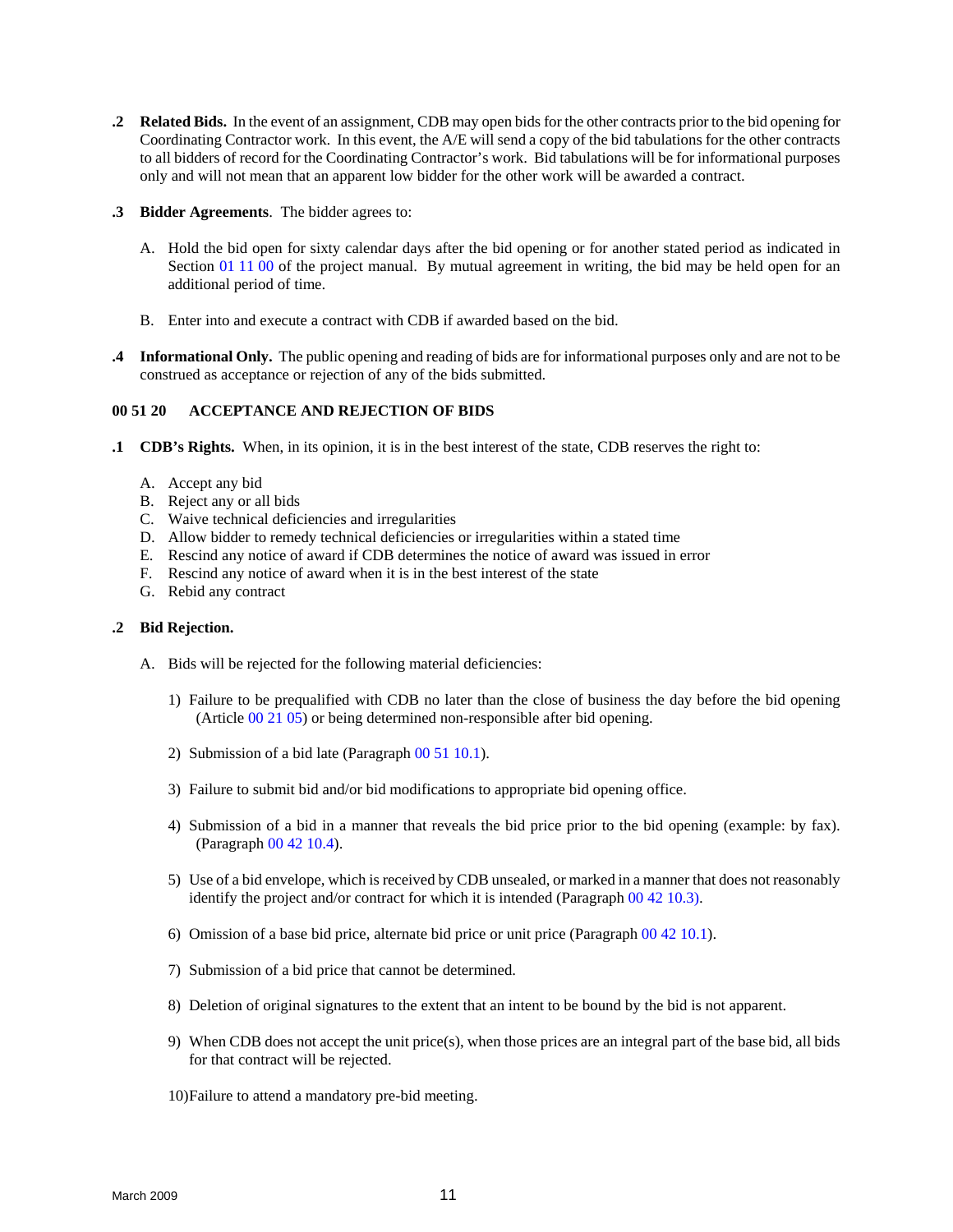**.2 Related Bids.** In the event of an assignment, CDB may open bids for the other contracts prior to the bid opening for Coordinating Contractor work. In this event, the A/E will send a copy of the bid tabulations for the other contracts to all bidders of record for the Coordinating Contractor's work. Bid tabulations will be for informational purposes only and will not mean that an apparent low bidder for the other work will be awarded a contract.

**.3 Bidder Agreements**. The bidder agrees to:

A. Hold the bid open for sixty calendar days after the bid opening or for another stated period as indicated in Section 01 11 00 of the project manual. By mutual agreement in writing, the bid may be held open for an additional period of time.

B. Enter into and execute a contract with CDB if awarded based on the bid.

**.4 Informational Only.** The public opening and reading of bids are for informational purposes only and are not to be construed as acceptance or rejection of any of the bids submitted.

### 00 51 20 ACCEPTANCE AND REJECTION OF BIDS

**.1 CDB's Rights.** When, in its opinion, it is in the best interest of the state, CDB reserves the right to:

A. Accept any bid
B. Reject any or all bids
C. Waive technical deficiencies and irregularities
D. Allow bidder to remedy technical deficiencies or irregularities within a stated time
E. Rescind any notice of award if CDB determines the notice of award was issued in error
F. Rescind any notice of award when it is in the best interest of the state
G. Rebid any contract

**.2 Bid Rejection.**

A. Bids will be rejected for the following material deficiencies:

1) Failure to be prequalified with CDB no later than the close of business the day before the bid opening (Article 00 21 05) or being determined non-responsible after bid opening.

2) Submission of a bid late (Paragraph 00 51 10.1).

3) Failure to submit bid and/or bid modifications to appropriate bid opening office.

4) Submission of a bid in a manner that reveals the bid price prior to the bid opening (example: by fax). (Paragraph 00 42 10.4).

5) Use of a bid envelope, which is received by CDB unsealed, or marked in a manner that does not reasonably identify the project and/or contract for which it is intended (Paragraph 00 42 10.3).

6) Omission of a base bid price, alternate bid price or unit price (Paragraph 00 42 10.1).

7) Submission of a bid price that cannot be determined.

8) Deletion of original signatures to the extent that an intent to be bound by the bid is not apparent.

9) When CDB does not accept the unit price(s), when those prices are an integral part of the base bid, all bids for that contract will be rejected.

10) Failure to attend a mandatory pre-bid meeting.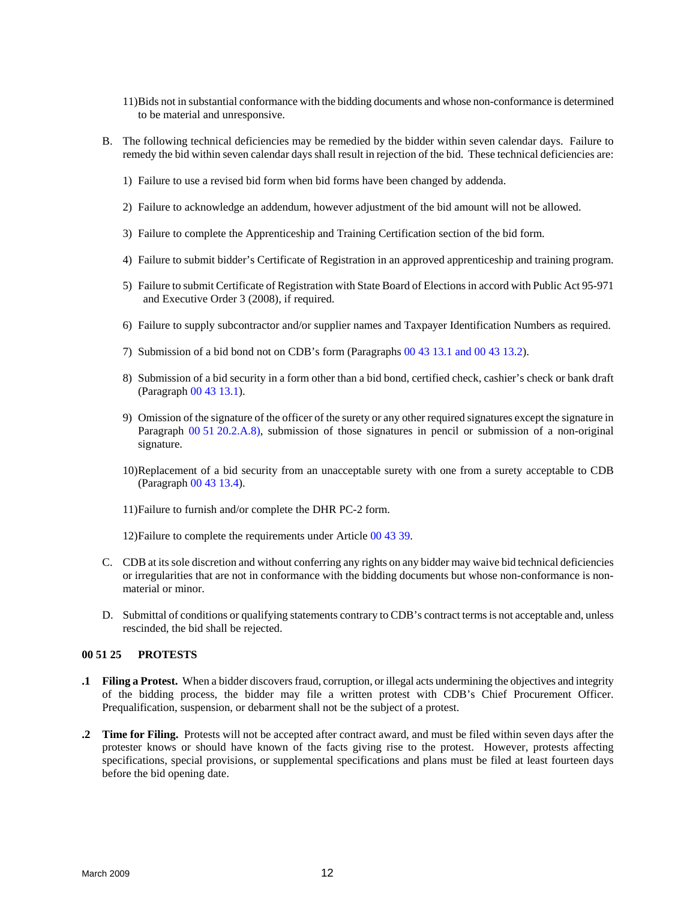11) Bids not in substantial conformance with the bidding documents and whose non-conformance is determined to be material and unresponsive.

B. The following technical deficiencies may be remedied by the bidder within seven calendar days. Failure to remedy the bid within seven calendar days shall result in rejection of the bid. These technical deficiencies are:

1) Failure to use a revised bid form when bid forms have been changed by addenda.

2) Failure to acknowledge an addendum, however adjustment of the bid amount will not be allowed.

3) Failure to complete the Apprenticeship and Training Certification section of the bid form.

4) Failure to submit bidder's Certificate of Registration in an approved apprenticeship and training program.

5) Failure to submit Certificate of Registration with State Board of Elections in accord with Public Act 95-971 and Executive Order 3 (2008), if required.

6) Failure to supply subcontractor and/or supplier names and Taxpayer Identification Numbers as required.

7) Submission of a bid bond not on CDB's form (Paragraphs 00 43 13.1 and 00 43 13.2).

8) Submission of a bid security in a form other than a bid bond, certified check, cashier's check or bank draft (Paragraph 00 43 13.1).

9) Omission of the signature of the officer of the surety or any other required signatures except the signature in Paragraph 00 51 20.2.A.8), submission of those signatures in pencil or submission of a non-original signature.

10) Replacement of a bid security from an unacceptable surety with one from a surety acceptable to CDB (Paragraph 00 43 13.4).

11) Failure to furnish and/or complete the DHR PC-2 form.

12) Failure to complete the requirements under Article 00 43 39.

C. CDB at its sole discretion and without conferring any rights on any bidder may waive bid technical deficiencies or irregularities that are not in conformance with the bidding documents but whose non-conformance is non-material or minor.

D. Submittal of conditions or qualifying statements contrary to CDB's contract terms is not acceptable and, unless rescinded, the bid shall be rejected.

### 00 51 25 PROTESTS

**.1 Filing a Protest.** When a bidder discovers fraud, corruption, or illegal acts undermining the objectives and integrity of the bidding process, the bidder may file a written protest with CDB's Chief Procurement Officer. Prequalification, suspension, or debarment shall not be the subject of a protest.

**.2 Time for Filing.** Protests will not be accepted after contract award, and must be filed within seven days after the protester knows or should have known of the facts giving rise to the protest. However, protests affecting specifications, special provisions, or supplemental specifications and plans must be filed at least fourteen days before the bid opening date.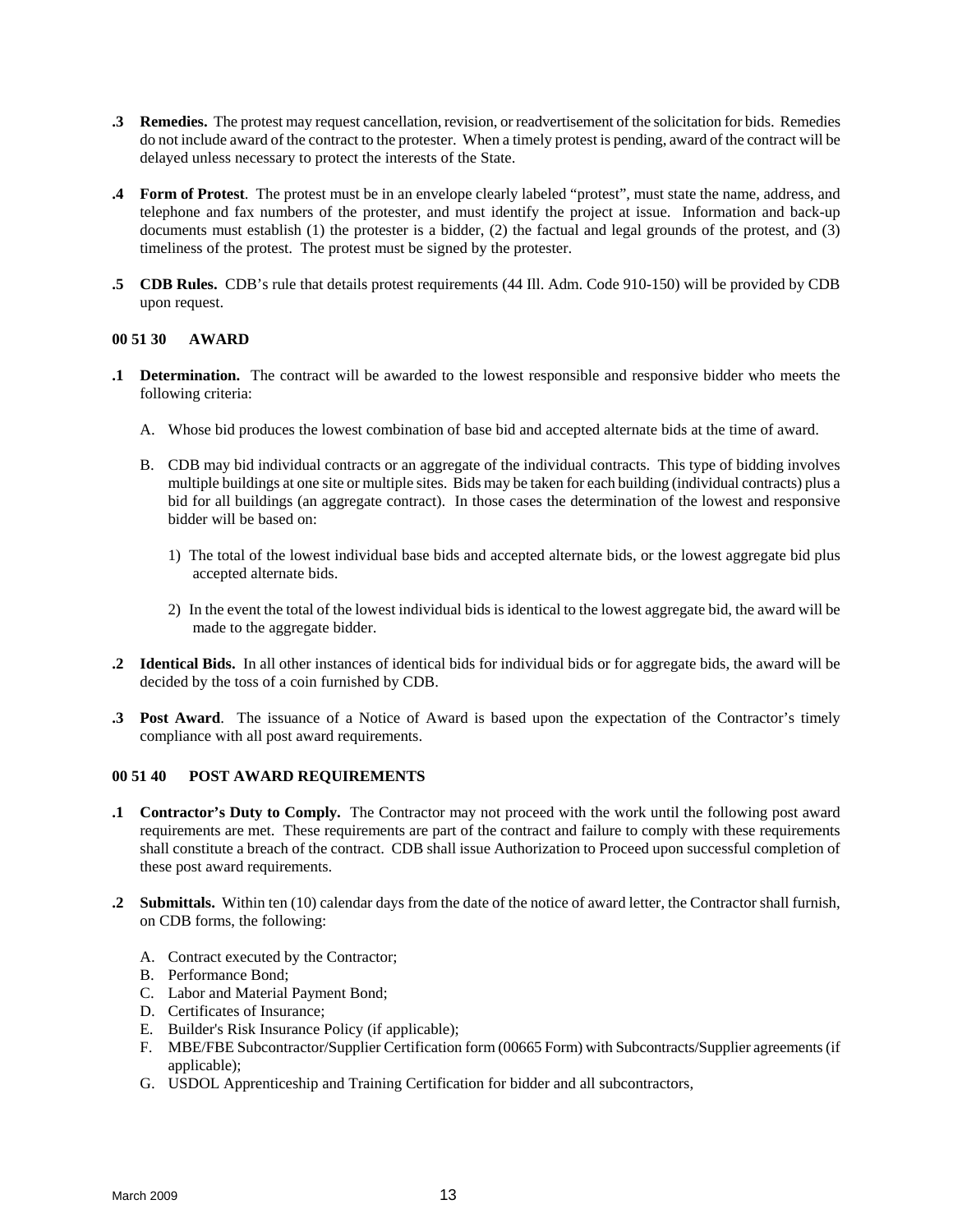**.3 Remedies.** The protest may request cancellation, revision, or readvertisement of the solicitation for bids. Remedies do not include award of the contract to the protester. When a timely protest is pending, award of the contract will be delayed unless necessary to protect the interests of the State.

**.4 Form of Protest**. The protest must be in an envelope clearly labeled "protest", must state the name, address, and telephone and fax numbers of the protester, and must identify the project at issue. Information and back-up documents must establish (1) the protester is a bidder, (2) the factual and legal grounds of the protest, and (3) timeliness of the protest. The protest must be signed by the protester.

**.5 CDB Rules.** CDB's rule that details protest requirements (44 Ill. Adm. Code 910-150) will be provided by CDB upon request.

## 00 51 30 AWARD

**.1 Determination.** The contract will be awarded to the lowest responsible and responsive bidder who meets the following criteria:

A. Whose bid produces the lowest combination of base bid and accepted alternate bids at the time of award.

B. CDB may bid individual contracts or an aggregate of the individual contracts. This type of bidding involves multiple buildings at one site or multiple sites. Bids may be taken for each building (individual contracts) plus a bid for all buildings (an aggregate contract). In those cases the determination of the lowest and responsive bidder will be based on:

1) The total of the lowest individual base bids and accepted alternate bids, or the lowest aggregate bid plus accepted alternate bids.

2) In the event the total of the lowest individual bids is identical to the lowest aggregate bid, the award will be made to the aggregate bidder.

**.2 Identical Bids.** In all other instances of identical bids for individual bids or for aggregate bids, the award will be decided by the toss of a coin furnished by CDB.

**.3 Post Award**. The issuance of a Notice of Award is based upon the expectation of the Contractor's timely compliance with all post award requirements.

## 00 51 40 POST AWARD REQUIREMENTS

**.1 Contractor's Duty to Comply.** The Contractor may not proceed with the work until the following post award requirements are met. These requirements are part of the contract and failure to comply with these requirements shall constitute a breach of the contract. CDB shall issue Authorization to Proceed upon successful completion of these post award requirements.

**.2 Submittals.** Within ten (10) calendar days from the date of the notice of award letter, the Contractor shall furnish, on CDB forms, the following:

A. Contract executed by the Contractor;
B. Performance Bond;
C. Labor and Material Payment Bond;
D. Certificates of Insurance;
E. Builder's Risk Insurance Policy (if applicable);
F. MBE/FBE Subcontractor/Supplier Certification form (00665 Form) with Subcontracts/Supplier agreements (if applicable);
G. USDOL Apprenticeship and Training Certification for bidder and all subcontractors,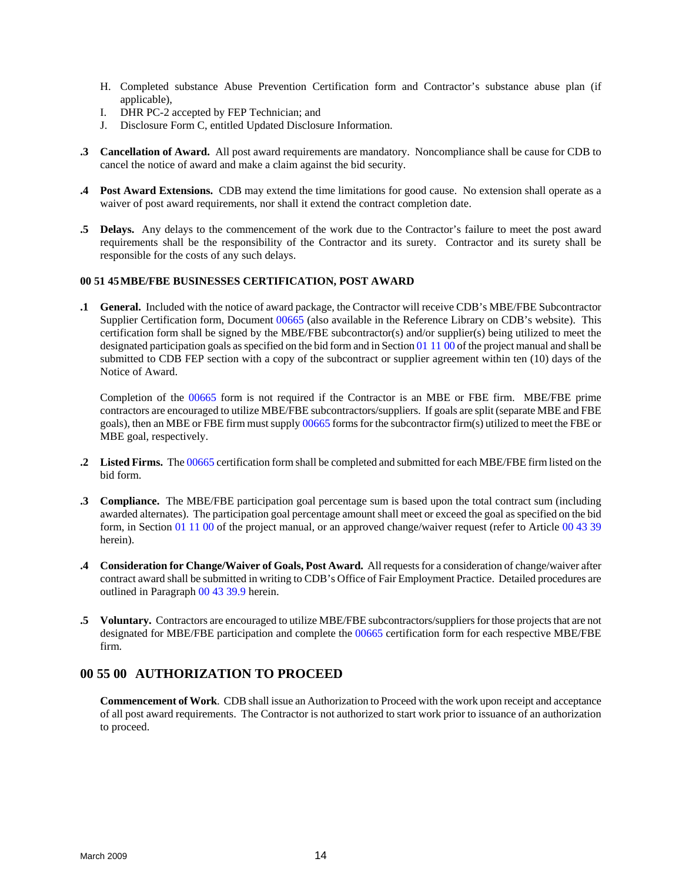H. Completed substance Abuse Prevention Certification form and Contractor's substance abuse plan (if applicable),
I. DHR PC-2 accepted by FEP Technician; and
J. Disclosure Form C, entitled Updated Disclosure Information.

**.3 Cancellation of Award.** All post award requirements are mandatory. Noncompliance shall be cause for CDB to cancel the notice of award and make a claim against the bid security.

**.4 Post Award Extensions.** CDB may extend the time limitations for good cause. No extension shall operate as a waiver of post award requirements, nor shall it extend the contract completion date.

**.5 Delays.** Any delays to the commencement of the work due to the Contractor's failure to meet the post award requirements shall be the responsibility of the Contractor and its surety. Contractor and its surety shall be responsible for the costs of any such delays.

**00 51 45 MBE/FBE BUSINESSES CERTIFICATION, POST AWARD**

**.1 General.** Included with the notice of award package, the Contractor will receive CDB's MBE/FBE Subcontractor Supplier Certification form, Document 00665 (also available in the Reference Library on CDB's website). This certification form shall be signed by the MBE/FBE subcontractor(s) and/or supplier(s) being utilized to meet the designated participation goals as specified on the bid form and in Section 01 11 00 of the project manual and shall be submitted to CDB FEP section with a copy of the subcontract or supplier agreement within ten (10) days of the Notice of Award.

Completion of the 00665 form is not required if the Contractor is an MBE or FBE firm. MBE/FBE prime contractors are encouraged to utilize MBE/FBE subcontractors/suppliers. If goals are split (separate MBE and FBE goals), then an MBE or FBE firm must supply 00665 forms for the subcontractor firm(s) utilized to meet the FBE or MBE goal, respectively.

**.2 Listed Firms.** The 00665 certification form shall be completed and submitted for each MBE/FBE firm listed on the bid form.

**.3 Compliance.** The MBE/FBE participation goal percentage sum is based upon the total contract sum (including awarded alternates). The participation goal percentage amount shall meet or exceed the goal as specified on the bid form, in Section 01 11 00 of the project manual, or an approved change/waiver request (refer to Article 00 43 39 herein).

**.4 Consideration for Change/Waiver of Goals, Post Award.** All requests for a consideration of change/waiver after contract award shall be submitted in writing to CDB's Office of Fair Employment Practice. Detailed procedures are outlined in Paragraph 00 43 39.9 herein.

**.5 Voluntary.** Contractors are encouraged to utilize MBE/FBE subcontractors/suppliers for those projects that are not designated for MBE/FBE participation and complete the 00665 certification form for each respective MBE/FBE firm.

## 00 55 00 AUTHORIZATION TO PROCEED

**Commencement of Work**. CDB shall issue an Authorization to Proceed with the work upon receipt and acceptance of all post award requirements. The Contractor is not authorized to start work prior to issuance of an authorization to proceed.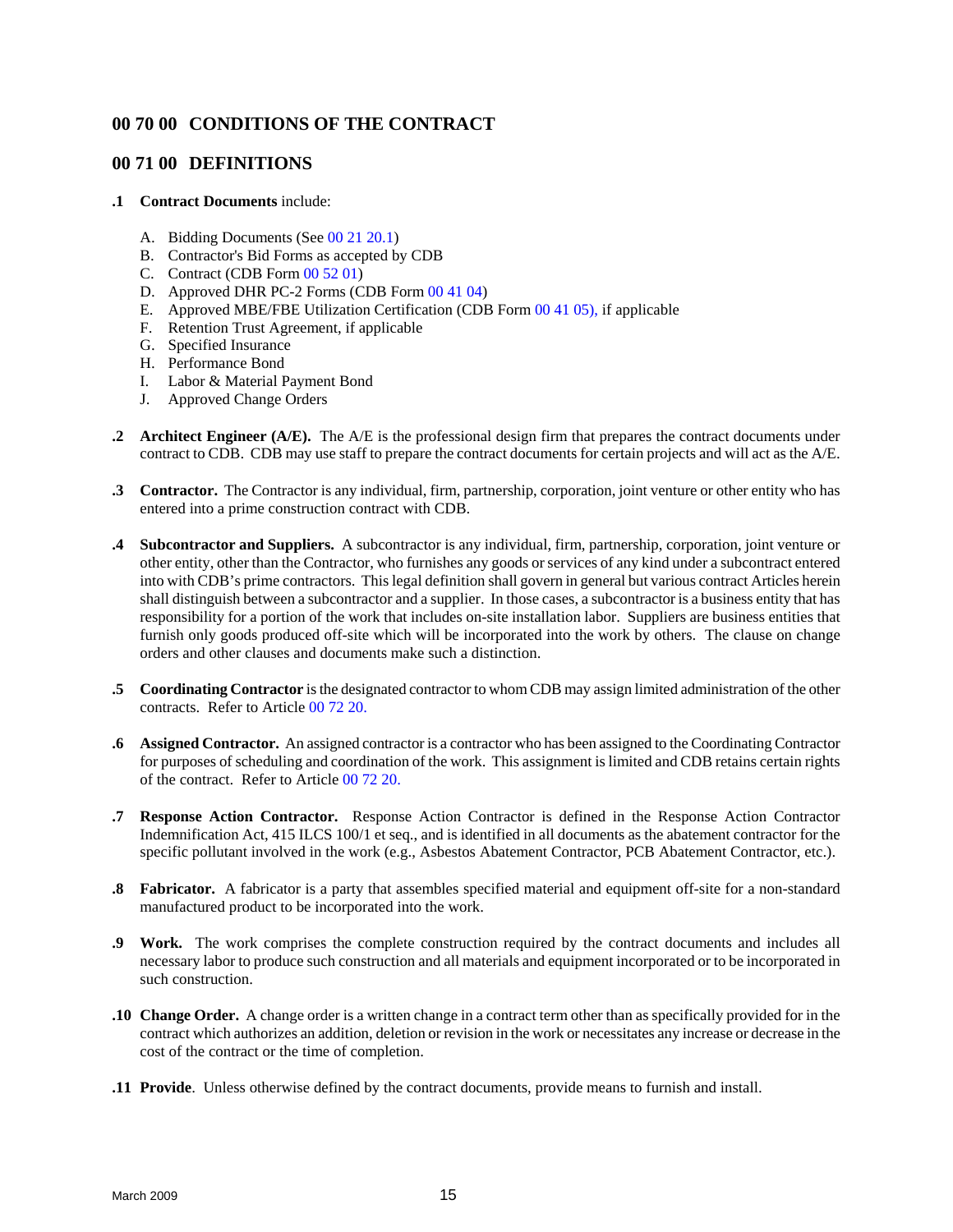## 00 70 00 CONDITIONS OF THE CONTRACT

## 00 71 00 DEFINITIONS

**.1 Contract Documents** include:

A. Bidding Documents (See 00 21 20.1)
B. Contractor's Bid Forms as accepted by CDB
C. Contract (CDB Form 00 52 01)
D. Approved DHR PC-2 Forms (CDB Form 00 41 04)
E. Approved MBE/FBE Utilization Certification (CDB Form 00 41 05), if applicable
F. Retention Trust Agreement, if applicable
G. Specified Insurance
H. Performance Bond
I. Labor & Material Payment Bond
J. Approved Change Orders

**.2 Architect Engineer (A/E).** The A/E is the professional design firm that prepares the contract documents under contract to CDB. CDB may use staff to prepare the contract documents for certain projects and will act as the A/E.

**.3 Contractor.** The Contractor is any individual, firm, partnership, corporation, joint venture or other entity who has entered into a prime construction contract with CDB.

**.4 Subcontractor and Suppliers.** A subcontractor is any individual, firm, partnership, corporation, joint venture or other entity, other than the Contractor, who furnishes any goods or services of any kind under a subcontract entered into with CDB's prime contractors. This legal definition shall govern in general but various contract Articles herein shall distinguish between a subcontractor and a supplier. In those cases, a subcontractor is a business entity that has responsibility for a portion of the work that includes on-site installation labor. Suppliers are business entities that furnish only goods produced off-site which will be incorporated into the work by others. The clause on change orders and other clauses and documents make such a distinction.

**.5 Coordinating Contractor** is the designated contractor to whom CDB may assign limited administration of the other contracts. Refer to Article 00 72 20.

**.6 Assigned Contractor.** An assigned contractor is a contractor who has been assigned to the Coordinating Contractor for purposes of scheduling and coordination of the work. This assignment is limited and CDB retains certain rights of the contract. Refer to Article 00 72 20.

**.7 Response Action Contractor.** Response Action Contractor is defined in the Response Action Contractor Indemnification Act, 415 ILCS 100/1 et seq., and is identified in all documents as the abatement contractor for the specific pollutant involved in the work (e.g., Asbestos Abatement Contractor, PCB Abatement Contractor, etc.).

**.8 Fabricator.** A fabricator is a party that assembles specified material and equipment off-site for a non-standard manufactured product to be incorporated into the work.

**.9 Work.** The work comprises the complete construction required by the contract documents and includes all necessary labor to produce such construction and all materials and equipment incorporated or to be incorporated in such construction.

**.10 Change Order.** A change order is a written change in a contract term other than as specifically provided for in the contract which authorizes an addition, deletion or revision in the work or necessitates any increase or decrease in the cost of the contract or the time of completion.

**.11 Provide**. Unless otherwise defined by the contract documents, provide means to furnish and install.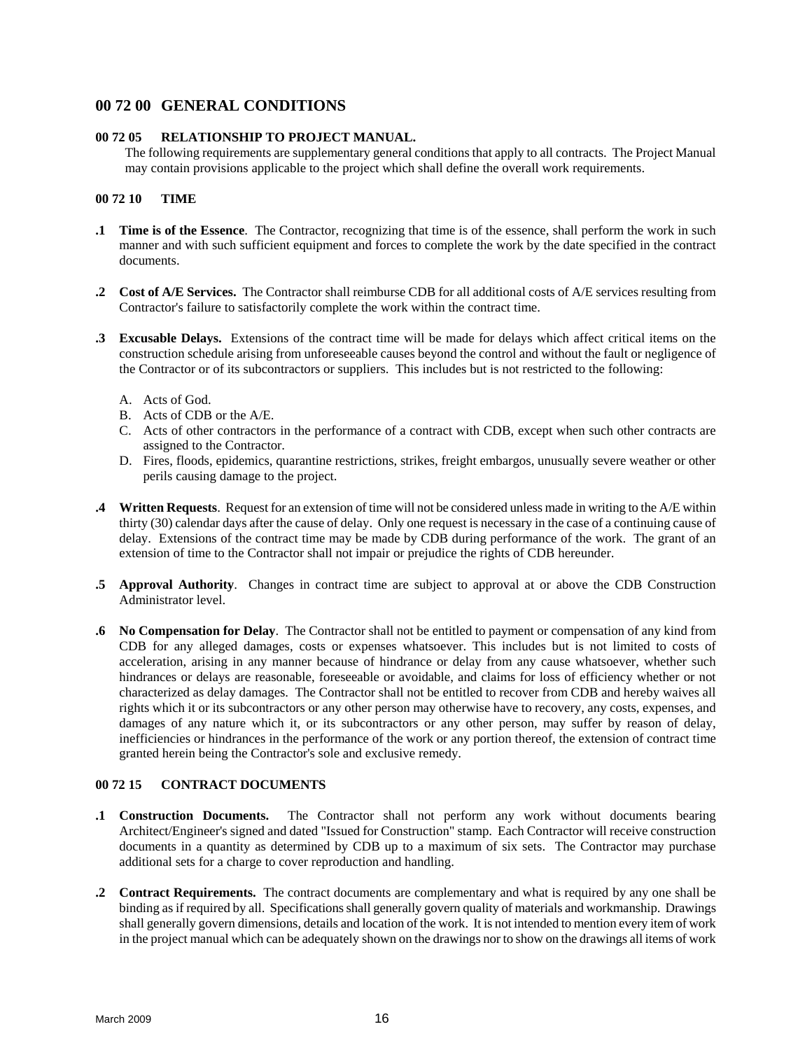# 00 72 00 GENERAL CONDITIONS

### 00 72 05 RELATIONSHIP TO PROJECT MANUAL.

The following requirements are supplementary general conditions that apply to all contracts. The Project Manual may contain provisions applicable to the project which shall define the overall work requirements.

### 00 72 10 TIME

**.1 Time is of the Essence**. The Contractor, recognizing that time is of the essence, shall perform the work in such manner and with such sufficient equipment and forces to complete the work by the date specified in the contract documents.

**.2 Cost of A/E Services.** The Contractor shall reimburse CDB for all additional costs of A/E services resulting from Contractor's failure to satisfactorily complete the work within the contract time.

**.3 Excusable Delays.** Extensions of the contract time will be made for delays which affect critical items on the construction schedule arising from unforeseeable causes beyond the control and without the fault or negligence of the Contractor or of its subcontractors or suppliers. This includes but is not restricted to the following:

A. Acts of God.
B. Acts of CDB or the A/E.
C. Acts of other contractors in the performance of a contract with CDB, except when such other contracts are assigned to the Contractor.
D. Fires, floods, epidemics, quarantine restrictions, strikes, freight embargos, unusually severe weather or other perils causing damage to the project.

**.4 Written Requests**. Request for an extension of time will not be considered unless made in writing to the A/E within thirty (30) calendar days after the cause of delay. Only one request is necessary in the case of a continuing cause of delay. Extensions of the contract time may be made by CDB during performance of the work. The grant of an extension of time to the Contractor shall not impair or prejudice the rights of CDB hereunder.

**.5 Approval Authority**. Changes in contract time are subject to approval at or above the CDB Construction Administrator level.

**.6 No Compensation for Delay**. The Contractor shall not be entitled to payment or compensation of any kind from CDB for any alleged damages, costs or expenses whatsoever. This includes but is not limited to costs of acceleration, arising in any manner because of hindrance or delay from any cause whatsoever, whether such hindrances or delays are reasonable, foreseeable or avoidable, and claims for loss of efficiency whether or not characterized as delay damages. The Contractor shall not be entitled to recover from CDB and hereby waives all rights which it or its subcontractors or any other person may otherwise have to recovery, any costs, expenses, and damages of any nature which it, or its subcontractors or any other person, may suffer by reason of delay, inefficiencies or hindrances in the performance of the work or any portion thereof, the extension of contract time granted herein being the Contractor's sole and exclusive remedy.

### 00 72 15 CONTRACT DOCUMENTS

**.1 Construction Documents.** The Contractor shall not perform any work without documents bearing Architect/Engineer's signed and dated "Issued for Construction" stamp. Each Contractor will receive construction documents in a quantity as determined by CDB up to a maximum of six sets. The Contractor may purchase additional sets for a charge to cover reproduction and handling.

**.2 Contract Requirements.** The contract documents are complementary and what is required by any one shall be binding as if required by all. Specifications shall generally govern quality of materials and workmanship. Drawings shall generally govern dimensions, details and location of the work. It is not intended to mention every item of work in the project manual which can be adequately shown on the drawings nor to show on the drawings all items of work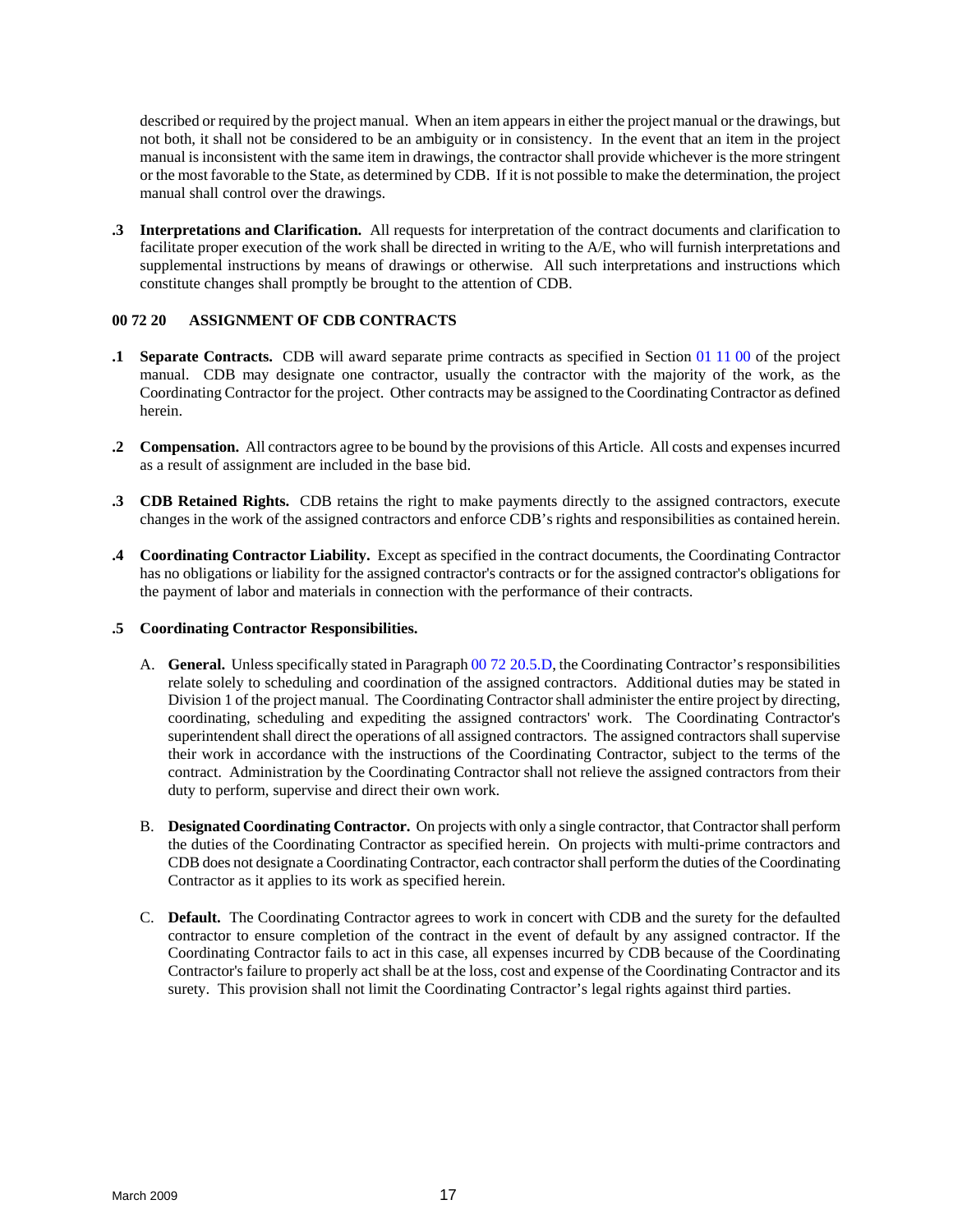described or required by the project manual. When an item appears in either the project manual or the drawings, but not both, it shall not be considered to be an ambiguity or in consistency. In the event that an item in the project manual is inconsistent with the same item in drawings, the contractor shall provide whichever is the more stringent or the most favorable to the State, as determined by CDB. If it is not possible to make the determination, the project manual shall control over the drawings.

**.3 Interpretations and Clarification.** All requests for interpretation of the contract documents and clarification to facilitate proper execution of the work shall be directed in writing to the A/E, who will furnish interpretations and supplemental instructions by means of drawings or otherwise. All such interpretations and instructions which constitute changes shall promptly be brought to the attention of CDB.

## 00 72 20 ASSIGNMENT OF CDB CONTRACTS

**.1 Separate Contracts.** CDB will award separate prime contracts as specified in Section 01 11 00 of the project manual. CDB may designate one contractor, usually the contractor with the majority of the work, as the Coordinating Contractor for the project. Other contracts may be assigned to the Coordinating Contractor as defined herein.

**.2 Compensation.** All contractors agree to be bound by the provisions of this Article. All costs and expenses incurred as a result of assignment are included in the base bid.

**.3 CDB Retained Rights.** CDB retains the right to make payments directly to the assigned contractors, execute changes in the work of the assigned contractors and enforce CDB's rights and responsibilities as contained herein.

**.4 Coordinating Contractor Liability.** Except as specified in the contract documents, the Coordinating Contractor has no obligations or liability for the assigned contractor's contracts or for the assigned contractor's obligations for the payment of labor and materials in connection with the performance of their contracts.

**.5 Coordinating Contractor Responsibilities.**

A. **General.** Unless specifically stated in Paragraph 00 72 20.5.D, the Coordinating Contractor's responsibilities relate solely to scheduling and coordination of the assigned contractors. Additional duties may be stated in Division 1 of the project manual. The Coordinating Contractor shall administer the entire project by directing, coordinating, scheduling and expediting the assigned contractors' work. The Coordinating Contractor's superintendent shall direct the operations of all assigned contractors. The assigned contractors shall supervise their work in accordance with the instructions of the Coordinating Contractor, subject to the terms of the contract. Administration by the Coordinating Contractor shall not relieve the assigned contractors from their duty to perform, supervise and direct their own work.

B. **Designated Coordinating Contractor.** On projects with only a single contractor, that Contractor shall perform the duties of the Coordinating Contractor as specified herein. On projects with multi-prime contractors and CDB does not designate a Coordinating Contractor, each contractor shall perform the duties of the Coordinating Contractor as it applies to its work as specified herein.

C. **Default.** The Coordinating Contractor agrees to work in concert with CDB and the surety for the defaulted contractor to ensure completion of the contract in the event of default by any assigned contractor. If the Coordinating Contractor fails to act in this case, all expenses incurred by CDB because of the Coordinating Contractor's failure to properly act shall be at the loss, cost and expense of the Coordinating Contractor and its surety. This provision shall not limit the Coordinating Contractor's legal rights against third parties.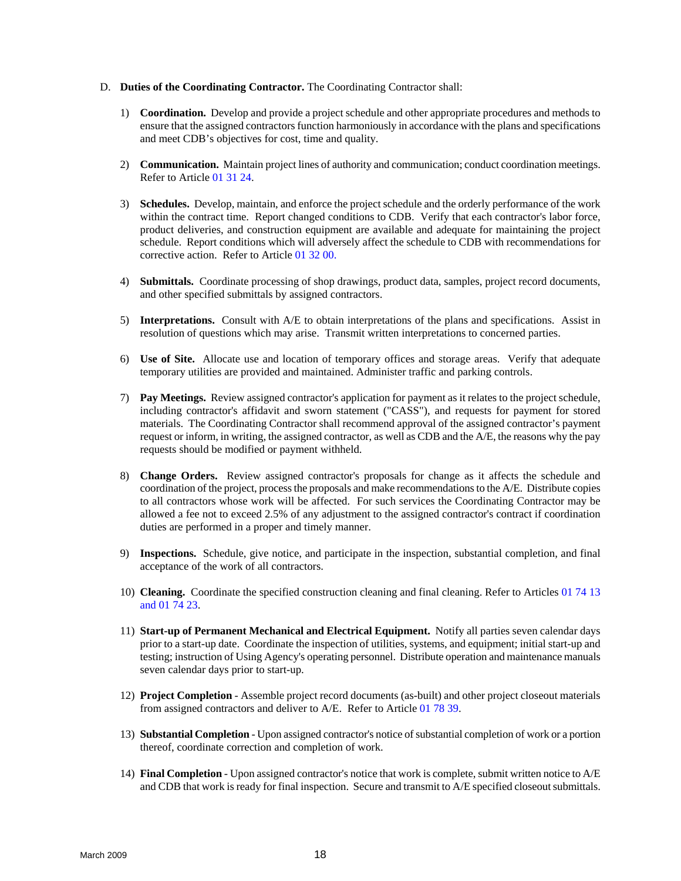D. **Duties of the Coordinating Contractor.** The Coordinating Contractor shall:

1) **Coordination.** Develop and provide a project schedule and other appropriate procedures and methods to ensure that the assigned contractors function harmoniously in accordance with the plans and specifications and meet CDB's objectives for cost, time and quality.

2) **Communication.** Maintain project lines of authority and communication; conduct coordination meetings. Refer to Article 01 31 24.

3) **Schedules.** Develop, maintain, and enforce the project schedule and the orderly performance of the work within the contract time. Report changed conditions to CDB. Verify that each contractor's labor force, product deliveries, and construction equipment are available and adequate for maintaining the project schedule. Report conditions which will adversely affect the schedule to CDB with recommendations for corrective action. Refer to Article 01 32 00.

4) **Submittals.** Coordinate processing of shop drawings, product data, samples, project record documents, and other specified submittals by assigned contractors.

5) **Interpretations.** Consult with A/E to obtain interpretations of the plans and specifications. Assist in resolution of questions which may arise. Transmit written interpretations to concerned parties.

6) **Use of Site.** Allocate use and location of temporary offices and storage areas. Verify that adequate temporary utilities are provided and maintained. Administer traffic and parking controls.

7) **Pay Meetings.** Review assigned contractor's application for payment as it relates to the project schedule, including contractor's affidavit and sworn statement ("CASS"), and requests for payment for stored materials. The Coordinating Contractor shall recommend approval of the assigned contractor's payment request or inform, in writing, the assigned contractor, as well as CDB and the A/E, the reasons why the pay requests should be modified or payment withheld.

8) **Change Orders.** Review assigned contractor's proposals for change as it affects the schedule and coordination of the project, process the proposals and make recommendations to the A/E. Distribute copies to all contractors whose work will be affected. For such services the Coordinating Contractor may be allowed a fee not to exceed 2.5% of any adjustment to the assigned contractor's contract if coordination duties are performed in a proper and timely manner.

9) **Inspections.** Schedule, give notice, and participate in the inspection, substantial completion, and final acceptance of the work of all contractors.

10) **Cleaning.** Coordinate the specified construction cleaning and final cleaning. Refer to Articles 01 74 13 and 01 74 23.

11) **Start-up of Permanent Mechanical and Electrical Equipment.** Notify all parties seven calendar days prior to a start-up date. Coordinate the inspection of utilities, systems, and equipment; initial start-up and testing; instruction of Using Agency's operating personnel. Distribute operation and maintenance manuals seven calendar days prior to start-up.

12) **Project Completion** - Assemble project record documents (as-built) and other project closeout materials from assigned contractors and deliver to A/E. Refer to Article 01 78 39.

13) **Substantial Completion** - Upon assigned contractor's notice of substantial completion of work or a portion thereof, coordinate correction and completion of work.

14) **Final Completion** - Upon assigned contractor's notice that work is complete, submit written notice to A/E and CDB that work is ready for final inspection. Secure and transmit to A/E specified closeout submittals.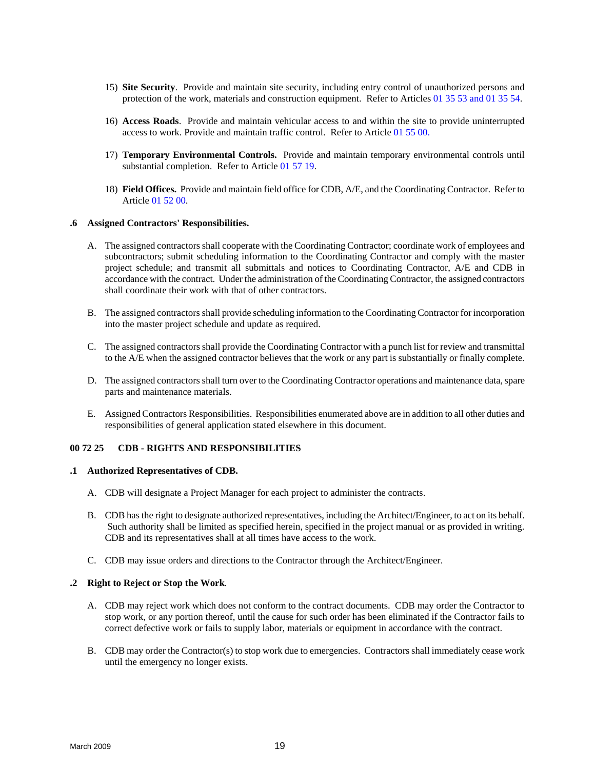15) **Site Security**. Provide and maintain site security, including entry control of unauthorized persons and protection of the work, materials and construction equipment. Refer to Articles 01 35 53 and 01 35 54.

16) **Access Roads**. Provide and maintain vehicular access to and within the site to provide uninterrupted access to work. Provide and maintain traffic control. Refer to Article 01 55 00.

17) **Temporary Environmental Controls.** Provide and maintain temporary environmental controls until substantial completion. Refer to Article 01 57 19.

18) **Field Offices.** Provide and maintain field office for CDB, A/E, and the Coordinating Contractor. Refer to Article 01 52 00.

**.6 Assigned Contractors' Responsibilities.**

A. The assigned contractors shall cooperate with the Coordinating Contractor; coordinate work of employees and subcontractors; submit scheduling information to the Coordinating Contractor and comply with the master project schedule; and transmit all submittals and notices to Coordinating Contractor, A/E and CDB in accordance with the contract. Under the administration of the Coordinating Contractor, the assigned contractors shall coordinate their work with that of other contractors.

B. The assigned contractors shall provide scheduling information to the Coordinating Contractor for incorporation into the master project schedule and update as required.

C. The assigned contractors shall provide the Coordinating Contractor with a punch list for review and transmittal to the A/E when the assigned contractor believes that the work or any part is substantially or finally complete.

D. The assigned contractors shall turn over to the Coordinating Contractor operations and maintenance data, spare parts and maintenance materials.

E. Assigned Contractors Responsibilities. Responsibilities enumerated above are in addition to all other duties and responsibilities of general application stated elsewhere in this document.

## 00 72 25 CDB - RIGHTS AND RESPONSIBILITIES

**.1 Authorized Representatives of CDB.**

A. CDB will designate a Project Manager for each project to administer the contracts.

B. CDB has the right to designate authorized representatives, including the Architect/Engineer, to act on its behalf. Such authority shall be limited as specified herein, specified in the project manual or as provided in writing. CDB and its representatives shall at all times have access to the work.

C. CDB may issue orders and directions to the Contractor through the Architect/Engineer.

**.2 Right to Reject or Stop the Work**.

A. CDB may reject work which does not conform to the contract documents. CDB may order the Contractor to stop work, or any portion thereof, until the cause for such order has been eliminated if the Contractor fails to correct defective work or fails to supply labor, materials or equipment in accordance with the contract.

B. CDB may order the Contractor(s) to stop work due to emergencies. Contractors shall immediately cease work until the emergency no longer exists.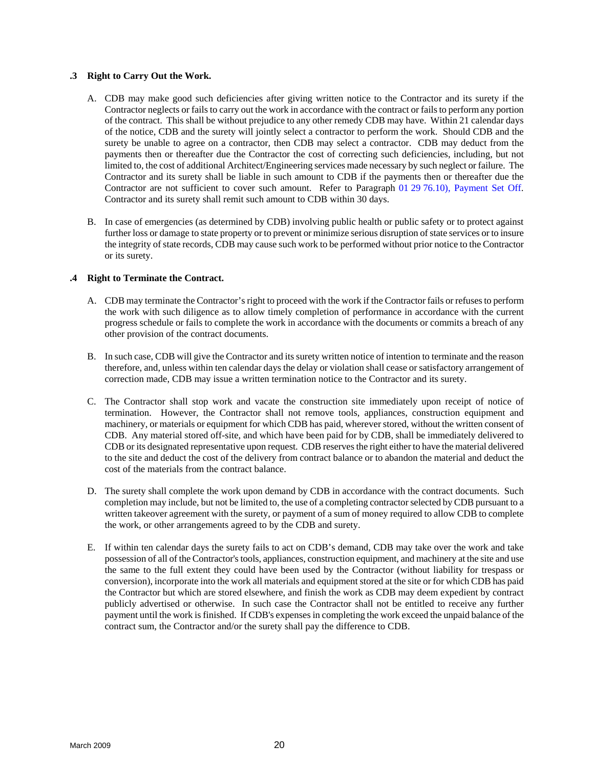### .3 Right to Carry Out the Work.

A. CDB may make good such deficiencies after giving written notice to the Contractor and its surety if the Contractor neglects or fails to carry out the work in accordance with the contract or fails to perform any portion of the contract. This shall be without prejudice to any other remedy CDB may have. Within 21 calendar days of the notice, CDB and the surety will jointly select a contractor to perform the work. Should CDB and the surety be unable to agree on a contractor, then CDB may select a contractor. CDB may deduct from the payments then or thereafter due the Contractor the cost of correcting such deficiencies, including, but not limited to, the cost of additional Architect/Engineering services made necessary by such neglect or failure. The Contractor and its surety shall be liable in such amount to CDB if the payments then or thereafter due the Contractor are not sufficient to cover such amount. Refer to Paragraph 01 29 76.10), Payment Set Off. Contractor and its surety shall remit such amount to CDB within 30 days.

B. In case of emergencies (as determined by CDB) involving public health or public safety or to protect against further loss or damage to state property or to prevent or minimize serious disruption of state services or to insure the integrity of state records, CDB may cause such work to be performed without prior notice to the Contractor or its surety.

### .4 Right to Terminate the Contract.

A. CDB may terminate the Contractor's right to proceed with the work if the Contractor fails or refuses to perform the work with such diligence as to allow timely completion of performance in accordance with the current progress schedule or fails to complete the work in accordance with the documents or commits a breach of any other provision of the contract documents.

B. In such case, CDB will give the Contractor and its surety written notice of intention to terminate and the reason therefore, and, unless within ten calendar days the delay or violation shall cease or satisfactory arrangement of correction made, CDB may issue a written termination notice to the Contractor and its surety.

C. The Contractor shall stop work and vacate the construction site immediately upon receipt of notice of termination. However, the Contractor shall not remove tools, appliances, construction equipment and machinery, or materials or equipment for which CDB has paid, wherever stored, without the written consent of CDB. Any material stored off-site, and which have been paid for by CDB, shall be immediately delivered to CDB or its designated representative upon request. CDB reserves the right either to have the material delivered to the site and deduct the cost of the delivery from contract balance or to abandon the material and deduct the cost of the materials from the contract balance.

D. The surety shall complete the work upon demand by CDB in accordance with the contract documents. Such completion may include, but not be limited to, the use of a completing contractor selected by CDB pursuant to a written takeover agreement with the surety, or payment of a sum of money required to allow CDB to complete the work, or other arrangements agreed to by the CDB and surety.

E. If within ten calendar days the surety fails to act on CDB's demand, CDB may take over the work and take possession of all of the Contractor's tools, appliances, construction equipment, and machinery at the site and use the same to the full extent they could have been used by the Contractor (without liability for trespass or conversion), incorporate into the work all materials and equipment stored at the site or for which CDB has paid the Contractor but which are stored elsewhere, and finish the work as CDB may deem expedient by contract publicly advertised or otherwise. In such case the Contractor shall not be entitled to receive any further payment until the work is finished. If CDB's expenses in completing the work exceed the unpaid balance of the contract sum, the Contractor and/or the surety shall pay the difference to CDB.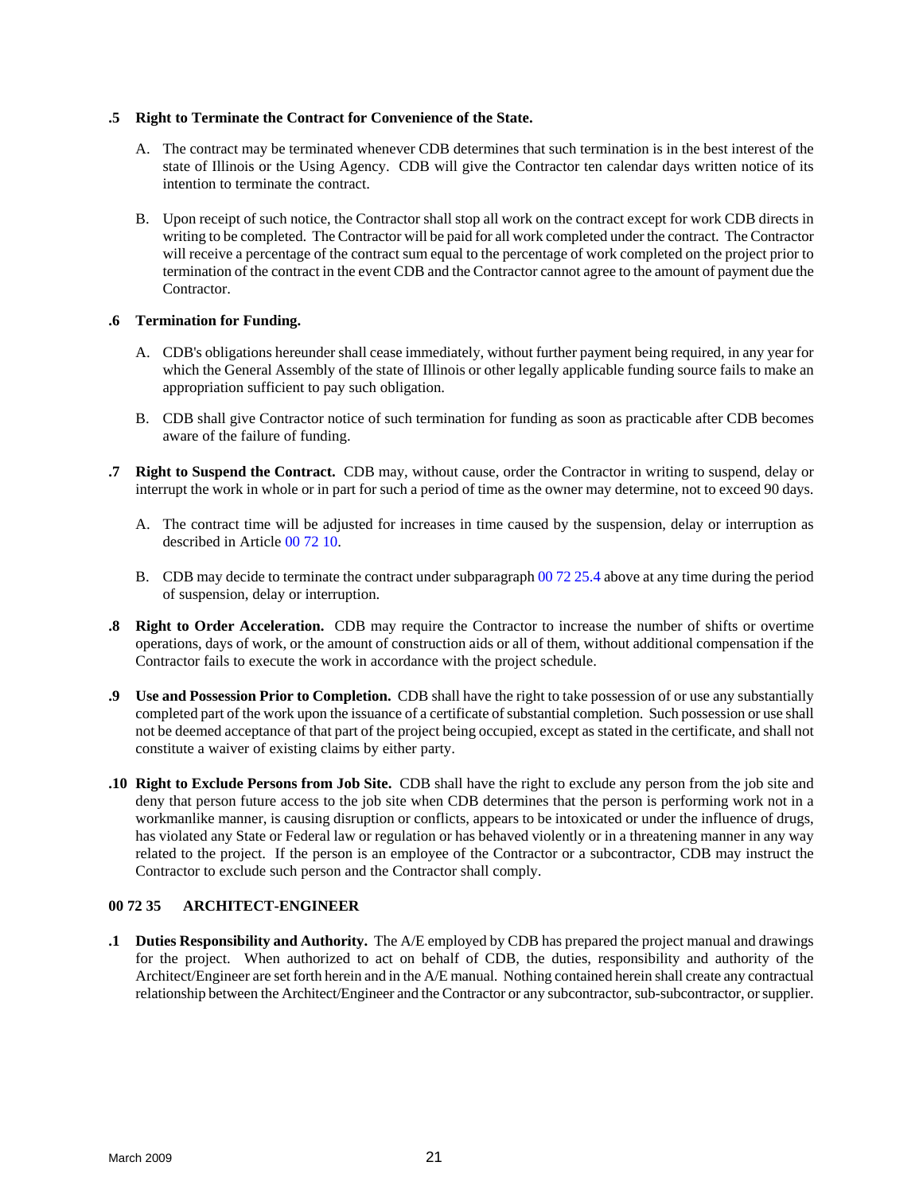**.5 Right to Terminate the Contract for Convenience of the State.**

A. The contract may be terminated whenever CDB determines that such termination is in the best interest of the state of Illinois or the Using Agency. CDB will give the Contractor ten calendar days written notice of its intention to terminate the contract.

B. Upon receipt of such notice, the Contractor shall stop all work on the contract except for work CDB directs in writing to be completed. The Contractor will be paid for all work completed under the contract. The Contractor will receive a percentage of the contract sum equal to the percentage of work completed on the project prior to termination of the contract in the event CDB and the Contractor cannot agree to the amount of payment due the Contractor.

**.6 Termination for Funding.**

A. CDB's obligations hereunder shall cease immediately, without further payment being required, in any year for which the General Assembly of the state of Illinois or other legally applicable funding source fails to make an appropriation sufficient to pay such obligation.

B. CDB shall give Contractor notice of such termination for funding as soon as practicable after CDB becomes aware of the failure of funding.

**.7 Right to Suspend the Contract.** CDB may, without cause, order the Contractor in writing to suspend, delay or interrupt the work in whole or in part for such a period of time as the owner may determine, not to exceed 90 days.

A. The contract time will be adjusted for increases in time caused by the suspension, delay or interruption as described in Article 00 72 10.

B. CDB may decide to terminate the contract under subparagraph 00 72 25.4 above at any time during the period of suspension, delay or interruption.

**.8 Right to Order Acceleration.** CDB may require the Contractor to increase the number of shifts or overtime operations, days of work, or the amount of construction aids or all of them, without additional compensation if the Contractor fails to execute the work in accordance with the project schedule.

**.9 Use and Possession Prior to Completion.** CDB shall have the right to take possession of or use any substantially completed part of the work upon the issuance of a certificate of substantial completion. Such possession or use shall not be deemed acceptance of that part of the project being occupied, except as stated in the certificate, and shall not constitute a waiver of existing claims by either party.

**.10 Right to Exclude Persons from Job Site.** CDB shall have the right to exclude any person from the job site and deny that person future access to the job site when CDB determines that the person is performing work not in a workmanlike manner, is causing disruption or conflicts, appears to be intoxicated or under the influence of drugs, has violated any State or Federal law or regulation or has behaved violently or in a threatening manner in any way related to the project. If the person is an employee of the Contractor or a subcontractor, CDB may instruct the Contractor to exclude such person and the Contractor shall comply.

## 00 72 35 ARCHITECT-ENGINEER

**.1 Duties Responsibility and Authority.** The A/E employed by CDB has prepared the project manual and drawings for the project. When authorized to act on behalf of CDB, the duties, responsibility and authority of the Architect/Engineer are set forth herein and in the A/E manual. Nothing contained herein shall create any contractual relationship between the Architect/Engineer and the Contractor or any subcontractor, sub-subcontractor, or supplier.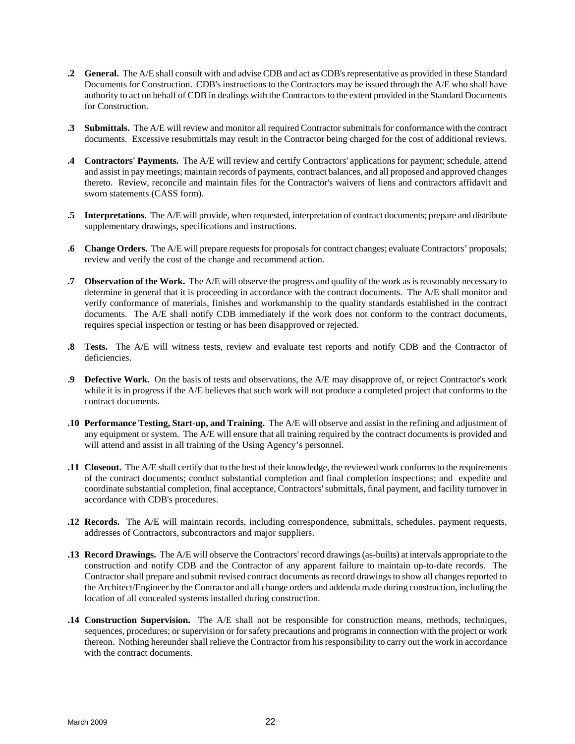**.2 General.** The A/E shall consult with and advise CDB and act as CDB's representative as provided in these Standard Documents for Construction. CDB's instructions to the Contractors may be issued through the A/E who shall have authority to act on behalf of CDB in dealings with the Contractors to the extent provided in the Standard Documents for Construction.

**.3 Submittals.** The A/E will review and monitor all required Contractor submittals for conformance with the contract documents. Excessive resubmittals may result in the Contractor being charged for the cost of additional reviews.

**.4 Contractors' Payments.** The A/E will review and certify Contractors' applications for payment; schedule, attend and assist in pay meetings; maintain records of payments, contract balances, and all proposed and approved changes thereto. Review, reconcile and maintain files for the Contractor's waivers of liens and contractors affidavit and sworn statements (CASS form).

**.5 Interpretations.** The A/E will provide, when requested, interpretation of contract documents; prepare and distribute supplementary drawings, specifications and instructions.

**.6 Change Orders.** The A/E will prepare requests for proposals for contract changes; evaluate Contractors' proposals; review and verify the cost of the change and recommend action.

**.7 Observation of the Work.** The A/E will observe the progress and quality of the work as is reasonably necessary to determine in general that it is proceeding in accordance with the contract documents. The A/E shall monitor and verify conformance of materials, finishes and workmanship to the quality standards established in the contract documents. The A/E shall notify CDB immediately if the work does not conform to the contract documents, requires special inspection or testing or has been disapproved or rejected.

**.8 Tests.** The A/E will witness tests, review and evaluate test reports and notify CDB and the Contractor of deficiencies.

**.9 Defective Work.** On the basis of tests and observations, the A/E may disapprove of, or reject Contractor's work while it is in progress if the A/E believes that such work will not produce a completed project that conforms to the contract documents.

**.10 Performance Testing, Start-up, and Training.** The A/E will observe and assist in the refining and adjustment of any equipment or system. The A/E will ensure that all training required by the contract documents is provided and will attend and assist in all training of the Using Agency's personnel.

**.11 Closeout.** The A/E shall certify that to the best of their knowledge, the reviewed work conforms to the requirements of the contract documents; conduct substantial completion and final completion inspections; and expedite and coordinate substantial completion, final acceptance, Contractors' submittals, final payment, and facility turnover in accordance with CDB's procedures.

**.12 Records.** The A/E will maintain records, including correspondence, submittals, schedules, payment requests, addresses of Contractors, subcontractors and major suppliers.

**.13 Record Drawings.** The A/E will observe the Contractors' record drawings (as-builts) at intervals appropriate to the construction and notify CDB and the Contractor of any apparent failure to maintain up-to-date records. The Contractor shall prepare and submit revised contract documents as record drawings to show all changes reported to the Architect/Engineer by the Contractor and all change orders and addenda made during construction, including the location of all concealed systems installed during construction.

**.14 Construction Supervision.** The A/E shall not be responsible for construction means, methods, techniques, sequences, procedures; or supervision or for safety precautions and programs in connection with the project or work thereon. Nothing hereunder shall relieve the Contractor from his responsibility to carry out the work in accordance with the contract documents.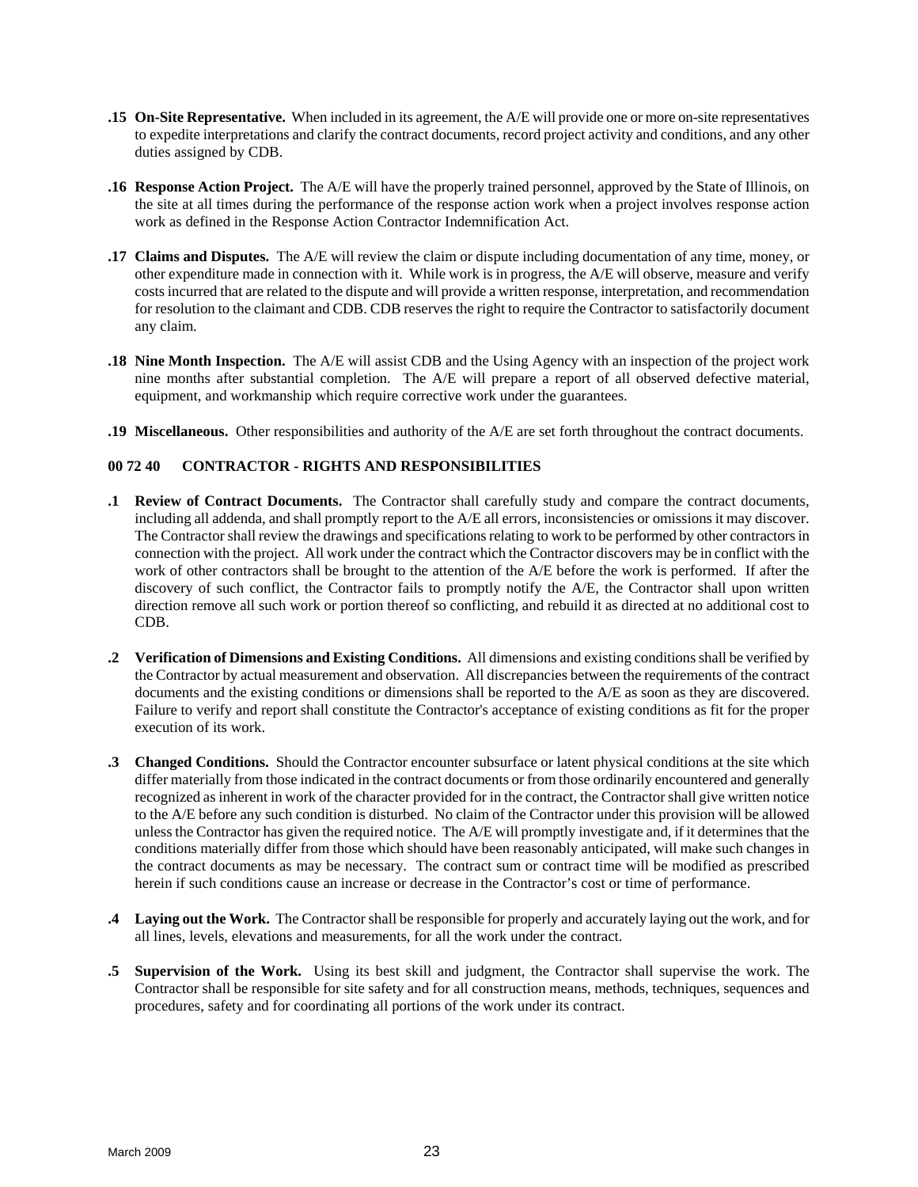**.15 On-Site Representative.** When included in its agreement, the A/E will provide one or more on-site representatives to expedite interpretations and clarify the contract documents, record project activity and conditions, and any other duties assigned by CDB.

**.16 Response Action Project.** The A/E will have the properly trained personnel, approved by the State of Illinois, on the site at all times during the performance of the response action work when a project involves response action work as defined in the Response Action Contractor Indemnification Act.

**.17 Claims and Disputes.** The A/E will review the claim or dispute including documentation of any time, money, or other expenditure made in connection with it. While work is in progress, the A/E will observe, measure and verify costs incurred that are related to the dispute and will provide a written response, interpretation, and recommendation for resolution to the claimant and CDB. CDB reserves the right to require the Contractor to satisfactorily document any claim.

**.18 Nine Month Inspection.** The A/E will assist CDB and the Using Agency with an inspection of the project work nine months after substantial completion. The A/E will prepare a report of all observed defective material, equipment, and workmanship which require corrective work under the guarantees.

**.19 Miscellaneous.** Other responsibilities and authority of the A/E are set forth throughout the contract documents.

## 00 72 40 CONTRACTOR - RIGHTS AND RESPONSIBILITIES

**.1 Review of Contract Documents.** The Contractor shall carefully study and compare the contract documents, including all addenda, and shall promptly report to the A/E all errors, inconsistencies or omissions it may discover. The Contractor shall review the drawings and specifications relating to work to be performed by other contractors in connection with the project. All work under the contract which the Contractor discovers may be in conflict with the work of other contractors shall be brought to the attention of the A/E before the work is performed. If after the discovery of such conflict, the Contractor fails to promptly notify the A/E, the Contractor shall upon written direction remove all such work or portion thereof so conflicting, and rebuild it as directed at no additional cost to CDB.

**.2 Verification of Dimensions and Existing Conditions.** All dimensions and existing conditions shall be verified by the Contractor by actual measurement and observation. All discrepancies between the requirements of the contract documents and the existing conditions or dimensions shall be reported to the A/E as soon as they are discovered. Failure to verify and report shall constitute the Contractor's acceptance of existing conditions as fit for the proper execution of its work.

**.3 Changed Conditions.** Should the Contractor encounter subsurface or latent physical conditions at the site which differ materially from those indicated in the contract documents or from those ordinarily encountered and generally recognized as inherent in work of the character provided for in the contract, the Contractor shall give written notice to the A/E before any such condition is disturbed. No claim of the Contractor under this provision will be allowed unless the Contractor has given the required notice. The A/E will promptly investigate and, if it determines that the conditions materially differ from those which should have been reasonably anticipated, will make such changes in the contract documents as may be necessary. The contract sum or contract time will be modified as prescribed herein if such conditions cause an increase or decrease in the Contractor's cost or time of performance.

**.4 Laying out the Work.** The Contractor shall be responsible for properly and accurately laying out the work, and for all lines, levels, elevations and measurements, for all the work under the contract.

**.5 Supervision of the Work.** Using its best skill and judgment, the Contractor shall supervise the work. The Contractor shall be responsible for site safety and for all construction means, methods, techniques, sequences and procedures, safety and for coordinating all portions of the work under its contract.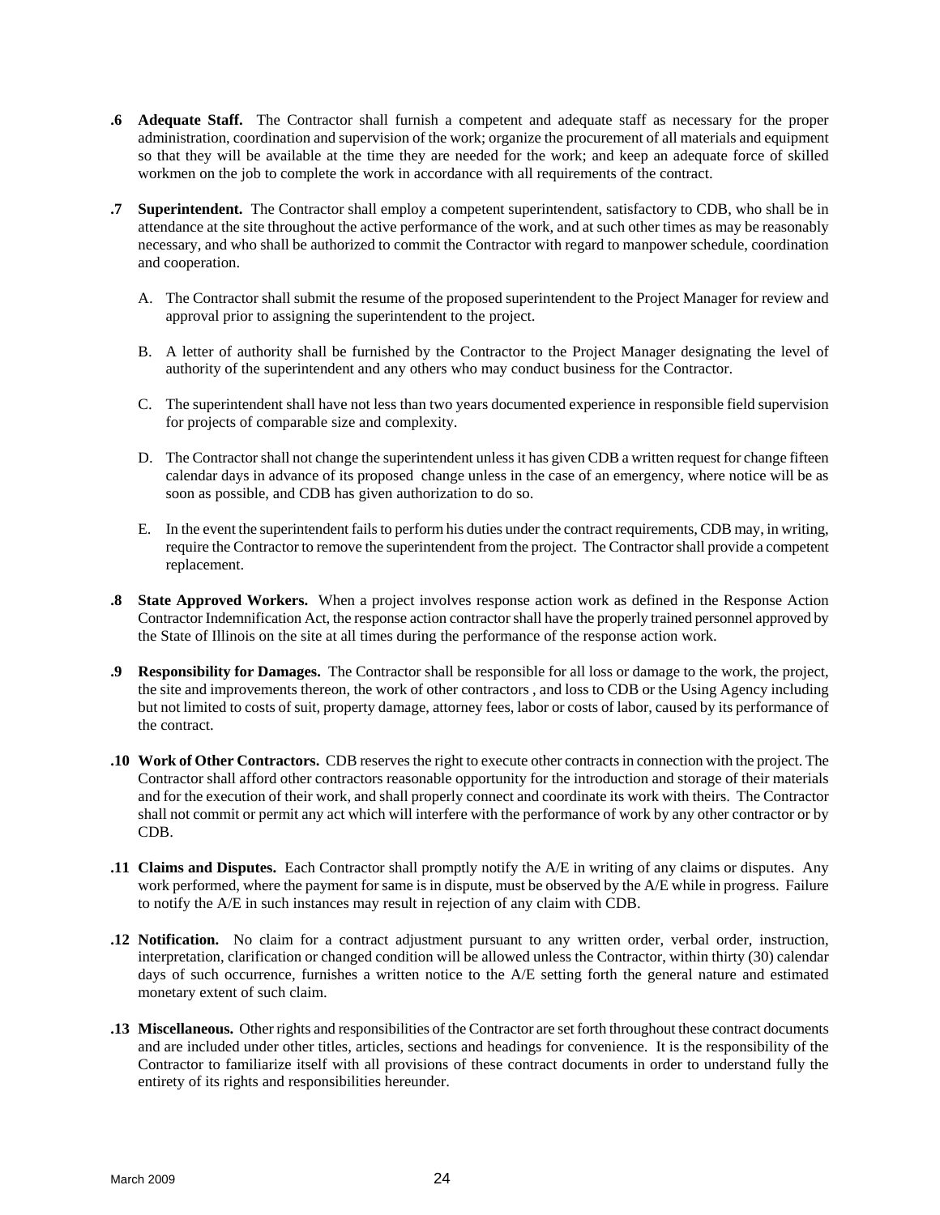**.6 Adequate Staff.** The Contractor shall furnish a competent and adequate staff as necessary for the proper administration, coordination and supervision of the work; organize the procurement of all materials and equipment so that they will be available at the time they are needed for the work; and keep an adequate force of skilled workmen on the job to complete the work in accordance with all requirements of the contract.

**.7 Superintendent.** The Contractor shall employ a competent superintendent, satisfactory to CDB, who shall be in attendance at the site throughout the active performance of the work, and at such other times as may be reasonably necessary, and who shall be authorized to commit the Contractor with regard to manpower schedule, coordination and cooperation.

A. The Contractor shall submit the resume of the proposed superintendent to the Project Manager for review and approval prior to assigning the superintendent to the project.

B. A letter of authority shall be furnished by the Contractor to the Project Manager designating the level of authority of the superintendent and any others who may conduct business for the Contractor.

C. The superintendent shall have not less than two years documented experience in responsible field supervision for projects of comparable size and complexity.

D. The Contractor shall not change the superintendent unless it has given CDB a written request for change fifteen calendar days in advance of its proposed change unless in the case of an emergency, where notice will be as soon as possible, and CDB has given authorization to do so.

E. In the event the superintendent fails to perform his duties under the contract requirements, CDB may, in writing, require the Contractor to remove the superintendent from the project. The Contractor shall provide a competent replacement.

**.8 State Approved Workers.** When a project involves response action work as defined in the Response Action Contractor Indemnification Act, the response action contractor shall have the properly trained personnel approved by the State of Illinois on the site at all times during the performance of the response action work.

**.9 Responsibility for Damages.** The Contractor shall be responsible for all loss or damage to the work, the project, the site and improvements thereon, the work of other contractors , and loss to CDB or the Using Agency including but not limited to costs of suit, property damage, attorney fees, labor or costs of labor, caused by its performance of the contract.

**.10 Work of Other Contractors.** CDB reserves the right to execute other contracts in connection with the project. The Contractor shall afford other contractors reasonable opportunity for the introduction and storage of their materials and for the execution of their work, and shall properly connect and coordinate its work with theirs. The Contractor shall not commit or permit any act which will interfere with the performance of work by any other contractor or by CDB.

**.11 Claims and Disputes.** Each Contractor shall promptly notify the A/E in writing of any claims or disputes. Any work performed, where the payment for same is in dispute, must be observed by the A/E while in progress. Failure to notify the A/E in such instances may result in rejection of any claim with CDB.

**.12 Notification.** No claim for a contract adjustment pursuant to any written order, verbal order, instruction, interpretation, clarification or changed condition will be allowed unless the Contractor, within thirty (30) calendar days of such occurrence, furnishes a written notice to the A/E setting forth the general nature and estimated monetary extent of such claim.

**.13 Miscellaneous.** Other rights and responsibilities of the Contractor are set forth throughout these contract documents and are included under other titles, articles, sections and headings for convenience. It is the responsibility of the Contractor to familiarize itself with all provisions of these contract documents in order to understand fully the entirety of its rights and responsibilities hereunder.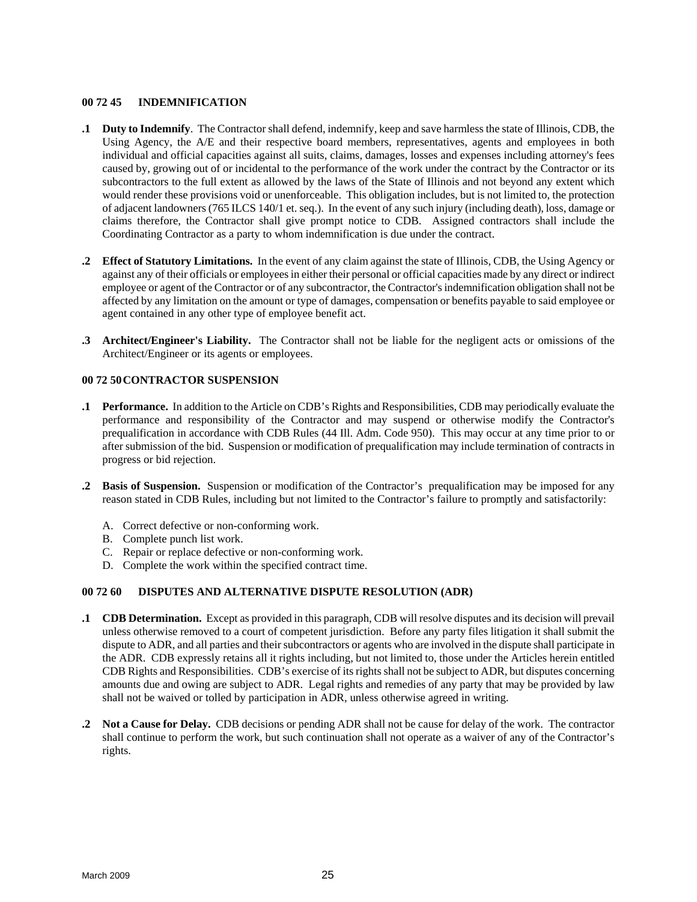## 00 72 45 INDEMNIFICATION

**.1 Duty to Indemnify**. The Contractor shall defend, indemnify, keep and save harmless the state of Illinois, CDB, the Using Agency, the A/E and their respective board members, representatives, agents and employees in both individual and official capacities against all suits, claims, damages, losses and expenses including attorney's fees caused by, growing out of or incidental to the performance of the work under the contract by the Contractor or its subcontractors to the full extent as allowed by the laws of the State of Illinois and not beyond any extent which would render these provisions void or unenforceable. This obligation includes, but is not limited to, the protection of adjacent landowners (765 ILCS 140/1 et. seq.). In the event of any such injury (including death), loss, damage or claims therefore, the Contractor shall give prompt notice to CDB. Assigned contractors shall include the Coordinating Contractor as a party to whom indemnification is due under the contract.

**.2 Effect of Statutory Limitations.** In the event of any claim against the state of Illinois, CDB, the Using Agency or against any of their officials or employees in either their personal or official capacities made by any direct or indirect employee or agent of the Contractor or of any subcontractor, the Contractor's indemnification obligation shall not be affected by any limitation on the amount or type of damages, compensation or benefits payable to said employee or agent contained in any other type of employee benefit act.

**.3 Architect/Engineer's Liability.** The Contractor shall not be liable for the negligent acts or omissions of the Architect/Engineer or its agents or employees.

## 00 72 50 CONTRACTOR SUSPENSION

**.1 Performance.** In addition to the Article on CDB's Rights and Responsibilities, CDB may periodically evaluate the performance and responsibility of the Contractor and may suspend or otherwise modify the Contractor's prequalification in accordance with CDB Rules (44 Ill. Adm. Code 950). This may occur at any time prior to or after submission of the bid. Suspension or modification of prequalification may include termination of contracts in progress or bid rejection.

**.2 Basis of Suspension.** Suspension or modification of the Contractor's prequalification may be imposed for any reason stated in CDB Rules, including but not limited to the Contractor's failure to promptly and satisfactorily:

A. Correct defective or non-conforming work.
B. Complete punch list work.
C. Repair or replace defective or non-conforming work.
D. Complete the work within the specified contract time.

## 00 72 60 DISPUTES AND ALTERNATIVE DISPUTE RESOLUTION (ADR)

**.1 CDB Determination.** Except as provided in this paragraph, CDB will resolve disputes and its decision will prevail unless otherwise removed to a court of competent jurisdiction. Before any party files litigation it shall submit the dispute to ADR, and all parties and their subcontractors or agents who are involved in the dispute shall participate in the ADR. CDB expressly retains all it rights including, but not limited to, those under the Articles herein entitled CDB Rights and Responsibilities. CDB's exercise of its rights shall not be subject to ADR, but disputes concerning amounts due and owing are subject to ADR. Legal rights and remedies of any party that may be provided by law shall not be waived or tolled by participation in ADR, unless otherwise agreed in writing.

**.2 Not a Cause for Delay.** CDB decisions or pending ADR shall not be cause for delay of the work. The contractor shall continue to perform the work, but such continuation shall not operate as a waiver of any of the Contractor's rights.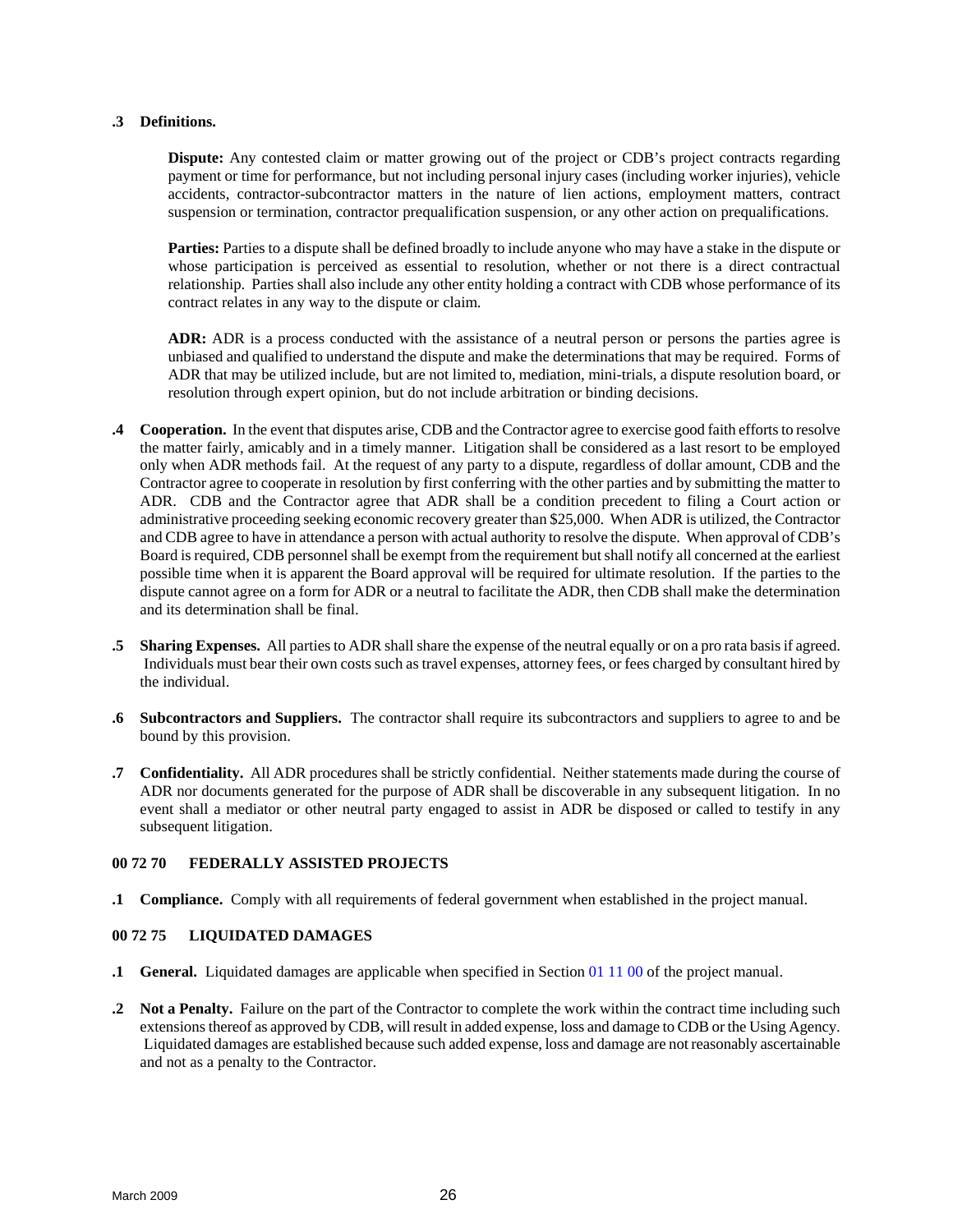**.3 Definitions.**

**Dispute:** Any contested claim or matter growing out of the project or CDB's project contracts regarding payment or time for performance, but not including personal injury cases (including worker injuries), vehicle accidents, contractor-subcontractor matters in the nature of lien actions, employment matters, contract suspension or termination, contractor prequalification suspension, or any other action on prequalifications.

**Parties:** Parties to a dispute shall be defined broadly to include anyone who may have a stake in the dispute or whose participation is perceived as essential to resolution, whether or not there is a direct contractual relationship. Parties shall also include any other entity holding a contract with CDB whose performance of its contract relates in any way to the dispute or claim.

**ADR:** ADR is a process conducted with the assistance of a neutral person or persons the parties agree is unbiased and qualified to understand the dispute and make the determinations that may be required. Forms of ADR that may be utilized include, but are not limited to, mediation, mini-trials, a dispute resolution board, or resolution through expert opinion, but do not include arbitration or binding decisions.

**.4 Cooperation.** In the event that disputes arise, CDB and the Contractor agree to exercise good faith efforts to resolve the matter fairly, amicably and in a timely manner. Litigation shall be considered as a last resort to be employed only when ADR methods fail. At the request of any party to a dispute, regardless of dollar amount, CDB and the Contractor agree to cooperate in resolution by first conferring with the other parties and by submitting the matter to ADR. CDB and the Contractor agree that ADR shall be a condition precedent to filing a Court action or administrative proceeding seeking economic recovery greater than $25,000. When ADR is utilized, the Contractor and CDB agree to have in attendance a person with actual authority to resolve the dispute. When approval of CDB's Board is required, CDB personnel shall be exempt from the requirement but shall notify all concerned at the earliest possible time when it is apparent the Board approval will be required for ultimate resolution. If the parties to the dispute cannot agree on a form for ADR or a neutral to facilitate the ADR, then CDB shall make the determination and its determination shall be final.

**.5 Sharing Expenses.** All parties to ADR shall share the expense of the neutral equally or on a pro rata basis if agreed. Individuals must bear their own costs such as travel expenses, attorney fees, or fees charged by consultant hired by the individual.

**.6 Subcontractors and Suppliers.** The contractor shall require its subcontractors and suppliers to agree to and be bound by this provision.

**.7 Confidentiality.** All ADR procedures shall be strictly confidential. Neither statements made during the course of ADR nor documents generated for the purpose of ADR shall be discoverable in any subsequent litigation. In no event shall a mediator or other neutral party engaged to assist in ADR be disposed or called to testify in any subsequent litigation.

## 00 72 70 FEDERALLY ASSISTED PROJECTS

**.1 Compliance.** Comply with all requirements of federal government when established in the project manual.

## 00 72 75 LIQUIDATED DAMAGES

**.1 General.** Liquidated damages are applicable when specified in Section 01 11 00 of the project manual.

**.2 Not a Penalty.** Failure on the part of the Contractor to complete the work within the contract time including such extensions thereof as approved by CDB, will result in added expense, loss and damage to CDB or the Using Agency. Liquidated damages are established because such added expense, loss and damage are not reasonably ascertainable and not as a penalty to the Contractor.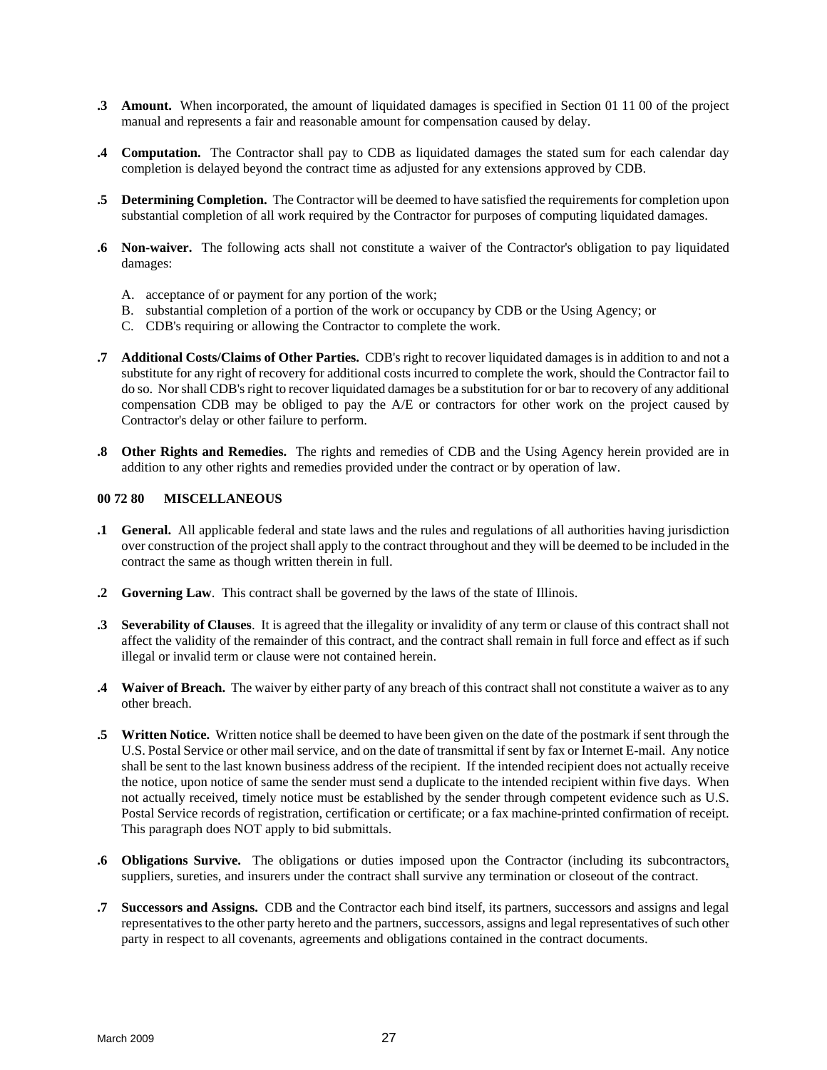**.3 Amount.** When incorporated, the amount of liquidated damages is specified in Section 01 11 00 of the project manual and represents a fair and reasonable amount for compensation caused by delay.

**.4 Computation.** The Contractor shall pay to CDB as liquidated damages the stated sum for each calendar day completion is delayed beyond the contract time as adjusted for any extensions approved by CDB.

**.5 Determining Completion.** The Contractor will be deemed to have satisfied the requirements for completion upon substantial completion of all work required by the Contractor for purposes of computing liquidated damages.

**.6 Non-waiver.** The following acts shall not constitute a waiver of the Contractor's obligation to pay liquidated damages:

A. acceptance of or payment for any portion of the work;
B. substantial completion of a portion of the work or occupancy by CDB or the Using Agency; or
C. CDB's requiring or allowing the Contractor to complete the work.

**.7 Additional Costs/Claims of Other Parties.** CDB's right to recover liquidated damages is in addition to and not a substitute for any right of recovery for additional costs incurred to complete the work, should the Contractor fail to do so. Nor shall CDB's right to recover liquidated damages be a substitution for or bar to recovery of any additional compensation CDB may be obliged to pay the A/E or contractors for other work on the project caused by Contractor's delay or other failure to perform.

**.8 Other Rights and Remedies.** The rights and remedies of CDB and the Using Agency herein provided are in addition to any other rights and remedies provided under the contract or by operation of law.

## 00 72 80 MISCELLANEOUS

**.1 General.** All applicable federal and state laws and the rules and regulations of all authorities having jurisdiction over construction of the project shall apply to the contract throughout and they will be deemed to be included in the contract the same as though written therein in full.

**.2 Governing Law**. This contract shall be governed by the laws of the state of Illinois.

**.3 Severability of Clauses**. It is agreed that the illegality or invalidity of any term or clause of this contract shall not affect the validity of the remainder of this contract, and the contract shall remain in full force and effect as if such illegal or invalid term or clause were not contained herein.

**.4 Waiver of Breach.** The waiver by either party of any breach of this contract shall not constitute a waiver as to any other breach.

**.5 Written Notice.** Written notice shall be deemed to have been given on the date of the postmark if sent through the U.S. Postal Service or other mail service, and on the date of transmittal if sent by fax or Internet E-mail. Any notice shall be sent to the last known business address of the recipient. If the intended recipient does not actually receive the notice, upon notice of same the sender must send a duplicate to the intended recipient within five days. When not actually received, timely notice must be established by the sender through competent evidence such as U.S. Postal Service records of registration, certification or certificate; or a fax machine-printed confirmation of receipt. This paragraph does NOT apply to bid submittals.

**.6 Obligations Survive.** The obligations or duties imposed upon the Contractor (including its subcontractors, suppliers, sureties, and insurers under the contract shall survive any termination or closeout of the contract.

**.7 Successors and Assigns.** CDB and the Contractor each bind itself, its partners, successors and assigns and legal representatives to the other party hereto and the partners, successors, assigns and legal representatives of such other party in respect to all covenants, agreements and obligations contained in the contract documents.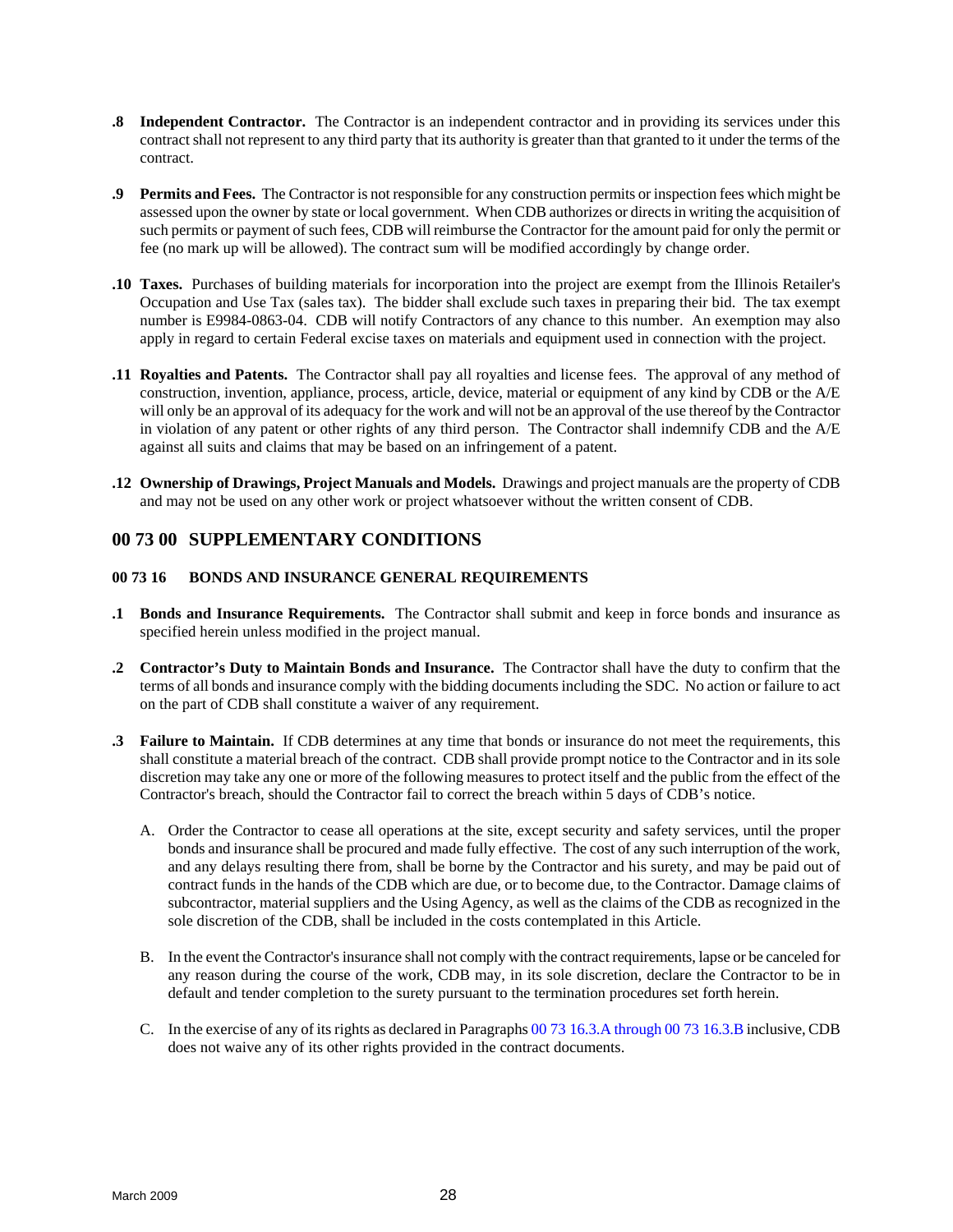**.8 Independent Contractor.** The Contractor is an independent contractor and in providing its services under this contract shall not represent to any third party that its authority is greater than that granted to it under the terms of the contract.

**.9 Permits and Fees.** The Contractor is not responsible for any construction permits or inspection fees which might be assessed upon the owner by state or local government. When CDB authorizes or directs in writing the acquisition of such permits or payment of such fees, CDB will reimburse the Contractor for the amount paid for only the permit or fee (no mark up will be allowed). The contract sum will be modified accordingly by change order.

**.10 Taxes.** Purchases of building materials for incorporation into the project are exempt from the Illinois Retailer's Occupation and Use Tax (sales tax). The bidder shall exclude such taxes in preparing their bid. The tax exempt number is E9984-0863-04. CDB will notify Contractors of any chance to this number. An exemption may also apply in regard to certain Federal excise taxes on materials and equipment used in connection with the project.

**.11 Royalties and Patents.** The Contractor shall pay all royalties and license fees. The approval of any method of construction, invention, appliance, process, article, device, material or equipment of any kind by CDB or the A/E will only be an approval of its adequacy for the work and will not be an approval of the use thereof by the Contractor in violation of any patent or other rights of any third person. The Contractor shall indemnify CDB and the A/E against all suits and claims that may be based on an infringement of a patent.

**.12 Ownership of Drawings, Project Manuals and Models.** Drawings and project manuals are the property of CDB and may not be used on any other work or project whatsoever without the written consent of CDB.

## 00 73 00 SUPPLEMENTARY CONDITIONS

### 00 73 16 BONDS AND INSURANCE GENERAL REQUIREMENTS

**.1 Bonds and Insurance Requirements.** The Contractor shall submit and keep in force bonds and insurance as specified herein unless modified in the project manual.

**.2 Contractor's Duty to Maintain Bonds and Insurance.** The Contractor shall have the duty to confirm that the terms of all bonds and insurance comply with the bidding documents including the SDC. No action or failure to act on the part of CDB shall constitute a waiver of any requirement.

**.3 Failure to Maintain.** If CDB determines at any time that bonds or insurance do not meet the requirements, this shall constitute a material breach of the contract. CDB shall provide prompt notice to the Contractor and in its sole discretion may take any one or more of the following measures to protect itself and the public from the effect of the Contractor's breach, should the Contractor fail to correct the breach within 5 days of CDB's notice.

A. Order the Contractor to cease all operations at the site, except security and safety services, until the proper bonds and insurance shall be procured and made fully effective. The cost of any such interruption of the work, and any delays resulting there from, shall be borne by the Contractor and his surety, and may be paid out of contract funds in the hands of the CDB which are due, or to become due, to the Contractor. Damage claims of subcontractor, material suppliers and the Using Agency, as well as the claims of the CDB as recognized in the sole discretion of the CDB, shall be included in the costs contemplated in this Article.

B. In the event the Contractor's insurance shall not comply with the contract requirements, lapse or be canceled for any reason during the course of the work, CDB may, in its sole discretion, declare the Contractor to be in default and tender completion to the surety pursuant to the termination procedures set forth herein.

C. In the exercise of any of its rights as declared in Paragraphs 00 73 16.3.A through 00 73 16.3.B inclusive, CDB does not waive any of its other rights provided in the contract documents.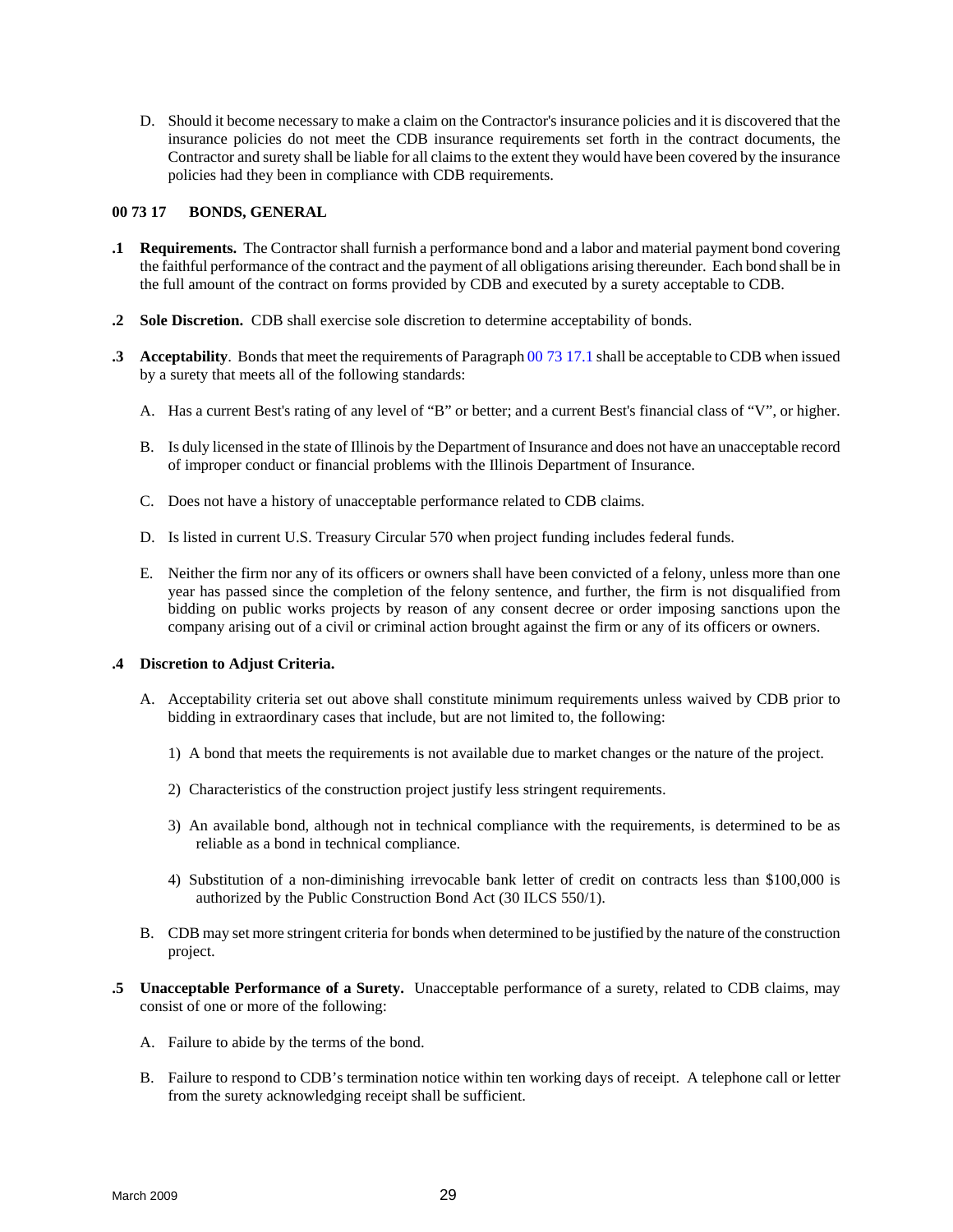D. Should it become necessary to make a claim on the Contractor's insurance policies and it is discovered that the insurance policies do not meet the CDB insurance requirements set forth in the contract documents, the Contractor and surety shall be liable for all claims to the extent they would have been covered by the insurance policies had they been in compliance with CDB requirements.

### 00 73 17 BONDS, GENERAL

**.1 Requirements.** The Contractor shall furnish a performance bond and a labor and material payment bond covering the faithful performance of the contract and the payment of all obligations arising thereunder. Each bond shall be in the full amount of the contract on forms provided by CDB and executed by a surety acceptable to CDB.

**.2 Sole Discretion.** CDB shall exercise sole discretion to determine acceptability of bonds.

**.3 Acceptability**. Bonds that meet the requirements of Paragraph 00 73 17.1 shall be acceptable to CDB when issued by a surety that meets all of the following standards:

A. Has a current Best's rating of any level of "B" or better; and a current Best's financial class of "V", or higher.

B. Is duly licensed in the state of Illinois by the Department of Insurance and does not have an unacceptable record of improper conduct or financial problems with the Illinois Department of Insurance.

C. Does not have a history of unacceptable performance related to CDB claims.

D. Is listed in current U.S. Treasury Circular 570 when project funding includes federal funds.

E. Neither the firm nor any of its officers or owners shall have been convicted of a felony, unless more than one year has passed since the completion of the felony sentence, and further, the firm is not disqualified from bidding on public works projects by reason of any consent decree or order imposing sanctions upon the company arising out of a civil or criminal action brought against the firm or any of its officers or owners.

**.4 Discretion to Adjust Criteria.**

A. Acceptability criteria set out above shall constitute minimum requirements unless waived by CDB prior to bidding in extraordinary cases that include, but are not limited to, the following:

1) A bond that meets the requirements is not available due to market changes or the nature of the project.

2) Characteristics of the construction project justify less stringent requirements.

3) An available bond, although not in technical compliance with the requirements, is determined to be as reliable as a bond in technical compliance.

4) Substitution of a non-diminishing irrevocable bank letter of credit on contracts less than $100,000 is authorized by the Public Construction Bond Act (30 ILCS 550/1).

B. CDB may set more stringent criteria for bonds when determined to be justified by the nature of the construction project.

**.5 Unacceptable Performance of a Surety.** Unacceptable performance of a surety, related to CDB claims, may consist of one or more of the following:

A. Failure to abide by the terms of the bond.

B. Failure to respond to CDB's termination notice within ten working days of receipt. A telephone call or letter from the surety acknowledging receipt shall be sufficient.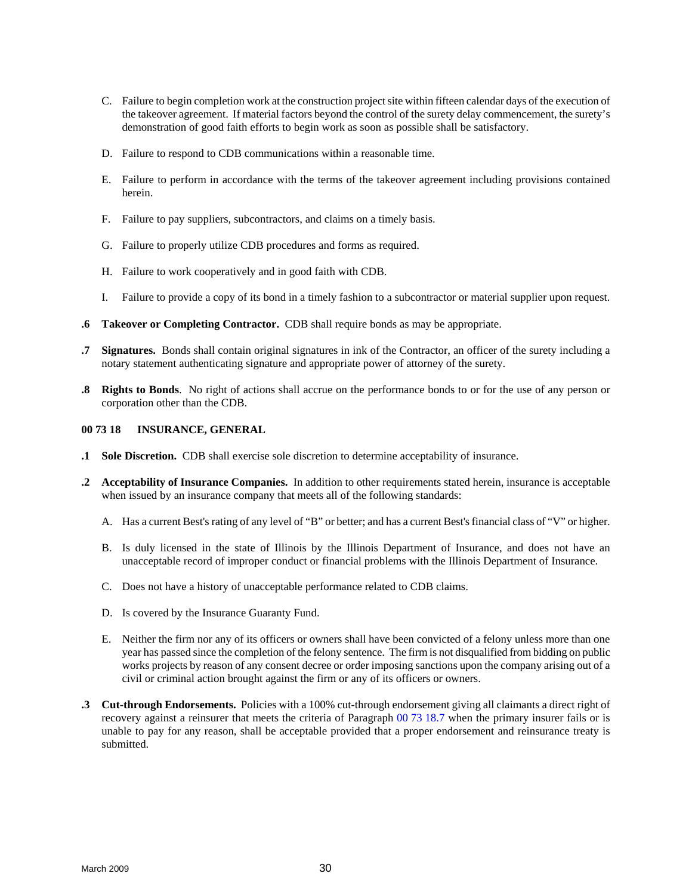C. Failure to begin completion work at the construction project site within fifteen calendar days of the execution of the takeover agreement. If material factors beyond the control of the surety delay commencement, the surety's demonstration of good faith efforts to begin work as soon as possible shall be satisfactory.

D. Failure to respond to CDB communications within a reasonable time.

E. Failure to perform in accordance with the terms of the takeover agreement including provisions contained herein.

F. Failure to pay suppliers, subcontractors, and claims on a timely basis.

G. Failure to properly utilize CDB procedures and forms as required.

H. Failure to work cooperatively and in good faith with CDB.

I. Failure to provide a copy of its bond in a timely fashion to a subcontractor or material supplier upon request.

**.6 Takeover or Completing Contractor.** CDB shall require bonds as may be appropriate.

**.7 Signatures.** Bonds shall contain original signatures in ink of the Contractor, an officer of the surety including a notary statement authenticating signature and appropriate power of attorney of the surety.

**.8 Rights to Bonds**. No right of actions shall accrue on the performance bonds to or for the use of any person or corporation other than the CDB.

**00 73 18 INSURANCE, GENERAL**

**.1 Sole Discretion.** CDB shall exercise sole discretion to determine acceptability of insurance.

**.2 Acceptability of Insurance Companies.** In addition to other requirements stated herein, insurance is acceptable when issued by an insurance company that meets all of the following standards:

A. Has a current Best's rating of any level of "B" or better; and has a current Best's financial class of "V" or higher.

B. Is duly licensed in the state of Illinois by the Illinois Department of Insurance, and does not have an unacceptable record of improper conduct or financial problems with the Illinois Department of Insurance.

C. Does not have a history of unacceptable performance related to CDB claims.

D. Is covered by the Insurance Guaranty Fund.

E. Neither the firm nor any of its officers or owners shall have been convicted of a felony unless more than one year has passed since the completion of the felony sentence. The firm is not disqualified from bidding on public works projects by reason of any consent decree or order imposing sanctions upon the company arising out of a civil or criminal action brought against the firm or any of its officers or owners.

**.3 Cut-through Endorsements.** Policies with a 100% cut-through endorsement giving all claimants a direct right of recovery against a reinsurer that meets the criteria of Paragraph 00 73 18.7 when the primary insurer fails or is unable to pay for any reason, shall be acceptable provided that a proper endorsement and reinsurance treaty is submitted.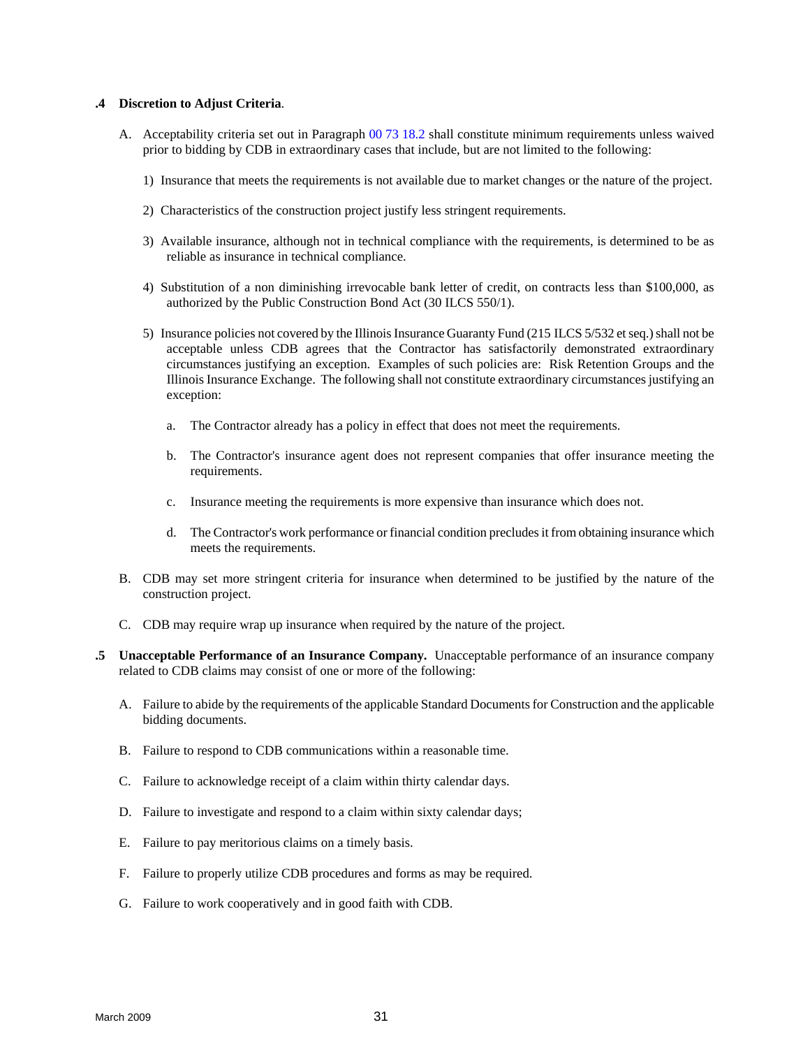**.4 Discretion to Adjust Criteria**.

A. Acceptability criteria set out in Paragraph 00 73 18.2 shall constitute minimum requirements unless waived prior to bidding by CDB in extraordinary cases that include, but are not limited to the following:

1) Insurance that meets the requirements is not available due to market changes or the nature of the project.

2) Characteristics of the construction project justify less stringent requirements.

3) Available insurance, although not in technical compliance with the requirements, is determined to be as reliable as insurance in technical compliance.

4) Substitution of a non diminishing irrevocable bank letter of credit, on contracts less than $100,000, as authorized by the Public Construction Bond Act (30 ILCS 550/1).

5) Insurance policies not covered by the Illinois Insurance Guaranty Fund (215 ILCS 5/532 et seq.) shall not be acceptable unless CDB agrees that the Contractor has satisfactorily demonstrated extraordinary circumstances justifying an exception. Examples of such policies are: Risk Retention Groups and the Illinois Insurance Exchange. The following shall not constitute extraordinary circumstances justifying an exception:

a. The Contractor already has a policy in effect that does not meet the requirements.

b. The Contractor's insurance agent does not represent companies that offer insurance meeting the requirements.

c. Insurance meeting the requirements is more expensive than insurance which does not.

d. The Contractor's work performance or financial condition precludes it from obtaining insurance which meets the requirements.

B. CDB may set more stringent criteria for insurance when determined to be justified by the nature of the construction project.

C. CDB may require wrap up insurance when required by the nature of the project.

**.5 Unacceptable Performance of an Insurance Company.** Unacceptable performance of an insurance company related to CDB claims may consist of one or more of the following:

A. Failure to abide by the requirements of the applicable Standard Documents for Construction and the applicable bidding documents.

B. Failure to respond to CDB communications within a reasonable time.

C. Failure to acknowledge receipt of a claim within thirty calendar days.

D. Failure to investigate and respond to a claim within sixty calendar days;

E. Failure to pay meritorious claims on a timely basis.

F. Failure to properly utilize CDB procedures and forms as may be required.

G. Failure to work cooperatively and in good faith with CDB.

March 2009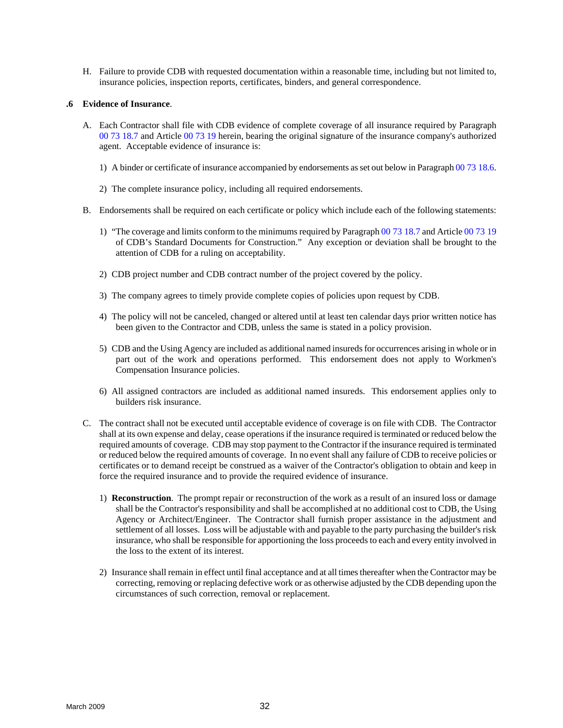H. Failure to provide CDB with requested documentation within a reasonable time, including but not limited to, insurance policies, inspection reports, certificates, binders, and general correspondence.

**.6 Evidence of Insurance**.

A. Each Contractor shall file with CDB evidence of complete coverage of all insurance required by Paragraph 00 73 18.7 and Article 00 73 19 herein, bearing the original signature of the insurance company's authorized agent. Acceptable evidence of insurance is:

1) A binder or certificate of insurance accompanied by endorsements as set out below in Paragraph 00 73 18.6.

2) The complete insurance policy, including all required endorsements.

B. Endorsements shall be required on each certificate or policy which include each of the following statements:

1) "The coverage and limits conform to the minimums required by Paragraph 00 73 18.7 and Article 00 73 19 of CDB's Standard Documents for Construction." Any exception or deviation shall be brought to the attention of CDB for a ruling on acceptability.

2) CDB project number and CDB contract number of the project covered by the policy.

3) The company agrees to timely provide complete copies of policies upon request by CDB.

4) The policy will not be canceled, changed or altered until at least ten calendar days prior written notice has been given to the Contractor and CDB, unless the same is stated in a policy provision.

5) CDB and the Using Agency are included as additional named insureds for occurrences arising in whole or in part out of the work and operations performed. This endorsement does not apply to Workmen's Compensation Insurance policies.

6) All assigned contractors are included as additional named insureds. This endorsement applies only to builders risk insurance.

C. The contract shall not be executed until acceptable evidence of coverage is on file with CDB. The Contractor shall at its own expense and delay, cease operations if the insurance required is terminated or reduced below the required amounts of coverage. CDB may stop payment to the Contractor if the insurance required is terminated or reduced below the required amounts of coverage. In no event shall any failure of CDB to receive policies or certificates or to demand receipt be construed as a waiver of the Contractor's obligation to obtain and keep in force the required insurance and to provide the required evidence of insurance.

1) **Reconstruction**. The prompt repair or reconstruction of the work as a result of an insured loss or damage shall be the Contractor's responsibility and shall be accomplished at no additional cost to CDB, the Using Agency or Architect/Engineer. The Contractor shall furnish proper assistance in the adjustment and settlement of all losses. Loss will be adjustable with and payable to the party purchasing the builder's risk insurance, who shall be responsible for apportioning the loss proceeds to each and every entity involved in the loss to the extent of its interest.

2) Insurance shall remain in effect until final acceptance and at all times thereafter when the Contractor may be correcting, removing or replacing defective work or as otherwise adjusted by the CDB depending upon the circumstances of such correction, removal or replacement.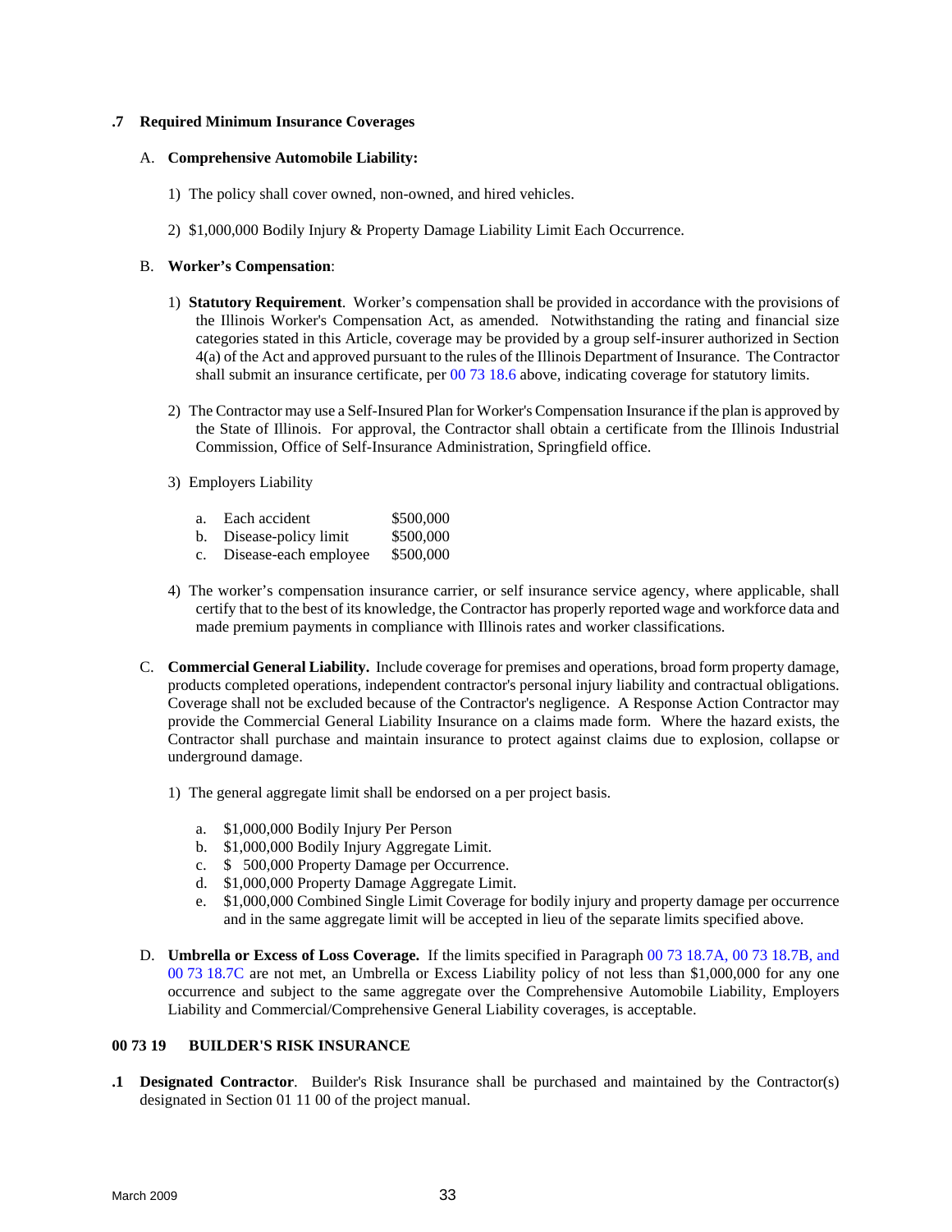**.7 Required Minimum Insurance Coverages**

A. **Comprehensive Automobile Liability:**

1) The policy shall cover owned, non-owned, and hired vehicles.

2) $1,000,000 Bodily Injury & Property Damage Liability Limit Each Occurrence.

B. **Worker's Compensation**:

1) **Statutory Requirement**. Worker's compensation shall be provided in accordance with the provisions of the Illinois Worker's Compensation Act, as amended. Notwithstanding the rating and financial size categories stated in this Article, coverage may be provided by a group self-insurer authorized in Section 4(a) of the Act and approved pursuant to the rules of the Illinois Department of Insurance. The Contractor shall submit an insurance certificate, per 00 73 18.6 above, indicating coverage for statutory limits.

2) The Contractor may use a Self-Insured Plan for Worker's Compensation Insurance if the plan is approved by the State of Illinois. For approval, the Contractor shall obtain a certificate from the Illinois Industrial Commission, Office of Self-Insurance Administration, Springfield office.

3) Employers Liability

a. Each accident $500,000
b. Disease-policy limit $500,000
c. Disease-each employee $500,000

4) The worker's compensation insurance carrier, or self insurance service agency, where applicable, shall certify that to the best of its knowledge, the Contractor has properly reported wage and workforce data and made premium payments in compliance with Illinois rates and worker classifications.

C. **Commercial General Liability.** Include coverage for premises and operations, broad form property damage, products completed operations, independent contractor's personal injury liability and contractual obligations. Coverage shall not be excluded because of the Contractor's negligence. A Response Action Contractor may provide the Commercial General Liability Insurance on a claims made form. Where the hazard exists, the Contractor shall purchase and maintain insurance to protect against claims due to explosion, collapse or underground damage.

1) The general aggregate limit shall be endorsed on a per project basis.

a. $1,000,000 Bodily Injury Per Person
b. $1,000,000 Bodily Injury Aggregate Limit.
c. $ 500,000 Property Damage per Occurrence.
d. $1,000,000 Property Damage Aggregate Limit.
e. $1,000,000 Combined Single Limit Coverage for bodily injury and property damage per occurrence and in the same aggregate limit will be accepted in lieu of the separate limits specified above.

D. **Umbrella or Excess of Loss Coverage.** If the limits specified in Paragraph 00 73 18.7A, 00 73 18.7B, and 00 73 18.7C are not met, an Umbrella or Excess Liability policy of not less than $1,000,000 for any one occurrence and subject to the same aggregate over the Comprehensive Automobile Liability, Employers Liability and Commercial/Comprehensive General Liability coverages, is acceptable.

## 00 73 19 BUILDER'S RISK INSURANCE

**.1 Designated Contractor**. Builder's Risk Insurance shall be purchased and maintained by the Contractor(s) designated in Section 01 11 00 of the project manual.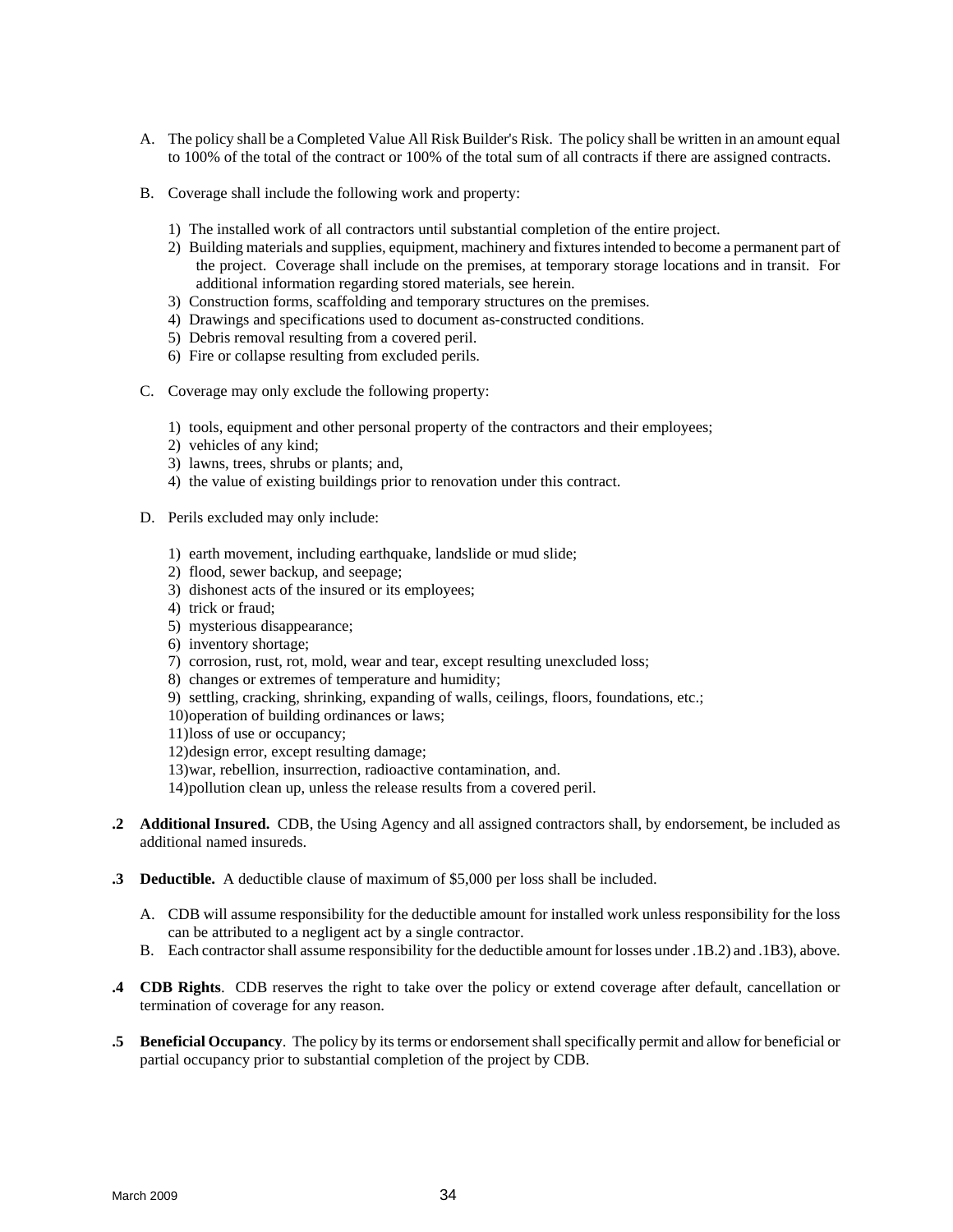A. The policy shall be a Completed Value All Risk Builder's Risk. The policy shall be written in an amount equal to 100% of the total of the contract or 100% of the total sum of all contracts if there are assigned contracts.

B. Coverage shall include the following work and property:

   1) The installed work of all contractors until substantial completion of the entire project.
   2) Building materials and supplies, equipment, machinery and fixtures intended to become a permanent part of the project. Coverage shall include on the premises, at temporary storage locations and in transit. For additional information regarding stored materials, see herein.
   3) Construction forms, scaffolding and temporary structures on the premises.
   4) Drawings and specifications used to document as-constructed conditions.
   5) Debris removal resulting from a covered peril.
   6) Fire or collapse resulting from excluded perils.

C. Coverage may only exclude the following property:

   1) tools, equipment and other personal property of the contractors and their employees;
   2) vehicles of any kind;
   3) lawns, trees, shrubs or plants; and,
   4) the value of existing buildings prior to renovation under this contract.

D. Perils excluded may only include:

   1) earth movement, including earthquake, landslide or mud slide;
   2) flood, sewer backup, and seepage;
   3) dishonest acts of the insured or its employees;
   4) trick or fraud;
   5) mysterious disappearance;
   6) inventory shortage;
   7) corrosion, rust, rot, mold, wear and tear, except resulting unexcluded loss;
   8) changes or extremes of temperature and humidity;
   9) settling, cracking, shrinking, expanding of walls, ceilings, floors, foundations, etc.;
   10) operation of building ordinances or laws;
   11) loss of use or occupancy;
   12) design error, except resulting damage;
   13) war, rebellion, insurrection, radioactive contamination, and.
   14) pollution clean up, unless the release results from a covered peril.

**.2 Additional Insured.** CDB, the Using Agency and all assigned contractors shall, by endorsement, be included as additional named insureds.

**.3 Deductible.** A deductible clause of maximum of $5,000 per loss shall be included.

A. CDB will assume responsibility for the deductible amount for installed work unless responsibility for the loss can be attributed to a negligent act by a single contractor.

B. Each contractor shall assume responsibility for the deductible amount for losses under .1B.2) and .1B3), above.

**.4 CDB Rights**. CDB reserves the right to take over the policy or extend coverage after default, cancellation or termination of coverage for any reason.

**.5 Beneficial Occupancy**. The policy by its terms or endorsement shall specifically permit and allow for beneficial or partial occupancy prior to substantial completion of the project by CDB.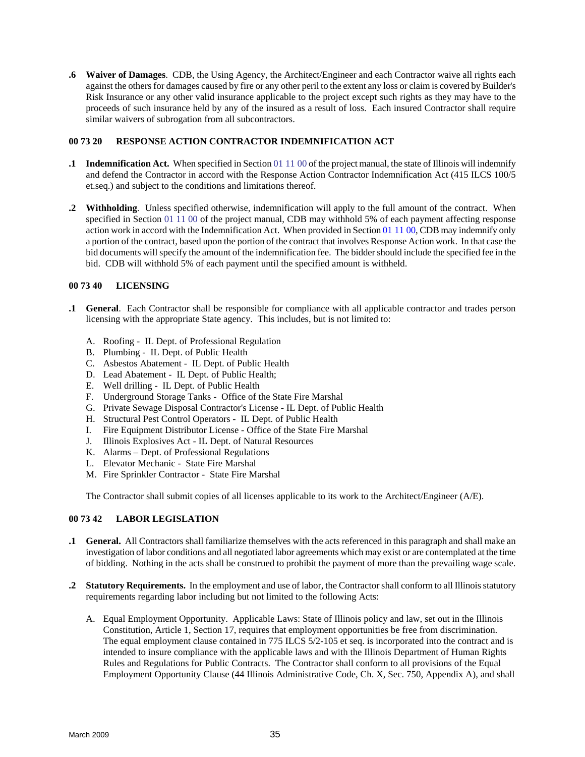**.6 Waiver of Damages**. CDB, the Using Agency, the Architect/Engineer and each Contractor waive all rights each against the others for damages caused by fire or any other peril to the extent any loss or claim is covered by Builder's Risk Insurance or any other valid insurance applicable to the project except such rights as they may have to the proceeds of such insurance held by any of the insured as a result of loss. Each insured Contractor shall require similar waivers of subrogation from all subcontractors.

### 00 73 20 RESPONSE ACTION CONTRACTOR INDEMNIFICATION ACT

**.1 Indemnification Act.** When specified in Section 01 11 00 of the project manual, the state of Illinois will indemnify and defend the Contractor in accord with the Response Action Contractor Indemnification Act (415 ILCS 100/5 et.seq.) and subject to the conditions and limitations thereof.

**.2 Withholding**. Unless specified otherwise, indemnification will apply to the full amount of the contract. When specified in Section 01 11 00 of the project manual, CDB may withhold 5% of each payment affecting response action work in accord with the Indemnification Act. When provided in Section 01 11 00, CDB may indemnify only a portion of the contract, based upon the portion of the contract that involves Response Action work. In that case the bid documents will specify the amount of the indemnification fee. The bidder should include the specified fee in the bid. CDB will withhold 5% of each payment until the specified amount is withheld.

### 00 73 40 LICENSING

**.1 General**. Each Contractor shall be responsible for compliance with all applicable contractor and trades person licensing with the appropriate State agency. This includes, but is not limited to:

A. Roofing - IL Dept. of Professional Regulation
B. Plumbing - IL Dept. of Public Health
C. Asbestos Abatement - IL Dept. of Public Health
D. Lead Abatement - IL Dept. of Public Health;
E. Well drilling - IL Dept. of Public Health
F. Underground Storage Tanks - Office of the State Fire Marshal
G. Private Sewage Disposal Contractor's License - IL Dept. of Public Health
H. Structural Pest Control Operators - IL Dept. of Public Health
I. Fire Equipment Distributor License - Office of the State Fire Marshal
J. Illinois Explosives Act - IL Dept. of Natural Resources
K. Alarms – Dept. of Professional Regulations
L. Elevator Mechanic - State Fire Marshal
M. Fire Sprinkler Contractor - State Fire Marshal

The Contractor shall submit copies of all licenses applicable to its work to the Architect/Engineer (A/E).

### 00 73 42 LABOR LEGISLATION

**.1 General.** All Contractors shall familiarize themselves with the acts referenced in this paragraph and shall make an investigation of labor conditions and all negotiated labor agreements which may exist or are contemplated at the time of bidding. Nothing in the acts shall be construed to prohibit the payment of more than the prevailing wage scale.

**.2 Statutory Requirements.** In the employment and use of labor, the Contractor shall conform to all Illinois statutory requirements regarding labor including but not limited to the following Acts:

A. Equal Employment Opportunity. Applicable Laws: State of Illinois policy and law, set out in the Illinois Constitution, Article 1, Section 17, requires that employment opportunities be free from discrimination. The equal employment clause contained in 775 ILCS 5/2-105 et seq. is incorporated into the contract and is intended to insure compliance with the applicable laws and with the Illinois Department of Human Rights Rules and Regulations for Public Contracts. The Contractor shall conform to all provisions of the Equal Employment Opportunity Clause (44 Illinois Administrative Code, Ch. X, Sec. 750, Appendix A), and shall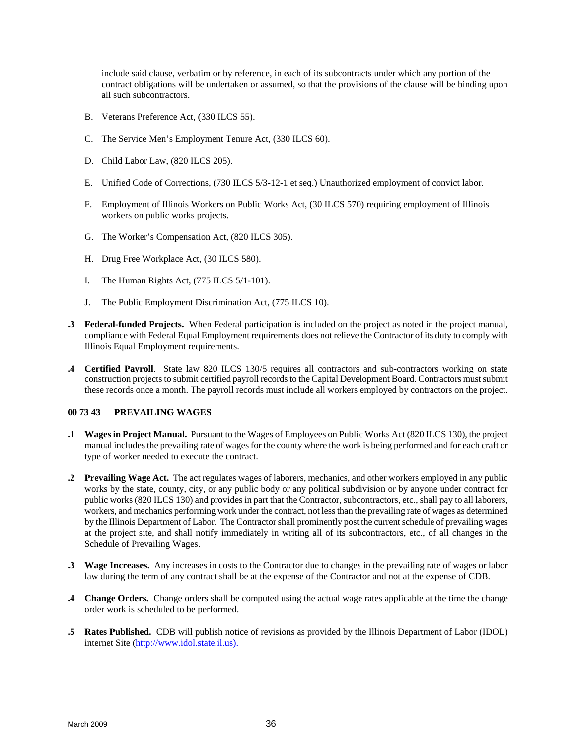include said clause, verbatim or by reference, in each of its subcontracts under which any portion of the contract obligations will be undertaken or assumed, so that the provisions of the clause will be binding upon all such subcontractors.

B. Veterans Preference Act, (330 ILCS 55).

C. The Service Men's Employment Tenure Act, (330 ILCS 60).

D. Child Labor Law, (820 ILCS 205).

E. Unified Code of Corrections, (730 ILCS 5/3-12-1 et seq.) Unauthorized employment of convict labor.

F. Employment of Illinois Workers on Public Works Act, (30 ILCS 570) requiring employment of Illinois workers on public works projects.

G. The Worker's Compensation Act, (820 ILCS 305).

H. Drug Free Workplace Act, (30 ILCS 580).

I. The Human Rights Act, (775 ILCS 5/1-101).

J. The Public Employment Discrimination Act, (775 ILCS 10).

**.3 Federal-funded Projects.** When Federal participation is included on the project as noted in the project manual, compliance with Federal Equal Employment requirements does not relieve the Contractor of its duty to comply with Illinois Equal Employment requirements.

**.4 Certified Payroll**. State law 820 ILCS 130/5 requires all contractors and sub-contractors working on state construction projects to submit certified payroll records to the Capital Development Board. Contractors must submit these records once a month. The payroll records must include all workers employed by contractors on the project.

### 00 73 43 PREVAILING WAGES

**.1 Wages in Project Manual.** Pursuant to the Wages of Employees on Public Works Act (820 ILCS 130), the project manual includes the prevailing rate of wages for the county where the work is being performed and for each craft or type of worker needed to execute the contract.

**.2 Prevailing Wage Act.** The act regulates wages of laborers, mechanics, and other workers employed in any public works by the state, county, city, or any public body or any political subdivision or by anyone under contract for public works (820 ILCS 130) and provides in part that the Contractor, subcontractors, etc., shall pay to all laborers, workers, and mechanics performing work under the contract, not less than the prevailing rate of wages as determined by the Illinois Department of Labor. The Contractor shall prominently post the current schedule of prevailing wages at the project site, and shall notify immediately in writing all of its subcontractors, etc., of all changes in the Schedule of Prevailing Wages.

**.3 Wage Increases.** Any increases in costs to the Contractor due to changes in the prevailing rate of wages or labor law during the term of any contract shall be at the expense of the Contractor and not at the expense of CDB.

**.4 Change Orders.** Change orders shall be computed using the actual wage rates applicable at the time the change order work is scheduled to be performed.

**.5 Rates Published.** CDB will publish notice of revisions as provided by the Illinois Department of Labor (IDOL) internet Site (http://www.idol.state.il.us).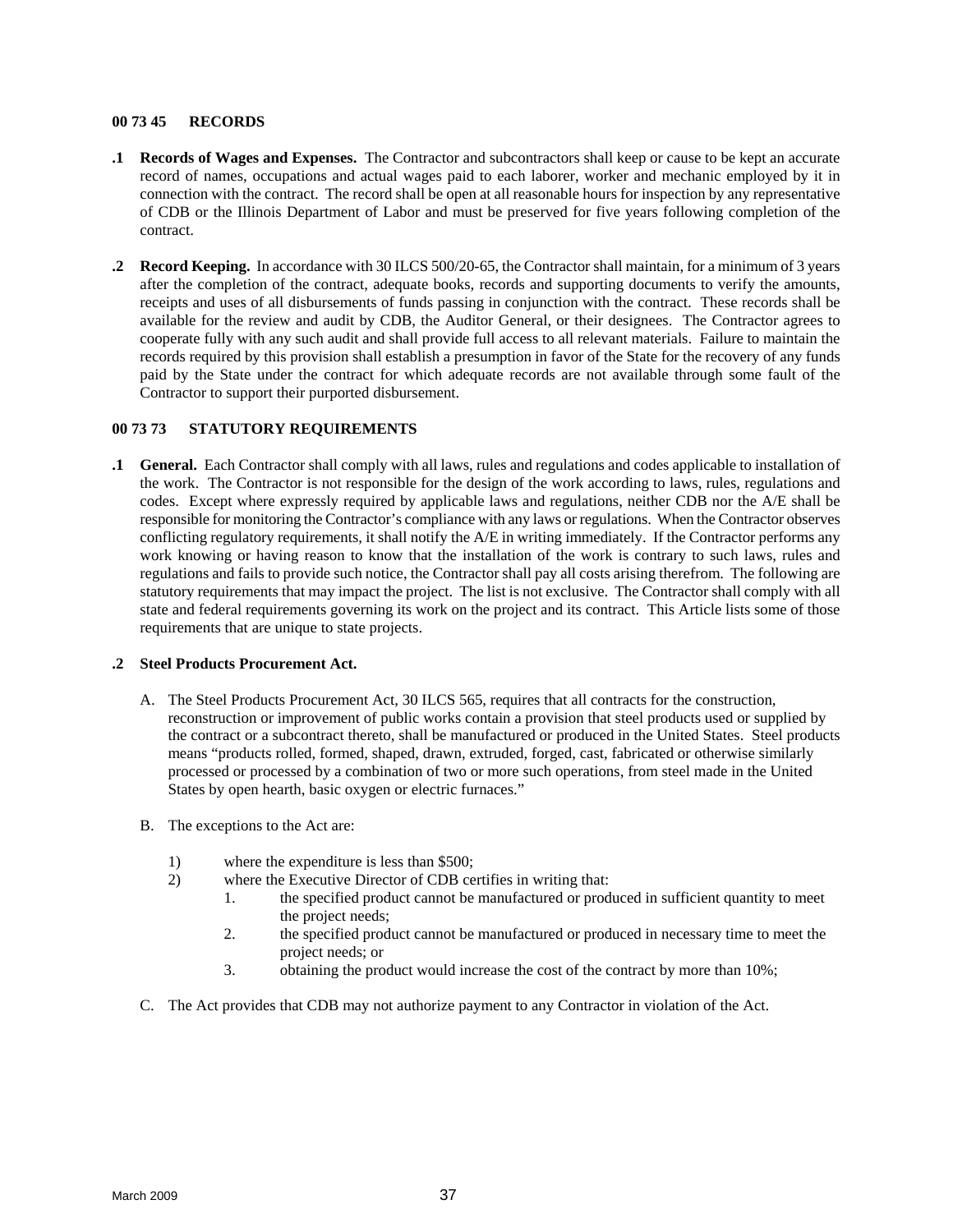## 00 73 45 RECORDS

**.1 Records of Wages and Expenses.** The Contractor and subcontractors shall keep or cause to be kept an accurate record of names, occupations and actual wages paid to each laborer, worker and mechanic employed by it in connection with the contract. The record shall be open at all reasonable hours for inspection by any representative of CDB or the Illinois Department of Labor and must be preserved for five years following completion of the contract.

**.2 Record Keeping.** In accordance with 30 ILCS 500/20-65, the Contractor shall maintain, for a minimum of 3 years after the completion of the contract, adequate books, records and supporting documents to verify the amounts, receipts and uses of all disbursements of funds passing in conjunction with the contract. These records shall be available for the review and audit by CDB, the Auditor General, or their designees. The Contractor agrees to cooperate fully with any such audit and shall provide full access to all relevant materials. Failure to maintain the records required by this provision shall establish a presumption in favor of the State for the recovery of any funds paid by the State under the contract for which adequate records are not available through some fault of the Contractor to support their purported disbursement.

## 00 73 73 STATUTORY REQUIREMENTS

**.1 General.** Each Contractor shall comply with all laws, rules and regulations and codes applicable to installation of the work. The Contractor is not responsible for the design of the work according to laws, rules, regulations and codes. Except where expressly required by applicable laws and regulations, neither CDB nor the A/E shall be responsible for monitoring the Contractor's compliance with any laws or regulations. When the Contractor observes conflicting regulatory requirements, it shall notify the A/E in writing immediately. If the Contractor performs any work knowing or having reason to know that the installation of the work is contrary to such laws, rules and regulations and fails to provide such notice, the Contractor shall pay all costs arising therefrom. The following are statutory requirements that may impact the project. The list is not exclusive. The Contractor shall comply with all state and federal requirements governing its work on the project and its contract. This Article lists some of those requirements that are unique to state projects.

**.2 Steel Products Procurement Act.**

A. The Steel Products Procurement Act, 30 ILCS 565, requires that all contracts for the construction, reconstruction or improvement of public works contain a provision that steel products used or supplied by the contract or a subcontract thereto, shall be manufactured or produced in the United States. Steel products means "products rolled, formed, shaped, drawn, extruded, forged, cast, fabricated or otherwise similarly processed or processed by a combination of two or more such operations, from steel made in the United States by open hearth, basic oxygen or electric furnaces."

B. The exceptions to the Act are:

1) where the expenditure is less than $500;
2) where the Executive Director of CDB certifies in writing that:
   1. the specified product cannot be manufactured or produced in sufficient quantity to meet the project needs;
   2. the specified product cannot be manufactured or produced in necessary time to meet the project needs; or
   3. obtaining the product would increase the cost of the contract by more than 10%;

C. The Act provides that CDB may not authorize payment to any Contractor in violation of the Act.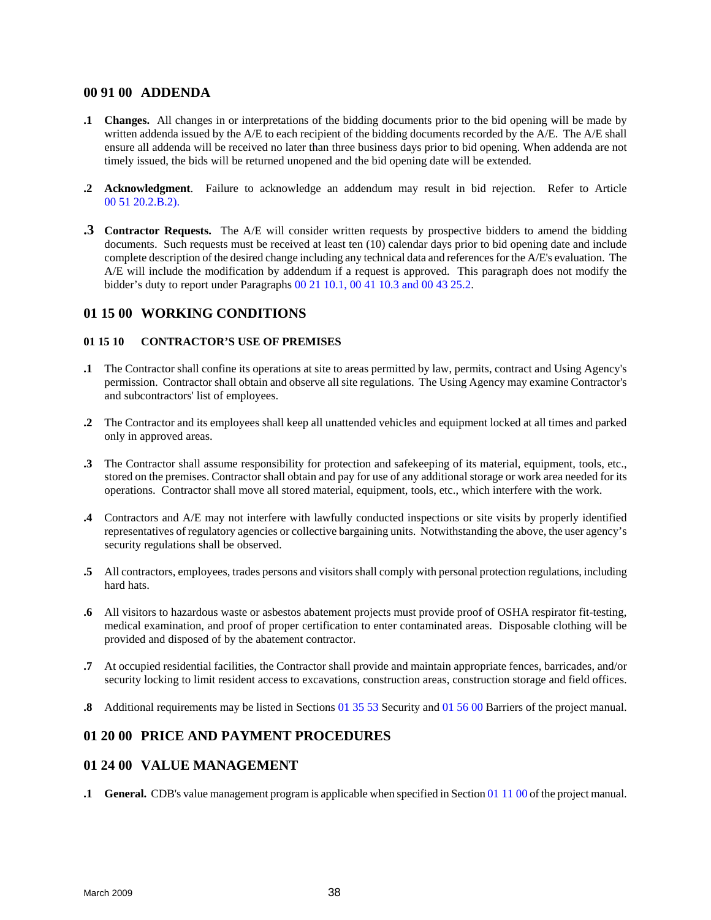## 00 91 00 ADDENDA

**.1** **Changes.** All changes in or interpretations of the bidding documents prior to the bid opening will be made by written addenda issued by the A/E to each recipient of the bidding documents recorded by the A/E. The A/E shall ensure all addenda will be received no later than three business days prior to bid opening. When addenda are not timely issued, the bids will be returned unopened and the bid opening date will be extended.

**.2** **Acknowledgment**. Failure to acknowledge an addendum may result in bid rejection. Refer to Article 00 51 20.2.B.2).

**.3** **Contractor Requests.** The A/E will consider written requests by prospective bidders to amend the bidding documents. Such requests must be received at least ten (10) calendar days prior to bid opening date and include complete description of the desired change including any technical data and references for the A/E's evaluation. The A/E will include the modification by addendum if a request is approved. This paragraph does not modify the bidder's duty to report under Paragraphs 00 21 10.1, 00 41 10.3 and 00 43 25.2.

## 01 15 00 WORKING CONDITIONS

### 01 15 10 CONTRACTOR'S USE OF PREMISES

**.1** The Contractor shall confine its operations at site to areas permitted by law, permits, contract and Using Agency's permission. Contractor shall obtain and observe all site regulations. The Using Agency may examine Contractor's and subcontractors' list of employees.

**.2** The Contractor and its employees shall keep all unattended vehicles and equipment locked at all times and parked only in approved areas.

**.3** The Contractor shall assume responsibility for protection and safekeeping of its material, equipment, tools, etc., stored on the premises. Contractor shall obtain and pay for use of any additional storage or work area needed for its operations. Contractor shall move all stored material, equipment, tools, etc., which interfere with the work.

**.4** Contractors and A/E may not interfere with lawfully conducted inspections or site visits by properly identified representatives of regulatory agencies or collective bargaining units. Notwithstanding the above, the user agency's security regulations shall be observed.

**.5** All contractors, employees, trades persons and visitors shall comply with personal protection regulations, including hard hats.

**.6** All visitors to hazardous waste or asbestos abatement projects must provide proof of OSHA respirator fit-testing, medical examination, and proof of proper certification to enter contaminated areas. Disposable clothing will be provided and disposed of by the abatement contractor.

**.7** At occupied residential facilities, the Contractor shall provide and maintain appropriate fences, barricades, and/or security locking to limit resident access to excavations, construction areas, construction storage and field offices.

**.8** Additional requirements may be listed in Sections 01 35 53 Security and 01 56 00 Barriers of the project manual.

## 01 20 00 PRICE AND PAYMENT PROCEDURES

## 01 24 00 VALUE MANAGEMENT

**.1** **General.** CDB's value management program is applicable when specified in Section 01 11 00 of the project manual.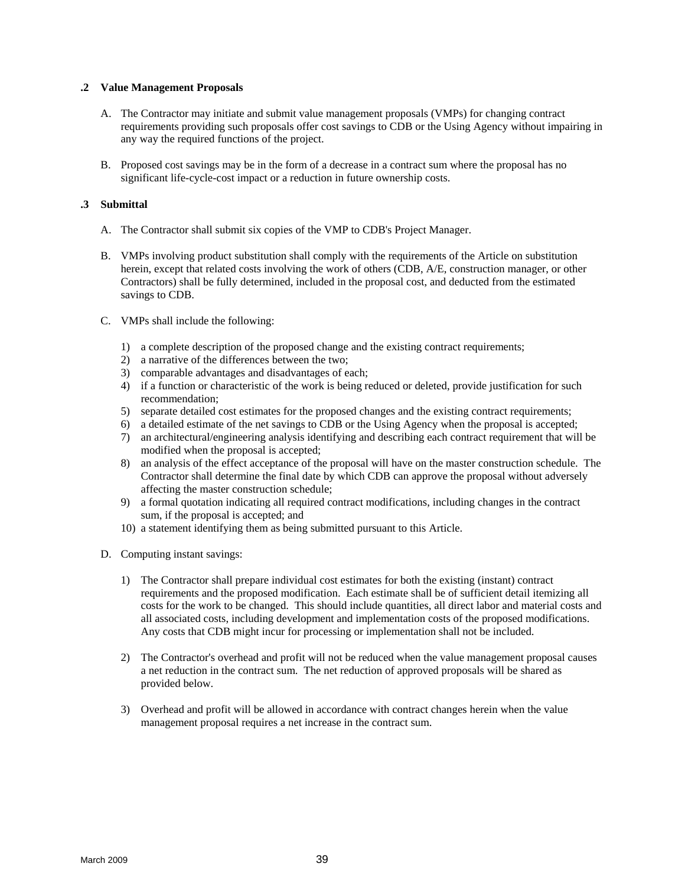**.2 Value Management Proposals**

A. The Contractor may initiate and submit value management proposals (VMPs) for changing contract requirements providing such proposals offer cost savings to CDB or the Using Agency without impairing in any way the required functions of the project.

B. Proposed cost savings may be in the form of a decrease in a contract sum where the proposal has no significant life-cycle-cost impact or a reduction in future ownership costs.

**.3 Submittal**

A. The Contractor shall submit six copies of the VMP to CDB's Project Manager.

B. VMPs involving product substitution shall comply with the requirements of the Article on substitution herein, except that related costs involving the work of others (CDB, A/E, construction manager, or other Contractors) shall be fully determined, included in the proposal cost, and deducted from the estimated savings to CDB.

C. VMPs shall include the following:

1) a complete description of the proposed change and the existing contract requirements;
2) a narrative of the differences between the two;
3) comparable advantages and disadvantages of each;
4) if a function or characteristic of the work is being reduced or deleted, provide justification for such recommendation;
5) separate detailed cost estimates for the proposed changes and the existing contract requirements;
6) a detailed estimate of the net savings to CDB or the Using Agency when the proposal is accepted;
7) an architectural/engineering analysis identifying and describing each contract requirement that will be modified when the proposal is accepted;
8) an analysis of the effect acceptance of the proposal will have on the master construction schedule. The Contractor shall determine the final date by which CDB can approve the proposal without adversely affecting the master construction schedule;
9) a formal quotation indicating all required contract modifications, including changes in the contract sum, if the proposal is accepted; and
10) a statement identifying them as being submitted pursuant to this Article.

D. Computing instant savings:

1) The Contractor shall prepare individual cost estimates for both the existing (instant) contract requirements and the proposed modification. Each estimate shall be of sufficient detail itemizing all costs for the work to be changed. This should include quantities, all direct labor and material costs and all associated costs, including development and implementation costs of the proposed modifications. Any costs that CDB might incur for processing or implementation shall not be included.

2) The Contractor's overhead and profit will not be reduced when the value management proposal causes a net reduction in the contract sum. The net reduction of approved proposals will be shared as provided below.

3) Overhead and profit will be allowed in accordance with contract changes herein when the value management proposal requires a net increase in the contract sum.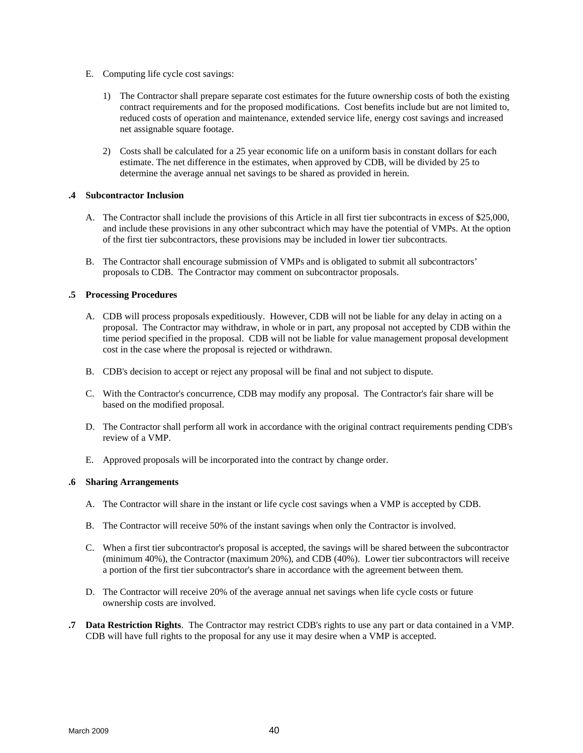E. Computing life cycle cost savings:

1) The Contractor shall prepare separate cost estimates for the future ownership costs of both the existing contract requirements and for the proposed modifications. Cost benefits include but are not limited to, reduced costs of operation and maintenance, extended service life, energy cost savings and increased net assignable square footage.

2) Costs shall be calculated for a 25 year economic life on a uniform basis in constant dollars for each estimate. The net difference in the estimates, when approved by CDB, will be divided by 25 to determine the average annual net savings to be shared as provided in herein.

**.4 Subcontractor Inclusion**

A. The Contractor shall include the provisions of this Article in all first tier subcontracts in excess of $25,000, and include these provisions in any other subcontract which may have the potential of VMPs. At the option of the first tier subcontractors, these provisions may be included in lower tier subcontracts.

B. The Contractor shall encourage submission of VMPs and is obligated to submit all subcontractors' proposals to CDB. The Contractor may comment on subcontractor proposals.

**.5 Processing Procedures**

A. CDB will process proposals expeditiously. However, CDB will not be liable for any delay in acting on a proposal. The Contractor may withdraw, in whole or in part, any proposal not accepted by CDB within the time period specified in the proposal. CDB will not be liable for value management proposal development cost in the case where the proposal is rejected or withdrawn.

B. CDB's decision to accept or reject any proposal will be final and not subject to dispute.

C. With the Contractor's concurrence, CDB may modify any proposal. The Contractor's fair share will be based on the modified proposal.

D. The Contractor shall perform all work in accordance with the original contract requirements pending CDB's review of a VMP.

E. Approved proposals will be incorporated into the contract by change order.

**.6 Sharing Arrangements**

A. The Contractor will share in the instant or life cycle cost savings when a VMP is accepted by CDB.

B. The Contractor will receive 50% of the instant savings when only the Contractor is involved.

C. When a first tier subcontractor's proposal is accepted, the savings will be shared between the subcontractor (minimum 40%), the Contractor (maximum 20%), and CDB (40%). Lower tier subcontractors will receive a portion of the first tier subcontractor's share in accordance with the agreement between them.

D. The Contractor will receive 20% of the average annual net savings when life cycle costs or future ownership costs are involved.

**.7 Data Restriction Rights**. The Contractor may restrict CDB's rights to use any part or data contained in a VMP. CDB will have full rights to the proposal for any use it may desire when a VMP is accepted.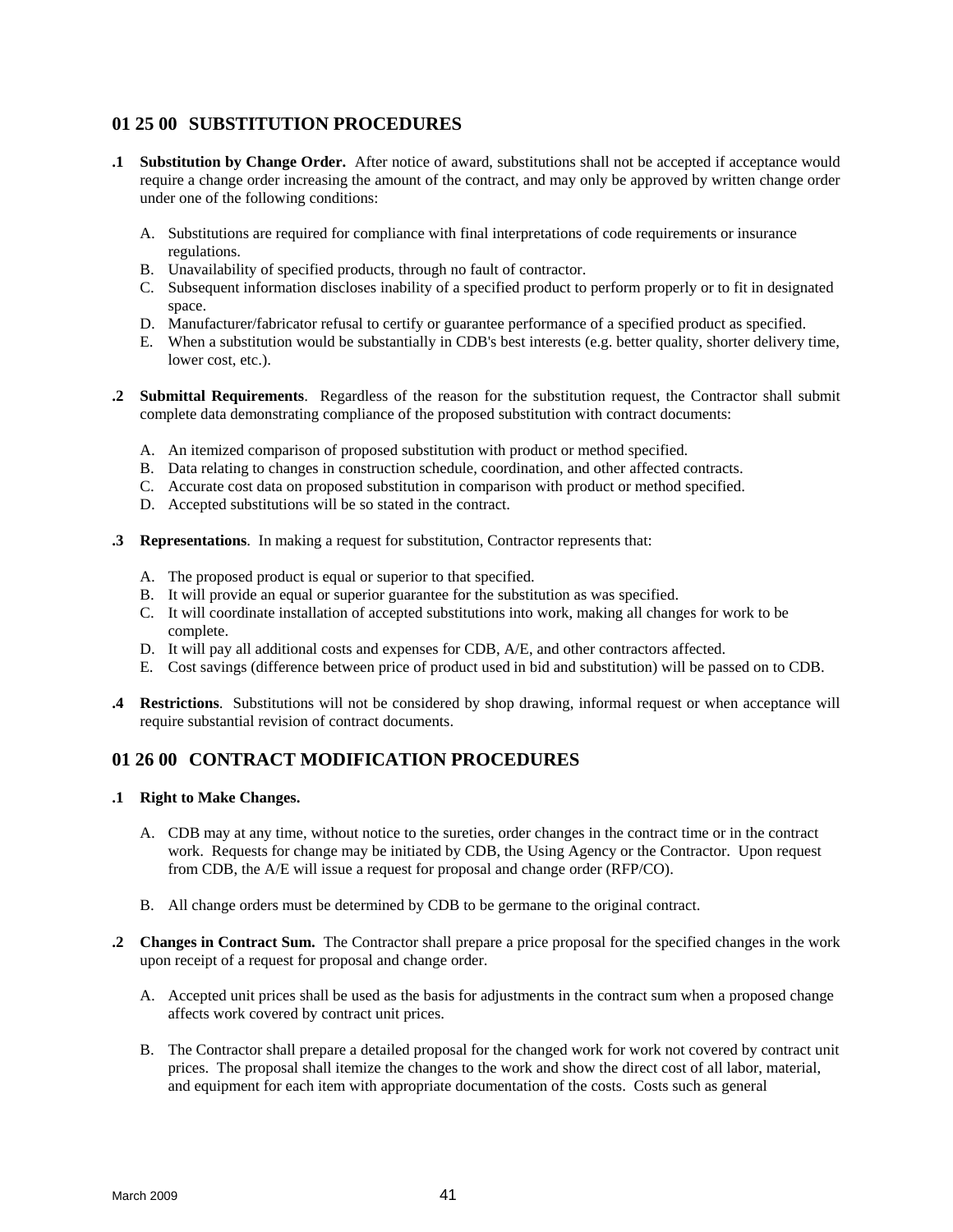## 01 25 00 SUBSTITUTION PROCEDURES

**.1 Substitution by Change Order.** After notice of award, substitutions shall not be accepted if acceptance would require a change order increasing the amount of the contract, and may only be approved by written change order under one of the following conditions:

A. Substitutions are required for compliance with final interpretations of code requirements or insurance regulations.
B. Unavailability of specified products, through no fault of contractor.
C. Subsequent information discloses inability of a specified product to perform properly or to fit in designated space.
D. Manufacturer/fabricator refusal to certify or guarantee performance of a specified product as specified.
E. When a substitution would be substantially in CDB's best interests (e.g. better quality, shorter delivery time, lower cost, etc.).

**.2 Submittal Requirements**. Regardless of the reason for the substitution request, the Contractor shall submit complete data demonstrating compliance of the proposed substitution with contract documents:

A. An itemized comparison of proposed substitution with product or method specified.
B. Data relating to changes in construction schedule, coordination, and other affected contracts.
C. Accurate cost data on proposed substitution in comparison with product or method specified.
D. Accepted substitutions will be so stated in the contract.

**.3 Representations**. In making a request for substitution, Contractor represents that:

A. The proposed product is equal or superior to that specified.
B. It will provide an equal or superior guarantee for the substitution as was specified.
C. It will coordinate installation of accepted substitutions into work, making all changes for work to be complete.
D. It will pay all additional costs and expenses for CDB, A/E, and other contractors affected.
E. Cost savings (difference between price of product used in bid and substitution) will be passed on to CDB.

**.4 Restrictions**. Substitutions will not be considered by shop drawing, informal request or when acceptance will require substantial revision of contract documents.

## 01 26 00 CONTRACT MODIFICATION PROCEDURES

**.1 Right to Make Changes.**

A. CDB may at any time, without notice to the sureties, order changes in the contract time or in the contract work. Requests for change may be initiated by CDB, the Using Agency or the Contractor. Upon request from CDB, the A/E will issue a request for proposal and change order (RFP/CO).

B. All change orders must be determined by CDB to be germane to the original contract.

**.2 Changes in Contract Sum.** The Contractor shall prepare a price proposal for the specified changes in the work upon receipt of a request for proposal and change order.

A. Accepted unit prices shall be used as the basis for adjustments in the contract sum when a proposed change affects work covered by contract unit prices.

B. The Contractor shall prepare a detailed proposal for the changed work for work not covered by contract unit prices. The proposal shall itemize the changes to the work and show the direct cost of all labor, material, and equipment for each item with appropriate documentation of the costs. Costs such as general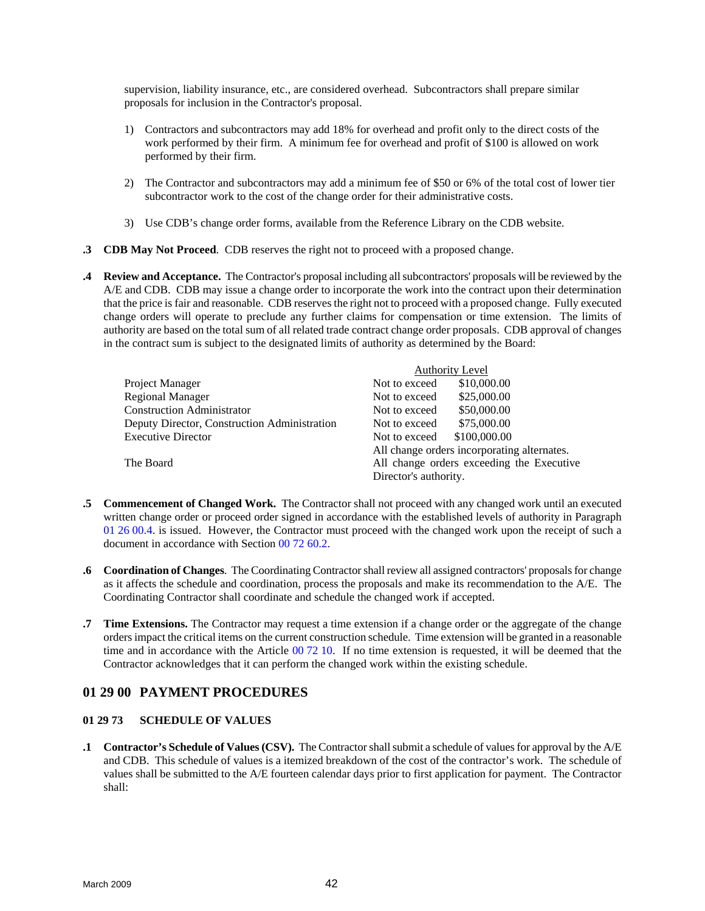supervision, liability insurance, etc., are considered overhead. Subcontractors shall prepare similar proposals for inclusion in the Contractor's proposal.

1) Contractors and subcontractors may add 18% for overhead and profit only to the direct costs of the work performed by their firm. A minimum fee for overhead and profit of $100 is allowed on work performed by their firm.

2) The Contractor and subcontractors may add a minimum fee of $50 or 6% of the total cost of lower tier subcontractor work to the cost of the change order for their administrative costs.

3) Use CDB's change order forms, available from the Reference Library on the CDB website.

**.3 CDB May Not Proceed**. CDB reserves the right not to proceed with a proposed change.

**.4 Review and Acceptance.** The Contractor's proposal including all subcontractors' proposals will be reviewed by the A/E and CDB. CDB may issue a change order to incorporate the work into the contract upon their determination that the price is fair and reasonable. CDB reserves the right not to proceed with a proposed change. Fully executed change orders will operate to preclude any further claims for compensation or time extension. The limits of authority are based on the total sum of all related trade contract change order proposals. CDB approval of changes in the contract sum is subject to the designated limits of authority as determined by the Board:

| | Authority Level | |
|---|---|---|
| Project Manager | Not to exceed | $10,000.00 |
| Regional Manager | Not to exceed | $25,000.00 |
| Construction Administrator | Not to exceed | $50,000.00 |
| Deputy Director, Construction Administration | Not to exceed | $75,000.00 |
| Executive Director | Not to exceed | $100,000.00 |
| | All change orders incorporating alternates. | |
| The Board | All change orders exceeding the Executive Director's authority. | |

**.5 Commencement of Changed Work.** The Contractor shall not proceed with any changed work until an executed written change order or proceed order signed in accordance with the established levels of authority in Paragraph 01 26 00.4. is issued. However, the Contractor must proceed with the changed work upon the receipt of such a document in accordance with Section 00 72 60.2.

**.6 Coordination of Changes**. The Coordinating Contractor shall review all assigned contractors' proposals for change as it affects the schedule and coordination, process the proposals and make its recommendation to the A/E. The Coordinating Contractor shall coordinate and schedule the changed work if accepted.

**.7 Time Extensions.** The Contractor may request a time extension if a change order or the aggregate of the change orders impact the critical items on the current construction schedule. Time extension will be granted in a reasonable time and in accordance with the Article 00 72 10. If no time extension is requested, it will be deemed that the Contractor acknowledges that it can perform the changed work within the existing schedule.

## 01 29 00 PAYMENT PROCEDURES

### 01 29 73 SCHEDULE OF VALUES

**.1 Contractor's Schedule of Values (CSV).** The Contractor shall submit a schedule of values for approval by the A/E and CDB. This schedule of values is a itemized breakdown of the cost of the contractor's work. The schedule of values shall be submitted to the A/E fourteen calendar days prior to first application for payment. The Contractor shall: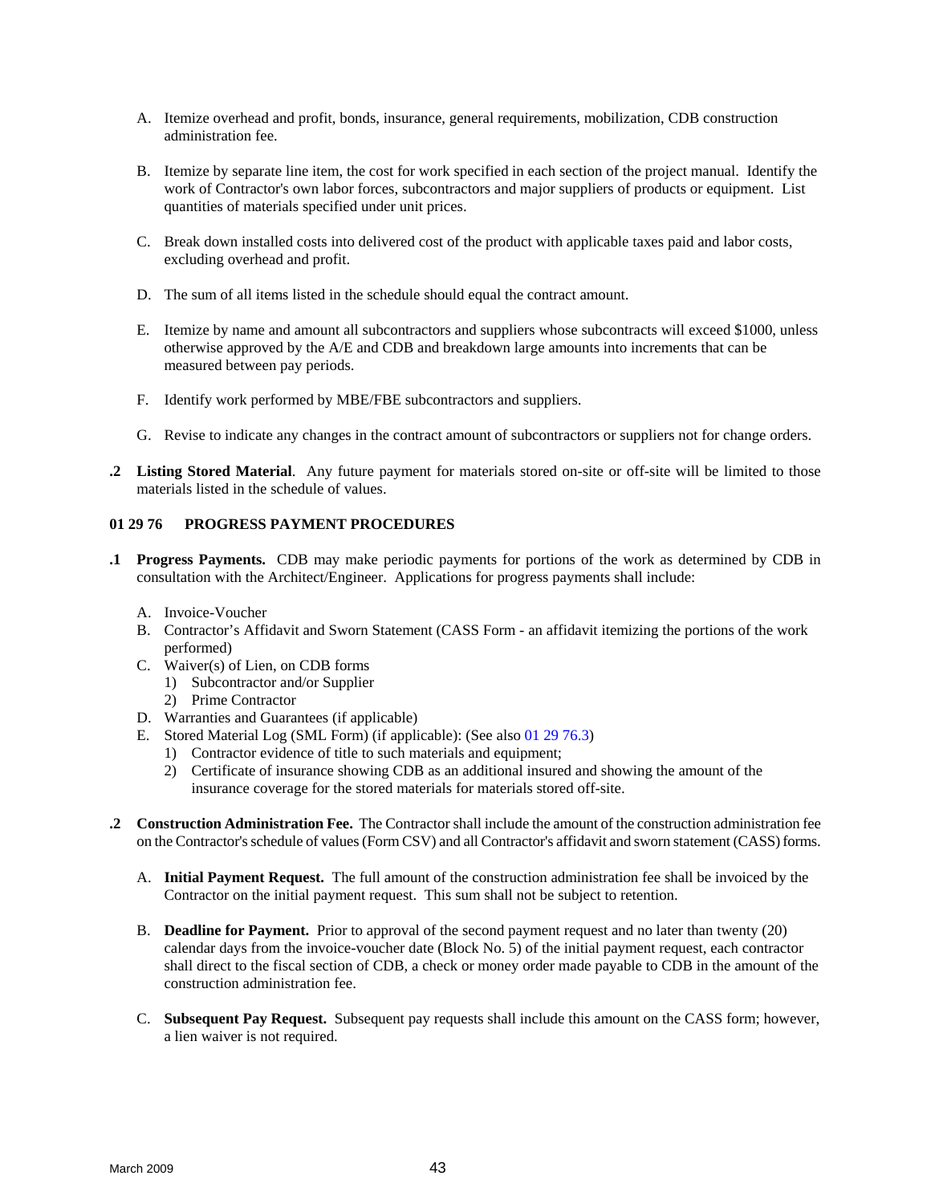A. Itemize overhead and profit, bonds, insurance, general requirements, mobilization, CDB construction administration fee.

B. Itemize by separate line item, the cost for work specified in each section of the project manual. Identify the work of Contractor's own labor forces, subcontractors and major suppliers of products or equipment. List quantities of materials specified under unit prices.

C. Break down installed costs into delivered cost of the product with applicable taxes paid and labor costs, excluding overhead and profit.

D. The sum of all items listed in the schedule should equal the contract amount.

E. Itemize by name and amount all subcontractors and suppliers whose subcontracts will exceed $1000, unless otherwise approved by the A/E and CDB and breakdown large amounts into increments that can be measured between pay periods.

F. Identify work performed by MBE/FBE subcontractors and suppliers.

G. Revise to indicate any changes in the contract amount of subcontractors or suppliers not for change orders.

**.2 Listing Stored Material**. Any future payment for materials stored on-site or off-site will be limited to those materials listed in the schedule of values.

### 01 29 76 PROGRESS PAYMENT PROCEDURES

**.1 Progress Payments.** CDB may make periodic payments for portions of the work as determined by CDB in consultation with the Architect/Engineer. Applications for progress payments shall include:

A. Invoice-Voucher
B. Contractor's Affidavit and Sworn Statement (CASS Form - an affidavit itemizing the portions of the work performed)
C. Waiver(s) of Lien, on CDB forms
   1) Subcontractor and/or Supplier
   2) Prime Contractor
D. Warranties and Guarantees (if applicable)
E. Stored Material Log (SML Form) (if applicable): (See also 01 29 76.3)
   1) Contractor evidence of title to such materials and equipment;
   2) Certificate of insurance showing CDB as an additional insured and showing the amount of the insurance coverage for the stored materials for materials stored off-site.

**.2 Construction Administration Fee.** The Contractor shall include the amount of the construction administration fee on the Contractor's schedule of values (Form CSV) and all Contractor's affidavit and sworn statement (CASS) forms.

A. **Initial Payment Request.** The full amount of the construction administration fee shall be invoiced by the Contractor on the initial payment request. This sum shall not be subject to retention.

B. **Deadline for Payment.** Prior to approval of the second payment request and no later than twenty (20) calendar days from the invoice-voucher date (Block No. 5) of the initial payment request, each contractor shall direct to the fiscal section of CDB, a check or money order made payable to CDB in the amount of the construction administration fee.

C. **Subsequent Pay Request.** Subsequent pay requests shall include this amount on the CASS form; however, a lien waiver is not required.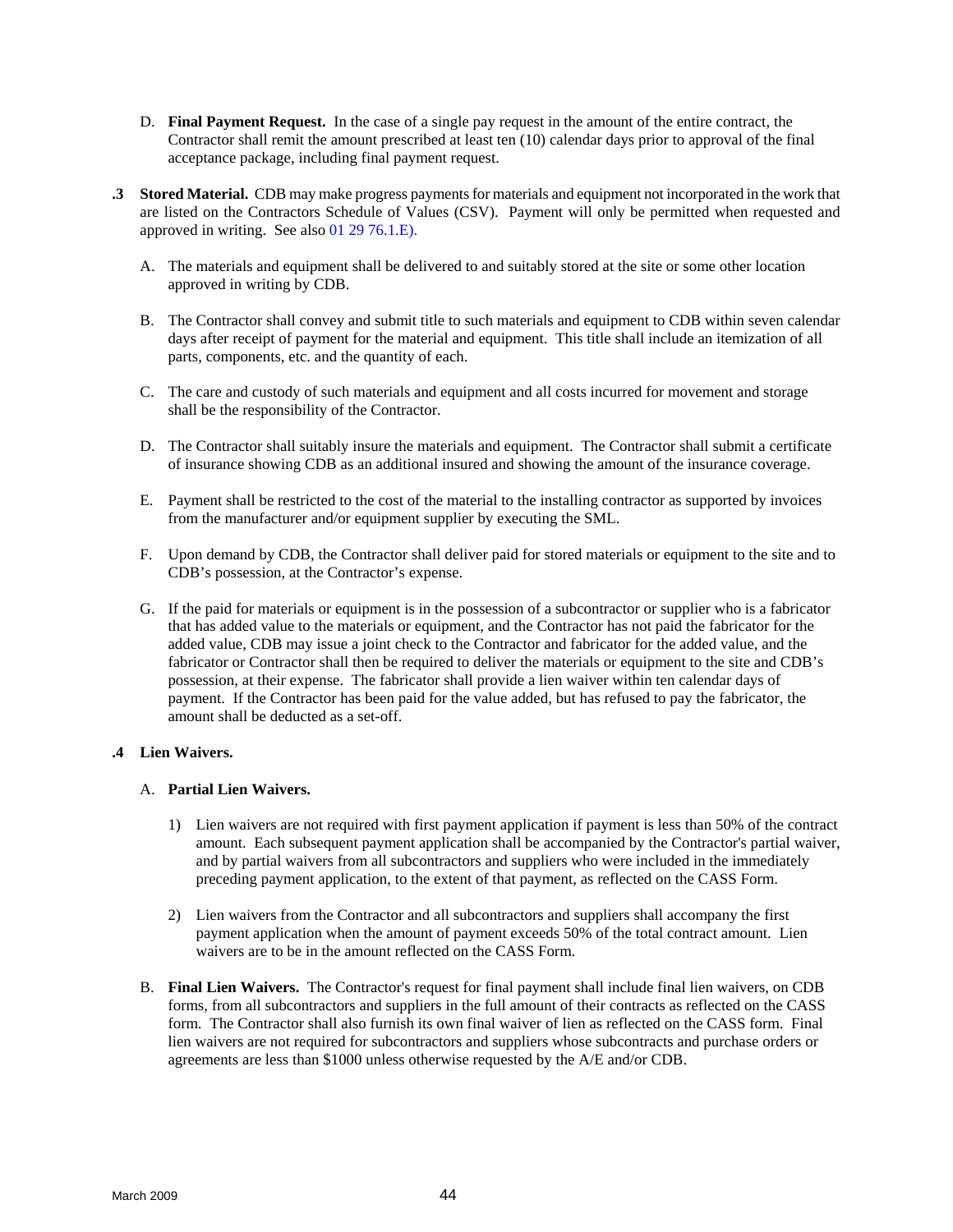D. **Final Payment Request.** In the case of a single pay request in the amount of the entire contract, the Contractor shall remit the amount prescribed at least ten (10) calendar days prior to approval of the final acceptance package, including final payment request.

**.3 Stored Material.** CDB may make progress payments for materials and equipment not incorporated in the work that are listed on the Contractors Schedule of Values (CSV). Payment will only be permitted when requested and approved in writing. See also 01 29 76.1.E).

A. The materials and equipment shall be delivered to and suitably stored at the site or some other location approved in writing by CDB.

B. The Contractor shall convey and submit title to such materials and equipment to CDB within seven calendar days after receipt of payment for the material and equipment. This title shall include an itemization of all parts, components, etc. and the quantity of each.

C. The care and custody of such materials and equipment and all costs incurred for movement and storage shall be the responsibility of the Contractor.

D. The Contractor shall suitably insure the materials and equipment. The Contractor shall submit a certificate of insurance showing CDB as an additional insured and showing the amount of the insurance coverage.

E. Payment shall be restricted to the cost of the material to the installing contractor as supported by invoices from the manufacturer and/or equipment supplier by executing the SML.

F. Upon demand by CDB, the Contractor shall deliver paid for stored materials or equipment to the site and to CDB's possession, at the Contractor's expense.

G. If the paid for materials or equipment is in the possession of a subcontractor or supplier who is a fabricator that has added value to the materials or equipment, and the Contractor has not paid the fabricator for the added value, CDB may issue a joint check to the Contractor and fabricator for the added value, and the fabricator or Contractor shall then be required to deliver the materials or equipment to the site and CDB's possession, at their expense. The fabricator shall provide a lien waiver within ten calendar days of payment. If the Contractor has been paid for the value added, but has refused to pay the fabricator, the amount shall be deducted as a set-off.

**.4 Lien Waivers.**

A. **Partial Lien Waivers.**

1) Lien waivers are not required with first payment application if payment is less than 50% of the contract amount. Each subsequent payment application shall be accompanied by the Contractor's partial waiver, and by partial waivers from all subcontractors and suppliers who were included in the immediately preceding payment application, to the extent of that payment, as reflected on the CASS Form.

2) Lien waivers from the Contractor and all subcontractors and suppliers shall accompany the first payment application when the amount of payment exceeds 50% of the total contract amount. Lien waivers are to be in the amount reflected on the CASS Form.

B. **Final Lien Waivers.** The Contractor's request for final payment shall include final lien waivers, on CDB forms, from all subcontractors and suppliers in the full amount of their contracts as reflected on the CASS form. The Contractor shall also furnish its own final waiver of lien as reflected on the CASS form. Final lien waivers are not required for subcontractors and suppliers whose subcontracts and purchase orders or agreements are less than $1000 unless otherwise requested by the A/E and/or CDB.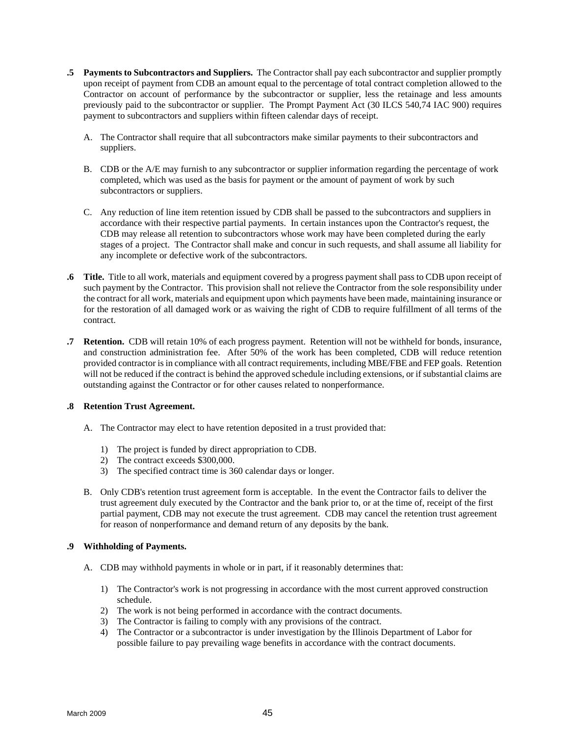**.5 Payments to Subcontractors and Suppliers.** The Contractor shall pay each subcontractor and supplier promptly upon receipt of payment from CDB an amount equal to the percentage of total contract completion allowed to the Contractor on account of performance by the subcontractor or supplier, less the retainage and less amounts previously paid to the subcontractor or supplier. The Prompt Payment Act (30 ILCS 540,74 IAC 900) requires payment to subcontractors and suppliers within fifteen calendar days of receipt.

A. The Contractor shall require that all subcontractors make similar payments to their subcontractors and suppliers.

B. CDB or the A/E may furnish to any subcontractor or supplier information regarding the percentage of work completed, which was used as the basis for payment or the amount of payment of work by such subcontractors or suppliers.

C. Any reduction of line item retention issued by CDB shall be passed to the subcontractors and suppliers in accordance with their respective partial payments. In certain instances upon the Contractor's request, the CDB may release all retention to subcontractors whose work may have been completed during the early stages of a project. The Contractor shall make and concur in such requests, and shall assume all liability for any incomplete or defective work of the subcontractors.

**.6 Title.** Title to all work, materials and equipment covered by a progress payment shall pass to CDB upon receipt of such payment by the Contractor. This provision shall not relieve the Contractor from the sole responsibility under the contract for all work, materials and equipment upon which payments have been made, maintaining insurance or for the restoration of all damaged work or as waiving the right of CDB to require fulfillment of all terms of the contract.

**.7 Retention.** CDB will retain 10% of each progress payment. Retention will not be withheld for bonds, insurance, and construction administration fee. After 50% of the work has been completed, CDB will reduce retention provided contractor is in compliance with all contract requirements, including MBE/FBE and FEP goals. Retention will not be reduced if the contract is behind the approved schedule including extensions, or if substantial claims are outstanding against the Contractor or for other causes related to nonperformance.

**.8 Retention Trust Agreement.**

A. The Contractor may elect to have retention deposited in a trust provided that:

1) The project is funded by direct appropriation to CDB.
2) The contract exceeds $300,000.
3) The specified contract time is 360 calendar days or longer.

B. Only CDB's retention trust agreement form is acceptable. In the event the Contractor fails to deliver the trust agreement duly executed by the Contractor and the bank prior to, or at the time of, receipt of the first partial payment, CDB may not execute the trust agreement. CDB may cancel the retention trust agreement for reason of nonperformance and demand return of any deposits by the bank.

**.9 Withholding of Payments.**

A. CDB may withhold payments in whole or in part, if it reasonably determines that:

1) The Contractor's work is not progressing in accordance with the most current approved construction schedule.
2) The work is not being performed in accordance with the contract documents.
3) The Contractor is failing to comply with any provisions of the contract.
4) The Contractor or a subcontractor is under investigation by the Illinois Department of Labor for possible failure to pay prevailing wage benefits in accordance with the contract documents.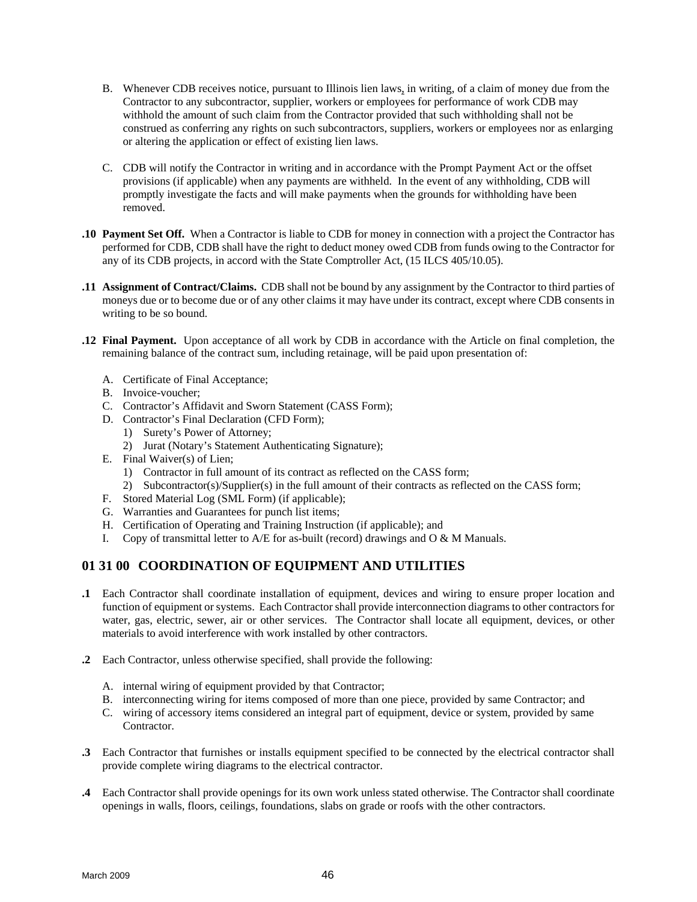B. Whenever CDB receives notice, pursuant to Illinois lien laws, in writing, of a claim of money due from the Contractor to any subcontractor, supplier, workers or employees for performance of work CDB may withhold the amount of such claim from the Contractor provided that such withholding shall not be construed as conferring any rights on such subcontractors, suppliers, workers or employees nor as enlarging or altering the application or effect of existing lien laws.

C. CDB will notify the Contractor in writing and in accordance with the Prompt Payment Act or the offset provisions (if applicable) when any payments are withheld. In the event of any withholding, CDB will promptly investigate the facts and will make payments when the grounds for withholding have been removed.

**.10 Payment Set Off.** When a Contractor is liable to CDB for money in connection with a project the Contractor has performed for CDB, CDB shall have the right to deduct money owed CDB from funds owing to the Contractor for any of its CDB projects, in accord with the State Comptroller Act, (15 ILCS 405/10.05).

**.11 Assignment of Contract/Claims.** CDB shall not be bound by any assignment by the Contractor to third parties of moneys due or to become due or of any other claims it may have under its contract, except where CDB consents in writing to be so bound.

**.12 Final Payment.** Upon acceptance of all work by CDB in accordance with the Article on final completion, the remaining balance of the contract sum, including retainage, will be paid upon presentation of:

A. Certificate of Final Acceptance;
B. Invoice-voucher;
C. Contractor's Affidavit and Sworn Statement (CASS Form);
D. Contractor's Final Declaration (CFD Form);
   1) Surety's Power of Attorney;
   2) Jurat (Notary's Statement Authenticating Signature);
E. Final Waiver(s) of Lien;
   1) Contractor in full amount of its contract as reflected on the CASS form;
   2) Subcontractor(s)/Supplier(s) in the full amount of their contracts as reflected on the CASS form;
F. Stored Material Log (SML Form) (if applicable);
G. Warranties and Guarantees for punch list items;
H. Certification of Operating and Training Instruction (if applicable); and
I. Copy of transmittal letter to A/E for as-built (record) drawings and O & M Manuals.

## 01 31 00 COORDINATION OF EQUIPMENT AND UTILITIES

**.1** Each Contractor shall coordinate installation of equipment, devices and wiring to ensure proper location and function of equipment or systems. Each Contractor shall provide interconnection diagrams to other contractors for water, gas, electric, sewer, air or other services. The Contractor shall locate all equipment, devices, or other materials to avoid interference with work installed by other contractors.

**.2** Each Contractor, unless otherwise specified, shall provide the following:

A. internal wiring of equipment provided by that Contractor;
B. interconnecting wiring for items composed of more than one piece, provided by same Contractor; and
C. wiring of accessory items considered an integral part of equipment, device or system, provided by same Contractor.

**.3** Each Contractor that furnishes or installs equipment specified to be connected by the electrical contractor shall provide complete wiring diagrams to the electrical contractor.

**.4** Each Contractor shall provide openings for its own work unless stated otherwise. The Contractor shall coordinate openings in walls, floors, ceilings, foundations, slabs on grade or roofs with the other contractors.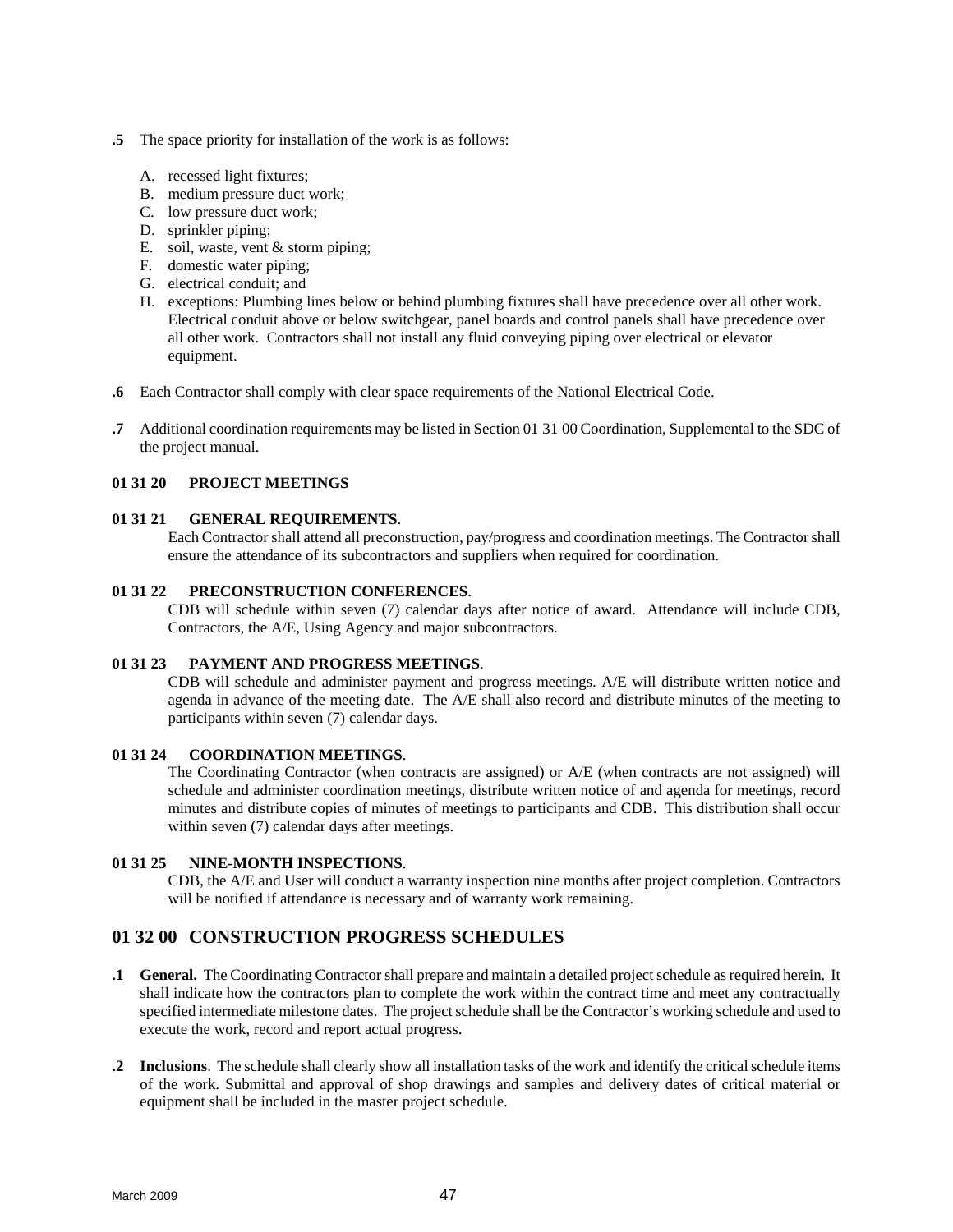**.5** The space priority for installation of the work is as follows:

A. recessed light fixtures;
B. medium pressure duct work;
C. low pressure duct work;
D. sprinkler piping;
E. soil, waste, vent & storm piping;
F. domestic water piping;
G. electrical conduit; and
H. exceptions: Plumbing lines below or behind plumbing fixtures shall have precedence over all other work. Electrical conduit above or below switchgear, panel boards and control panels shall have precedence over all other work. Contractors shall not install any fluid conveying piping over electrical or elevator equipment.

**.6** Each Contractor shall comply with clear space requirements of the National Electrical Code.

**.7** Additional coordination requirements may be listed in Section 01 31 00 Coordination, Supplemental to the SDC of the project manual.

**01 31 20 PROJECT MEETINGS**

**01 31 21 GENERAL REQUIREMENTS**.
Each Contractor shall attend all preconstruction, pay/progress and coordination meetings. The Contractor shall ensure the attendance of its subcontractors and suppliers when required for coordination.

**01 31 22 PRECONSTRUCTION CONFERENCES**.
CDB will schedule within seven (7) calendar days after notice of award. Attendance will include CDB, Contractors, the A/E, Using Agency and major subcontractors.

**01 31 23 PAYMENT AND PROGRESS MEETINGS**.
CDB will schedule and administer payment and progress meetings. A/E will distribute written notice and agenda in advance of the meeting date. The A/E shall also record and distribute minutes of the meeting to participants within seven (7) calendar days.

**01 31 24 COORDINATION MEETINGS**.
The Coordinating Contractor (when contracts are assigned) or A/E (when contracts are not assigned) will schedule and administer coordination meetings, distribute written notice of and agenda for meetings, record minutes and distribute copies of minutes of meetings to participants and CDB. This distribution shall occur within seven (7) calendar days after meetings.

**01 31 25 NINE-MONTH INSPECTIONS**.
CDB, the A/E and User will conduct a warranty inspection nine months after project completion. Contractors will be notified if attendance is necessary and of warranty work remaining.

## 01 32 00 CONSTRUCTION PROGRESS SCHEDULES

**.1 General.** The Coordinating Contractor shall prepare and maintain a detailed project schedule as required herein. It shall indicate how the contractors plan to complete the work within the contract time and meet any contractually specified intermediate milestone dates. The project schedule shall be the Contractor's working schedule and used to execute the work, record and report actual progress.

**.2 Inclusions**. The schedule shall clearly show all installation tasks of the work and identify the critical schedule items of the work. Submittal and approval of shop drawings and samples and delivery dates of critical material or equipment shall be included in the master project schedule.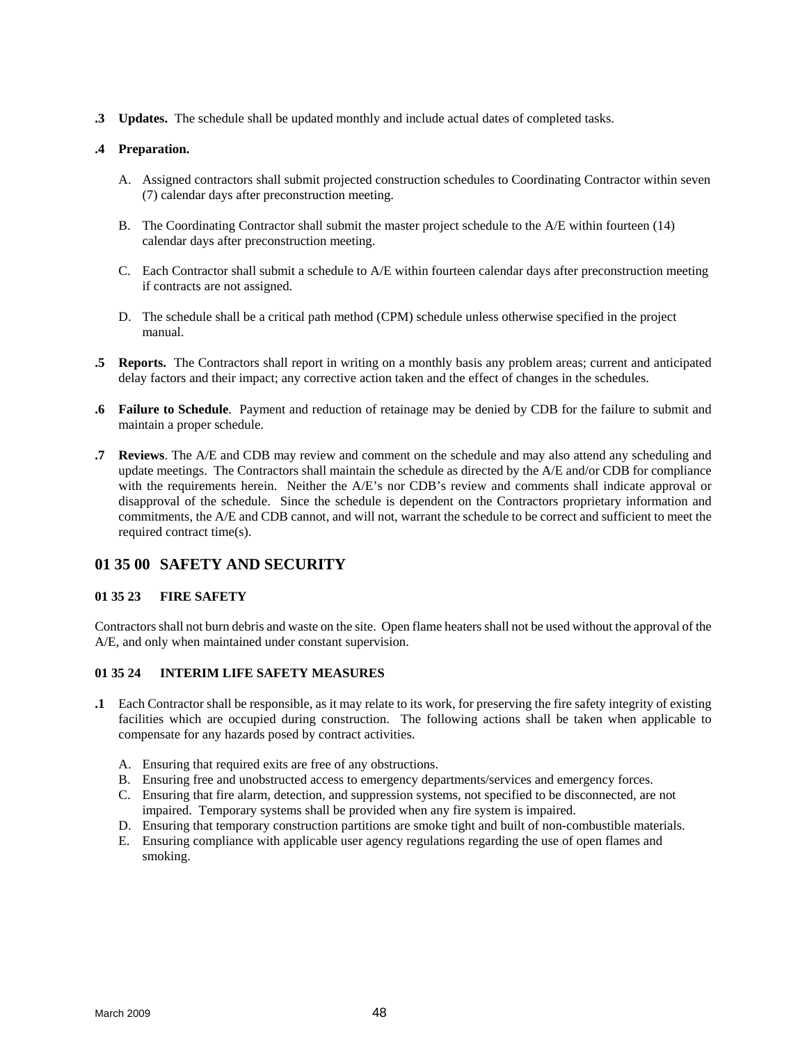**.3 Updates.** The schedule shall be updated monthly and include actual dates of completed tasks.

**.4 Preparation.**

A. Assigned contractors shall submit projected construction schedules to Coordinating Contractor within seven (7) calendar days after preconstruction meeting.

B. The Coordinating Contractor shall submit the master project schedule to the A/E within fourteen (14) calendar days after preconstruction meeting.

C. Each Contractor shall submit a schedule to A/E within fourteen calendar days after preconstruction meeting if contracts are not assigned.

D. The schedule shall be a critical path method (CPM) schedule unless otherwise specified in the project manual.

**.5 Reports.** The Contractors shall report in writing on a monthly basis any problem areas; current and anticipated delay factors and their impact; any corrective action taken and the effect of changes in the schedules.

**.6 Failure to Schedule**. Payment and reduction of retainage may be denied by CDB for the failure to submit and maintain a proper schedule.

**.7 Reviews**. The A/E and CDB may review and comment on the schedule and may also attend any scheduling and update meetings. The Contractors shall maintain the schedule as directed by the A/E and/or CDB for compliance with the requirements herein. Neither the A/E's nor CDB's review and comments shall indicate approval or disapproval of the schedule. Since the schedule is dependent on the Contractors proprietary information and commitments, the A/E and CDB cannot, and will not, warrant the schedule to be correct and sufficient to meet the required contract time(s).

## 01 35 00 SAFETY AND SECURITY

### 01 35 23 FIRE SAFETY

Contractors shall not burn debris and waste on the site. Open flame heaters shall not be used without the approval of the A/E, and only when maintained under constant supervision.

### 01 35 24 INTERIM LIFE SAFETY MEASURES

**.1** Each Contractor shall be responsible, as it may relate to its work, for preserving the fire safety integrity of existing facilities which are occupied during construction. The following actions shall be taken when applicable to compensate for any hazards posed by contract activities.

A. Ensuring that required exits are free of any obstructions.
B. Ensuring free and unobstructed access to emergency departments/services and emergency forces.
C. Ensuring that fire alarm, detection, and suppression systems, not specified to be disconnected, are not impaired. Temporary systems shall be provided when any fire system is impaired.
D. Ensuring that temporary construction partitions are smoke tight and built of non-combustible materials.
E. Ensuring compliance with applicable user agency regulations regarding the use of open flames and smoking.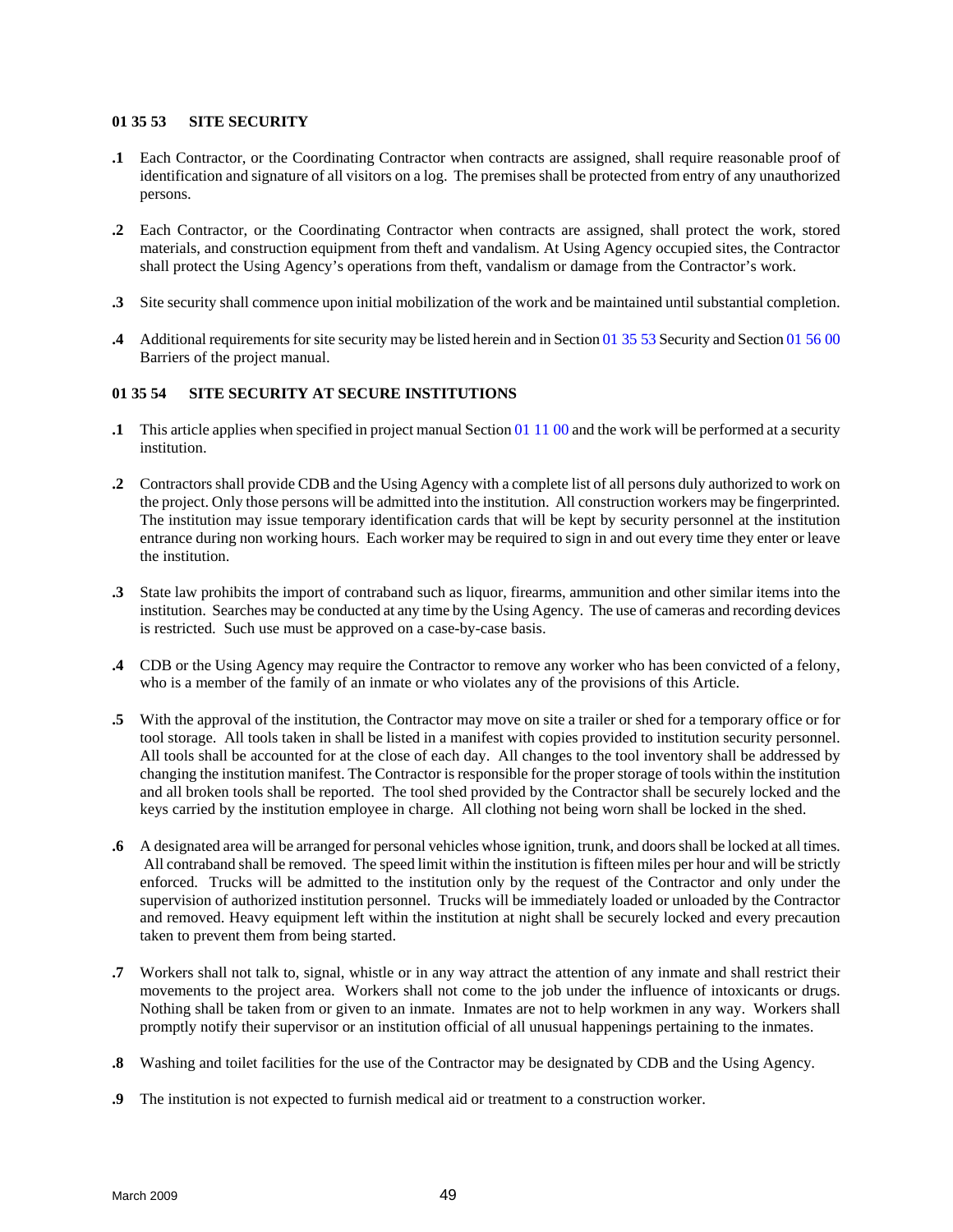**01 35 53 SITE SECURITY**

**.1** Each Contractor, or the Coordinating Contractor when contracts are assigned, shall require reasonable proof of identification and signature of all visitors on a log. The premises shall be protected from entry of any unauthorized persons.

**.2** Each Contractor, or the Coordinating Contractor when contracts are assigned, shall protect the work, stored materials, and construction equipment from theft and vandalism. At Using Agency occupied sites, the Contractor shall protect the Using Agency's operations from theft, vandalism or damage from the Contractor's work.

**.3** Site security shall commence upon initial mobilization of the work and be maintained until substantial completion.

**.4** Additional requirements for site security may be listed herein and in Section 01 35 53 Security and Section 01 56 00 Barriers of the project manual.

**01 35 54 SITE SECURITY AT SECURE INSTITUTIONS**

**.1** This article applies when specified in project manual Section 01 11 00 and the work will be performed at a security institution.

**.2** Contractors shall provide CDB and the Using Agency with a complete list of all persons duly authorized to work on the project. Only those persons will be admitted into the institution. All construction workers may be fingerprinted. The institution may issue temporary identification cards that will be kept by security personnel at the institution entrance during non working hours. Each worker may be required to sign in and out every time they enter or leave the institution.

**.3** State law prohibits the import of contraband such as liquor, firearms, ammunition and other similar items into the institution. Searches may be conducted at any time by the Using Agency. The use of cameras and recording devices is restricted. Such use must be approved on a case-by-case basis.

**.4** CDB or the Using Agency may require the Contractor to remove any worker who has been convicted of a felony, who is a member of the family of an inmate or who violates any of the provisions of this Article.

**.5** With the approval of the institution, the Contractor may move on site a trailer or shed for a temporary office or for tool storage. All tools taken in shall be listed in a manifest with copies provided to institution security personnel. All tools shall be accounted for at the close of each day. All changes to the tool inventory shall be addressed by changing the institution manifest. The Contractor is responsible for the proper storage of tools within the institution and all broken tools shall be reported. The tool shed provided by the Contractor shall be securely locked and the keys carried by the institution employee in charge. All clothing not being worn shall be locked in the shed.

**.6** A designated area will be arranged for personal vehicles whose ignition, trunk, and doors shall be locked at all times. All contraband shall be removed. The speed limit within the institution is fifteen miles per hour and will be strictly enforced. Trucks will be admitted to the institution only by the request of the Contractor and only under the supervision of authorized institution personnel. Trucks will be immediately loaded or unloaded by the Contractor and removed. Heavy equipment left within the institution at night shall be securely locked and every precaution taken to prevent them from being started.

**.7** Workers shall not talk to, signal, whistle or in any way attract the attention of any inmate and shall restrict their movements to the project area. Workers shall not come to the job under the influence of intoxicants or drugs. Nothing shall be taken from or given to an inmate. Inmates are not to help workmen in any way. Workers shall promptly notify their supervisor or an institution official of all unusual happenings pertaining to the inmates.

**.8** Washing and toilet facilities for the use of the Contractor may be designated by CDB and the Using Agency.

**.9** The institution is not expected to furnish medical aid or treatment to a construction worker.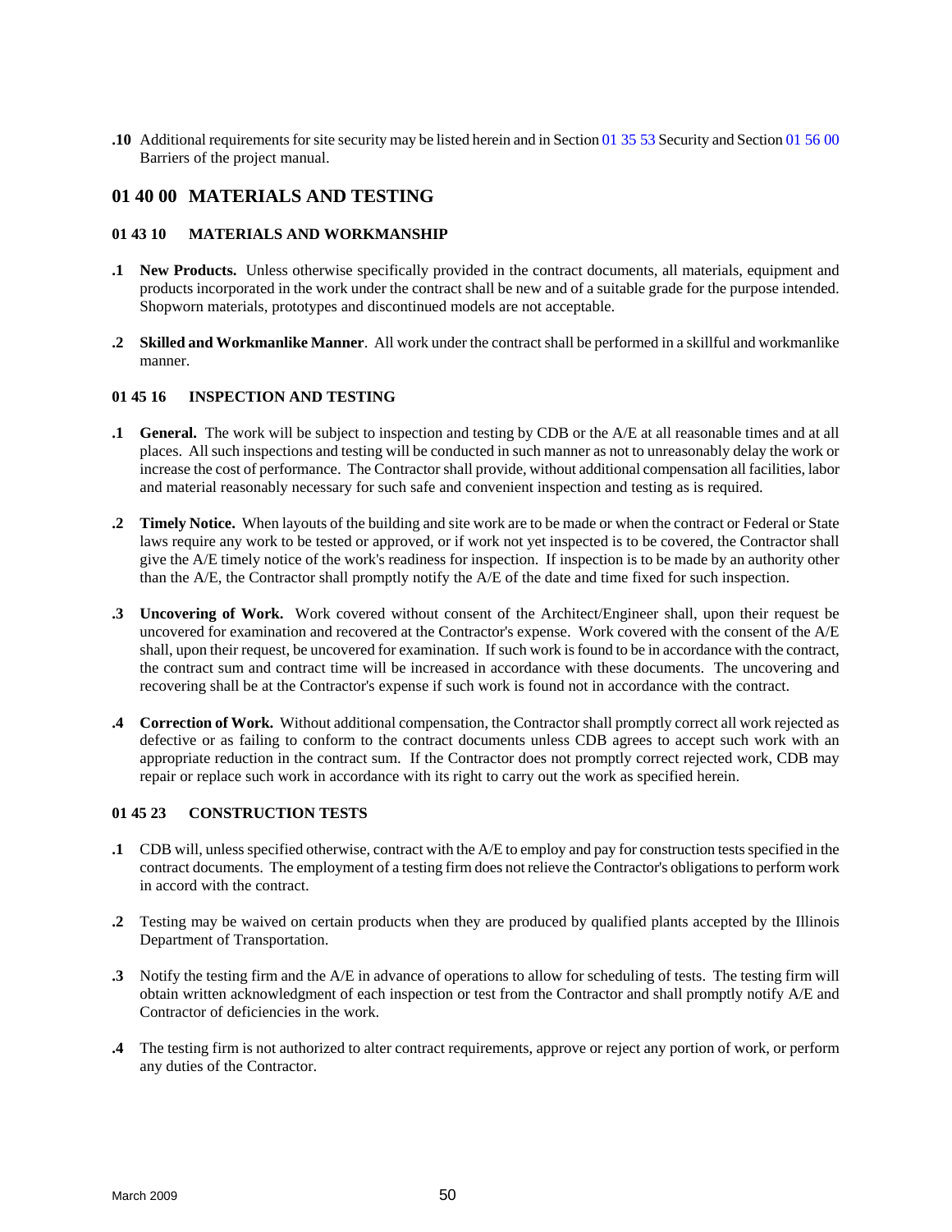**.10** Additional requirements for site security may be listed herein and in Section 01 35 53 Security and Section 01 56 00 Barriers of the project manual.

## 01 40 00 MATERIALS AND TESTING

### 01 43 10 MATERIALS AND WORKMANSHIP

**.1** **New Products.** Unless otherwise specifically provided in the contract documents, all materials, equipment and products incorporated in the work under the contract shall be new and of a suitable grade for the purpose intended. Shopworn materials, prototypes and discontinued models are not acceptable.

**.2** **Skilled and Workmanlike Manner**. All work under the contract shall be performed in a skillful and workmanlike manner.

### 01 45 16 INSPECTION AND TESTING

**.1** **General.** The work will be subject to inspection and testing by CDB or the A/E at all reasonable times and at all places. All such inspections and testing will be conducted in such manner as not to unreasonably delay the work or increase the cost of performance. The Contractor shall provide, without additional compensation all facilities, labor and material reasonably necessary for such safe and convenient inspection and testing as is required.

**.2** **Timely Notice.** When layouts of the building and site work are to be made or when the contract or Federal or State laws require any work to be tested or approved, or if work not yet inspected is to be covered, the Contractor shall give the A/E timely notice of the work's readiness for inspection. If inspection is to be made by an authority other than the A/E, the Contractor shall promptly notify the A/E of the date and time fixed for such inspection.

**.3** **Uncovering of Work.** Work covered without consent of the Architect/Engineer shall, upon their request be uncovered for examination and recovered at the Contractor's expense. Work covered with the consent of the A/E shall, upon their request, be uncovered for examination. If such work is found to be in accordance with the contract, the contract sum and contract time will be increased in accordance with these documents. The uncovering and recovering shall be at the Contractor's expense if such work is found not in accordance with the contract.

**.4** **Correction of Work.** Without additional compensation, the Contractor shall promptly correct all work rejected as defective or as failing to conform to the contract documents unless CDB agrees to accept such work with an appropriate reduction in the contract sum. If the Contractor does not promptly correct rejected work, CDB may repair or replace such work in accordance with its right to carry out the work as specified herein.

### 01 45 23 CONSTRUCTION TESTS

**.1** CDB will, unless specified otherwise, contract with the A/E to employ and pay for construction tests specified in the contract documents. The employment of a testing firm does not relieve the Contractor's obligations to perform work in accord with the contract.

**.2** Testing may be waived on certain products when they are produced by qualified plants accepted by the Illinois Department of Transportation.

**.3** Notify the testing firm and the A/E in advance of operations to allow for scheduling of tests. The testing firm will obtain written acknowledgment of each inspection or test from the Contractor and shall promptly notify A/E and Contractor of deficiencies in the work.

**.4** The testing firm is not authorized to alter contract requirements, approve or reject any portion of work, or perform any duties of the Contractor.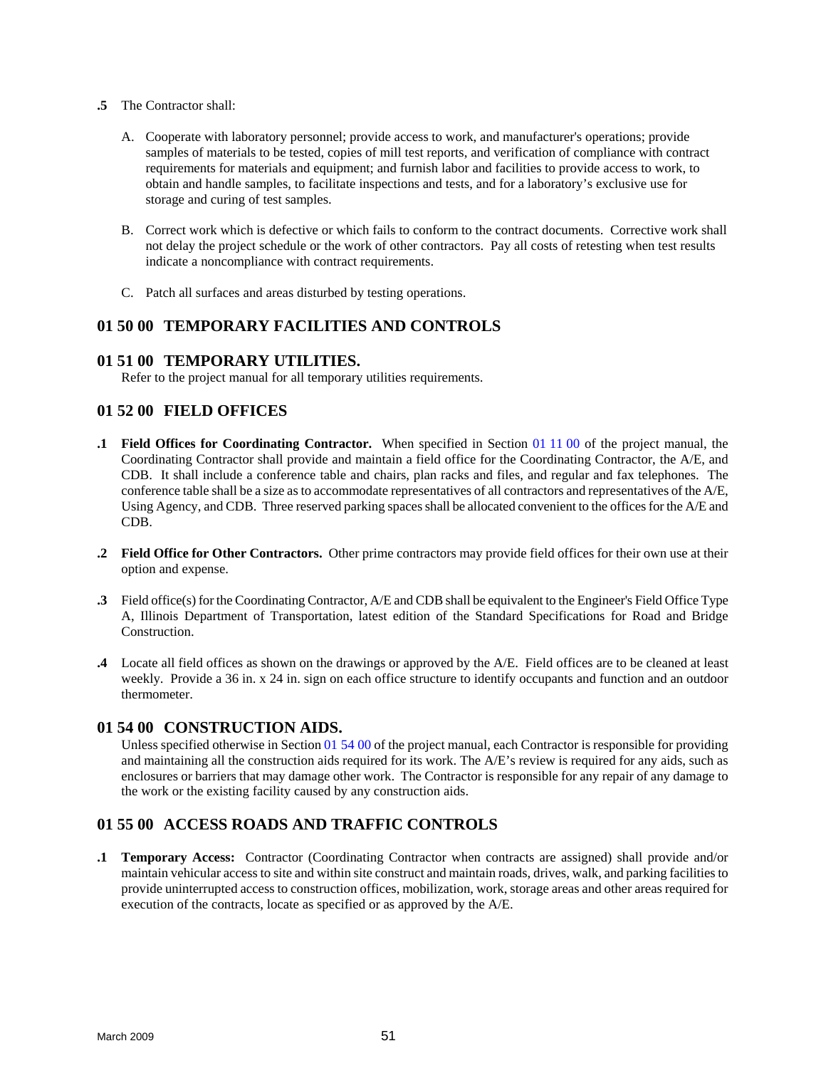**.5** The Contractor shall:

A. Cooperate with laboratory personnel; provide access to work, and manufacturer's operations; provide samples of materials to be tested, copies of mill test reports, and verification of compliance with contract requirements for materials and equipment; and furnish labor and facilities to provide access to work, to obtain and handle samples, to facilitate inspections and tests, and for a laboratory's exclusive use for storage and curing of test samples.

B. Correct work which is defective or which fails to conform to the contract documents. Corrective work shall not delay the project schedule or the work of other contractors. Pay all costs of retesting when test results indicate a noncompliance with contract requirements.

C. Patch all surfaces and areas disturbed by testing operations.

## 01 50 00 TEMPORARY FACILITIES AND CONTROLS

## 01 51 00 TEMPORARY UTILITIES.

Refer to the project manual for all temporary utilities requirements.

## 01 52 00 FIELD OFFICES

**.1 Field Offices for Coordinating Contractor.** When specified in Section 01 11 00 of the project manual, the Coordinating Contractor shall provide and maintain a field office for the Coordinating Contractor, the A/E, and CDB. It shall include a conference table and chairs, plan racks and files, and regular and fax telephones. The conference table shall be a size as to accommodate representatives of all contractors and representatives of the A/E, Using Agency, and CDB. Three reserved parking spaces shall be allocated convenient to the offices for the A/E and CDB.

**.2 Field Office for Other Contractors.** Other prime contractors may provide field offices for their own use at their option and expense.

**.3** Field office(s) for the Coordinating Contractor, A/E and CDB shall be equivalent to the Engineer's Field Office Type A, Illinois Department of Transportation, latest edition of the Standard Specifications for Road and Bridge Construction.

**.4** Locate all field offices as shown on the drawings or approved by the A/E. Field offices are to be cleaned at least weekly. Provide a 36 in. x 24 in. sign on each office structure to identify occupants and function and an outdoor thermometer.

## 01 54 00 CONSTRUCTION AIDS.

Unless specified otherwise in Section 01 54 00 of the project manual, each Contractor is responsible for providing and maintaining all the construction aids required for its work. The A/E's review is required for any aids, such as enclosures or barriers that may damage other work. The Contractor is responsible for any repair of any damage to the work or the existing facility caused by any construction aids.

## 01 55 00 ACCESS ROADS AND TRAFFIC CONTROLS

**.1 Temporary Access:** Contractor (Coordinating Contractor when contracts are assigned) shall provide and/or maintain vehicular access to site and within site construct and maintain roads, drives, walk, and parking facilities to provide uninterrupted access to construction offices, mobilization, work, storage areas and other areas required for execution of the contracts, locate as specified or as approved by the A/E.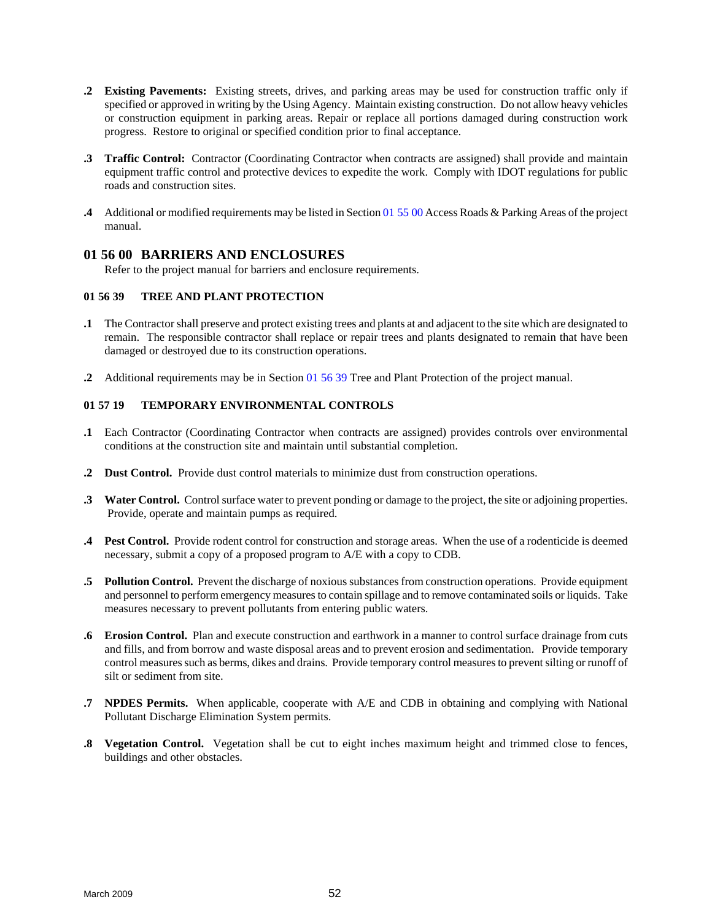**.2** **Existing Pavements:** Existing streets, drives, and parking areas may be used for construction traffic only if specified or approved in writing by the Using Agency. Maintain existing construction. Do not allow heavy vehicles or construction equipment in parking areas. Repair or replace all portions damaged during construction work progress. Restore to original or specified condition prior to final acceptance.

**.3** **Traffic Control:** Contractor (Coordinating Contractor when contracts are assigned) shall provide and maintain equipment traffic control and protective devices to expedite the work. Comply with IDOT regulations for public roads and construction sites.

**.4** Additional or modified requirements may be listed in Section 01 55 00 Access Roads & Parking Areas of the project manual.

## 01 56 00 BARRIERS AND ENCLOSURES

Refer to the project manual for barriers and enclosure requirements.

### 01 56 39 TREE AND PLANT PROTECTION

**.1** The Contractor shall preserve and protect existing trees and plants at and adjacent to the site which are designated to remain. The responsible contractor shall replace or repair trees and plants designated to remain that have been damaged or destroyed due to its construction operations.

**.2** Additional requirements may be in Section 01 56 39 Tree and Plant Protection of the project manual.

### 01 57 19 TEMPORARY ENVIRONMENTAL CONTROLS

**.1** Each Contractor (Coordinating Contractor when contracts are assigned) provides controls over environmental conditions at the construction site and maintain until substantial completion.

**.2** **Dust Control.** Provide dust control materials to minimize dust from construction operations.

**.3** **Water Control.** Control surface water to prevent ponding or damage to the project, the site or adjoining properties. Provide, operate and maintain pumps as required.

**.4** **Pest Control.** Provide rodent control for construction and storage areas. When the use of a rodenticide is deemed necessary, submit a copy of a proposed program to A/E with a copy to CDB.

**.5** **Pollution Control.** Prevent the discharge of noxious substances from construction operations. Provide equipment and personnel to perform emergency measures to contain spillage and to remove contaminated soils or liquids. Take measures necessary to prevent pollutants from entering public waters.

**.6** **Erosion Control.** Plan and execute construction and earthwork in a manner to control surface drainage from cuts and fills, and from borrow and waste disposal areas and to prevent erosion and sedimentation. Provide temporary control measures such as berms, dikes and drains. Provide temporary control measures to prevent silting or runoff of silt or sediment from site.

**.7** **NPDES Permits.** When applicable, cooperate with A/E and CDB in obtaining and complying with National Pollutant Discharge Elimination System permits.

**.8** **Vegetation Control.** Vegetation shall be cut to eight inches maximum height and trimmed close to fences, buildings and other obstacles.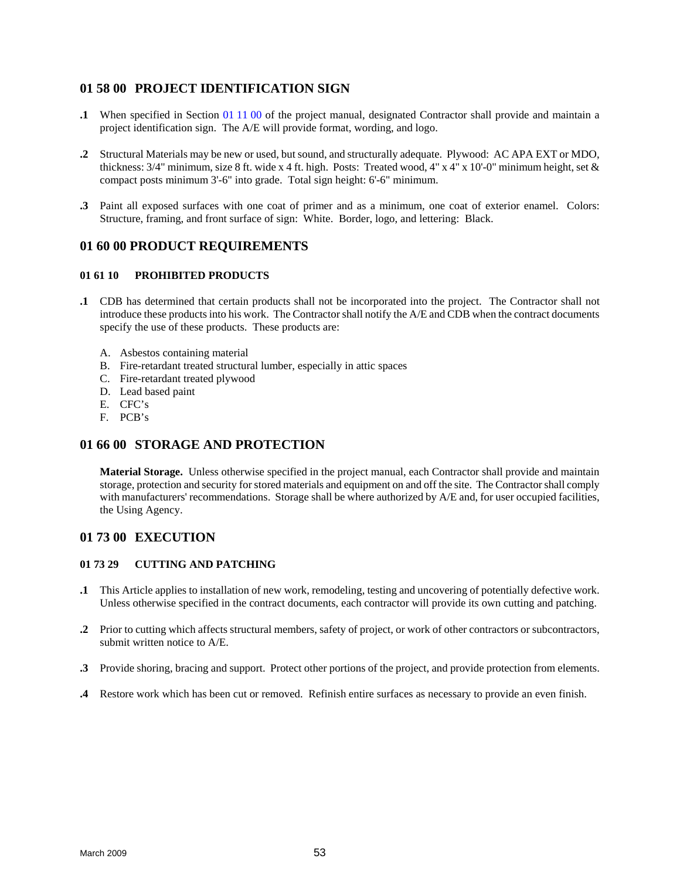## 01 58 00 PROJECT IDENTIFICATION SIGN

**.1** When specified in Section 01 11 00 of the project manual, designated Contractor shall provide and maintain a project identification sign. The A/E will provide format, wording, and logo.

**.2** Structural Materials may be new or used, but sound, and structurally adequate. Plywood: AC APA EXT or MDO, thickness: 3/4" minimum, size 8 ft. wide x 4 ft. high. Posts: Treated wood, 4" x 4" x 10'-0" minimum height, set & compact posts minimum 3'-6" into grade. Total sign height: 6'-6" minimum.

**.3** Paint all exposed surfaces with one coat of primer and as a minimum, one coat of exterior enamel. Colors: Structure, framing, and front surface of sign: White. Border, logo, and lettering: Black.

## 01 60 00 PRODUCT REQUIREMENTS

### 01 61 10 PROHIBITED PRODUCTS

**.1** CDB has determined that certain products shall not be incorporated into the project. The Contractor shall not introduce these products into his work. The Contractor shall notify the A/E and CDB when the contract documents specify the use of these products. These products are:

A. Asbestos containing material
B. Fire-retardant treated structural lumber, especially in attic spaces
C. Fire-retardant treated plywood
D. Lead based paint
E. CFC's
F. PCB's

## 01 66 00 STORAGE AND PROTECTION

**Material Storage.** Unless otherwise specified in the project manual, each Contractor shall provide and maintain storage, protection and security for stored materials and equipment on and off the site. The Contractor shall comply with manufacturers' recommendations. Storage shall be where authorized by A/E and, for user occupied facilities, the Using Agency.

## 01 73 00 EXECUTION

### 01 73 29 CUTTING AND PATCHING

**.1** This Article applies to installation of new work, remodeling, testing and uncovering of potentially defective work. Unless otherwise specified in the contract documents, each contractor will provide its own cutting and patching.

**.2** Prior to cutting which affects structural members, safety of project, or work of other contractors or subcontractors, submit written notice to A/E.

**.3** Provide shoring, bracing and support. Protect other portions of the project, and provide protection from elements.

**.4** Restore work which has been cut or removed. Refinish entire surfaces as necessary to provide an even finish.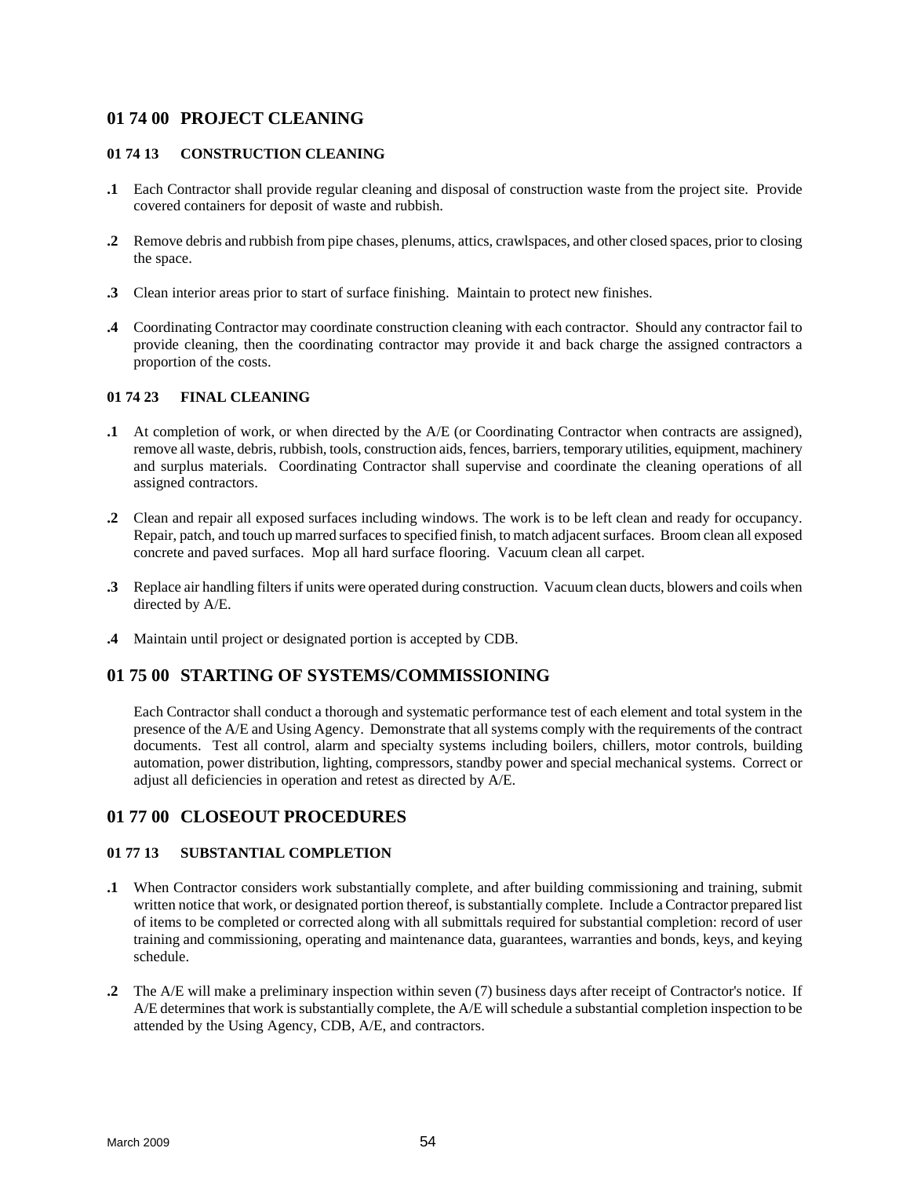## 01 74 00 PROJECT CLEANING

### 01 74 13 CONSTRUCTION CLEANING

**.1** Each Contractor shall provide regular cleaning and disposal of construction waste from the project site. Provide covered containers for deposit of waste and rubbish.

**.2** Remove debris and rubbish from pipe chases, plenums, attics, crawlspaces, and other closed spaces, prior to closing the space.

**.3** Clean interior areas prior to start of surface finishing. Maintain to protect new finishes.

**.4** Coordinating Contractor may coordinate construction cleaning with each contractor. Should any contractor fail to provide cleaning, then the coordinating contractor may provide it and back charge the assigned contractors a proportion of the costs.

### 01 74 23 FINAL CLEANING

**.1** At completion of work, or when directed by the A/E (or Coordinating Contractor when contracts are assigned), remove all waste, debris, rubbish, tools, construction aids, fences, barriers, temporary utilities, equipment, machinery and surplus materials. Coordinating Contractor shall supervise and coordinate the cleaning operations of all assigned contractors.

**.2** Clean and repair all exposed surfaces including windows. The work is to be left clean and ready for occupancy. Repair, patch, and touch up marred surfaces to specified finish, to match adjacent surfaces. Broom clean all exposed concrete and paved surfaces. Mop all hard surface flooring. Vacuum clean all carpet.

**.3** Replace air handling filters if units were operated during construction. Vacuum clean ducts, blowers and coils when directed by A/E.

**.4** Maintain until project or designated portion is accepted by CDB.

## 01 75 00 STARTING OF SYSTEMS/COMMISSIONING

Each Contractor shall conduct a thorough and systematic performance test of each element and total system in the presence of the A/E and Using Agency. Demonstrate that all systems comply with the requirements of the contract documents. Test all control, alarm and specialty systems including boilers, chillers, motor controls, building automation, power distribution, lighting, compressors, standby power and special mechanical systems. Correct or adjust all deficiencies in operation and retest as directed by A/E.

## 01 77 00 CLOSEOUT PROCEDURES

### 01 77 13 SUBSTANTIAL COMPLETION

**.1** When Contractor considers work substantially complete, and after building commissioning and training, submit written notice that work, or designated portion thereof, is substantially complete. Include a Contractor prepared list of items to be completed or corrected along with all submittals required for substantial completion: record of user training and commissioning, operating and maintenance data, guarantees, warranties and bonds, keys, and keying schedule.

**.2** The A/E will make a preliminary inspection within seven (7) business days after receipt of Contractor's notice. If A/E determines that work is substantially complete, the A/E will schedule a substantial completion inspection to be attended by the Using Agency, CDB, A/E, and contractors.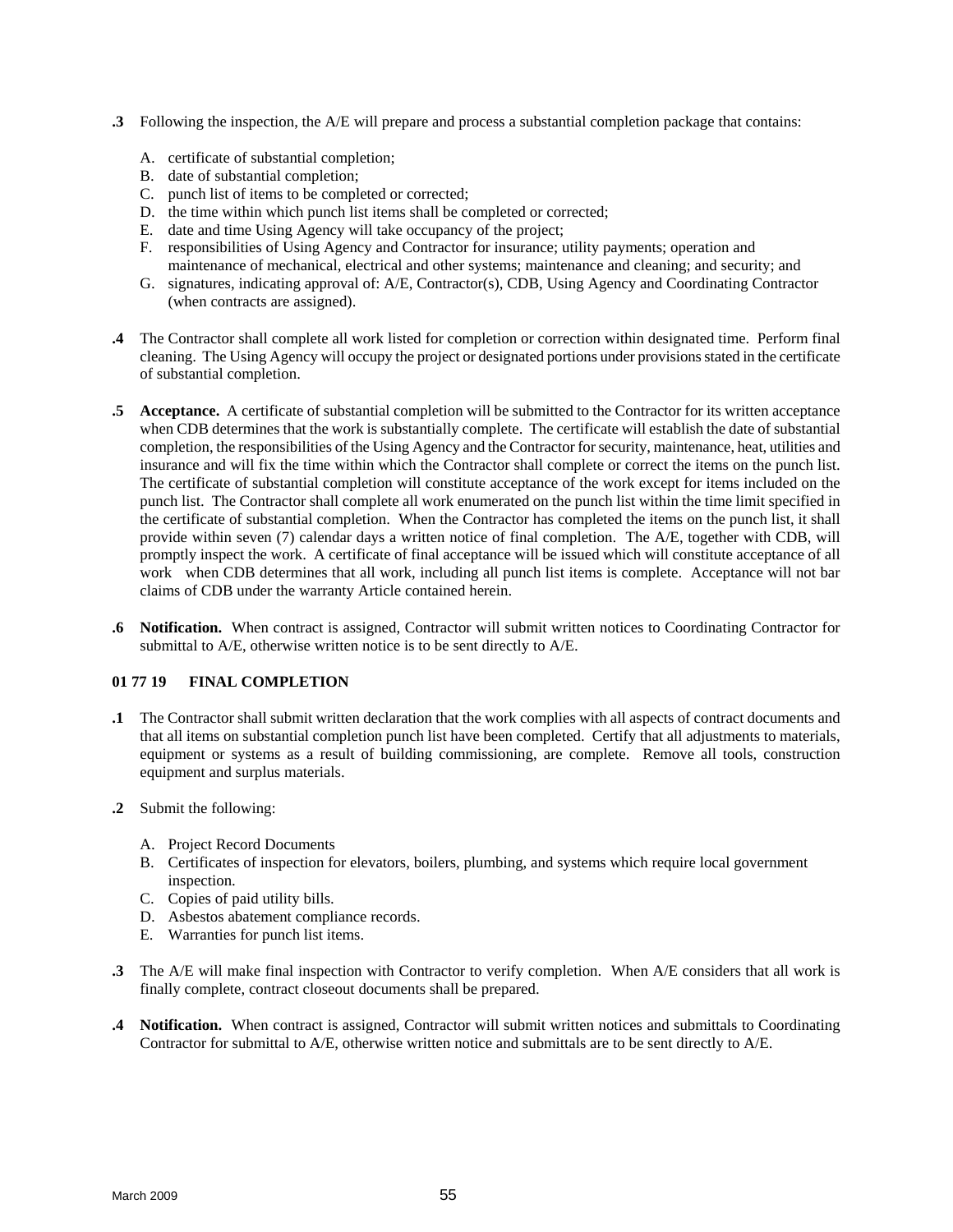**.3** Following the inspection, the A/E will prepare and process a substantial completion package that contains:

A. certificate of substantial completion;
B. date of substantial completion;
C. punch list of items to be completed or corrected;
D. the time within which punch list items shall be completed or corrected;
E. date and time Using Agency will take occupancy of the project;
F. responsibilities of Using Agency and Contractor for insurance; utility payments; operation and maintenance of mechanical, electrical and other systems; maintenance and cleaning; and security; and
G. signatures, indicating approval of: A/E, Contractor(s), CDB, Using Agency and Coordinating Contractor (when contracts are assigned).

**.4** The Contractor shall complete all work listed for completion or correction within designated time. Perform final cleaning. The Using Agency will occupy the project or designated portions under provisions stated in the certificate of substantial completion.

**.5** **Acceptance.** A certificate of substantial completion will be submitted to the Contractor for its written acceptance when CDB determines that the work is substantially complete. The certificate will establish the date of substantial completion, the responsibilities of the Using Agency and the Contractor for security, maintenance, heat, utilities and insurance and will fix the time within which the Contractor shall complete or correct the items on the punch list. The certificate of substantial completion will constitute acceptance of the work except for items included on the punch list. The Contractor shall complete all work enumerated on the punch list within the time limit specified in the certificate of substantial completion. When the Contractor has completed the items on the punch list, it shall provide within seven (7) calendar days a written notice of final completion. The A/E, together with CDB, will promptly inspect the work. A certificate of final acceptance will be issued which will constitute acceptance of all work when CDB determines that all work, including all punch list items is complete. Acceptance will not bar claims of CDB under the warranty Article contained herein.

**.6** **Notification.** When contract is assigned, Contractor will submit written notices to Coordinating Contractor for submittal to A/E, otherwise written notice is to be sent directly to A/E.

### 01 77 19 FINAL COMPLETION

**.1** The Contractor shall submit written declaration that the work complies with all aspects of contract documents and that all items on substantial completion punch list have been completed. Certify that all adjustments to materials, equipment or systems as a result of building commissioning, are complete. Remove all tools, construction equipment and surplus materials.

**.2** Submit the following:

A. Project Record Documents
B. Certificates of inspection for elevators, boilers, plumbing, and systems which require local government inspection.
C. Copies of paid utility bills.
D. Asbestos abatement compliance records.
E. Warranties for punch list items.

**.3** The A/E will make final inspection with Contractor to verify completion. When A/E considers that all work is finally complete, contract closeout documents shall be prepared.

**.4** **Notification.** When contract is assigned, Contractor will submit written notices and submittals to Coordinating Contractor for submittal to A/E, otherwise written notice and submittals are to be sent directly to A/E.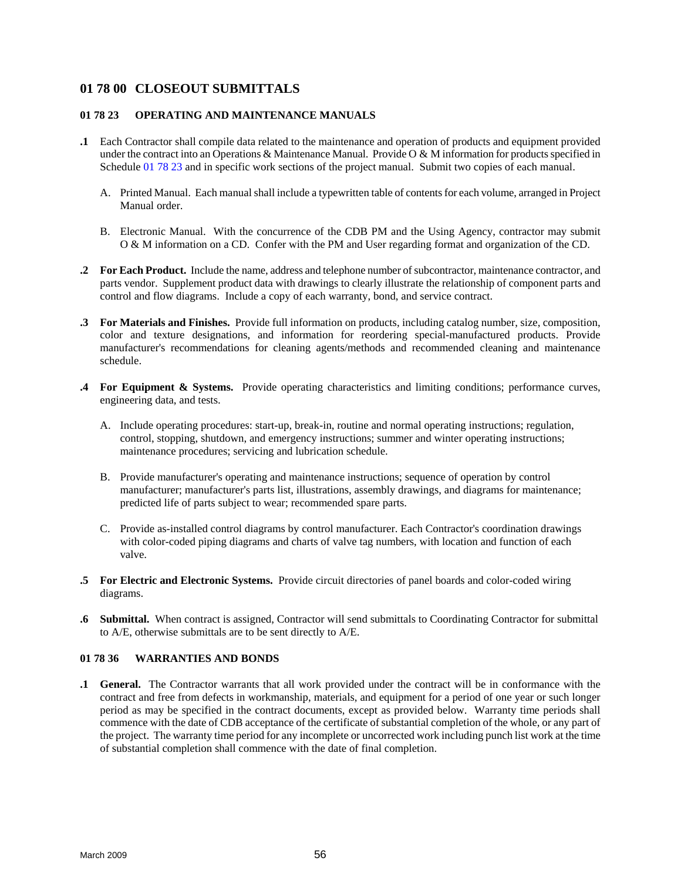## 01 78 00 CLOSEOUT SUBMITTALS

### 01 78 23 OPERATING AND MAINTENANCE MANUALS

**.1** Each Contractor shall compile data related to the maintenance and operation of products and equipment provided under the contract into an Operations & Maintenance Manual. Provide O & M information for products specified in Schedule 01 78 23 and in specific work sections of the project manual. Submit two copies of each manual.

A. Printed Manual. Each manual shall include a typewritten table of contents for each volume, arranged in Project Manual order.

B. Electronic Manual. With the concurrence of the CDB PM and the Using Agency, contractor may submit O & M information on a CD. Confer with the PM and User regarding format and organization of the CD.

**.2** **For Each Product.** Include the name, address and telephone number of subcontractor, maintenance contractor, and parts vendor. Supplement product data with drawings to clearly illustrate the relationship of component parts and control and flow diagrams. Include a copy of each warranty, bond, and service contract.

**.3** **For Materials and Finishes.** Provide full information on products, including catalog number, size, composition, color and texture designations, and information for reordering special-manufactured products. Provide manufacturer's recommendations for cleaning agents/methods and recommended cleaning and maintenance schedule.

**.4** **For Equipment & Systems.** Provide operating characteristics and limiting conditions; performance curves, engineering data, and tests.

A. Include operating procedures: start-up, break-in, routine and normal operating instructions; regulation, control, stopping, shutdown, and emergency instructions; summer and winter operating instructions; maintenance procedures; servicing and lubrication schedule.

B. Provide manufacturer's operating and maintenance instructions; sequence of operation by control manufacturer; manufacturer's parts list, illustrations, assembly drawings, and diagrams for maintenance; predicted life of parts subject to wear; recommended spare parts.

C. Provide as-installed control diagrams by control manufacturer. Each Contractor's coordination drawings with color-coded piping diagrams and charts of valve tag numbers, with location and function of each valve.

**.5** **For Electric and Electronic Systems.** Provide circuit directories of panel boards and color-coded wiring diagrams.

**.6** **Submittal.** When contract is assigned, Contractor will send submittals to Coordinating Contractor for submittal to A/E, otherwise submittals are to be sent directly to A/E.

### 01 78 36 WARRANTIES AND BONDS

**.1** **General.** The Contractor warrants that all work provided under the contract will be in conformance with the contract and free from defects in workmanship, materials, and equipment for a period of one year or such longer period as may be specified in the contract documents, except as provided below. Warranty time periods shall commence with the date of CDB acceptance of the certificate of substantial completion of the whole, or any part of the project. The warranty time period for any incomplete or uncorrected work including punch list work at the time of substantial completion shall commence with the date of final completion.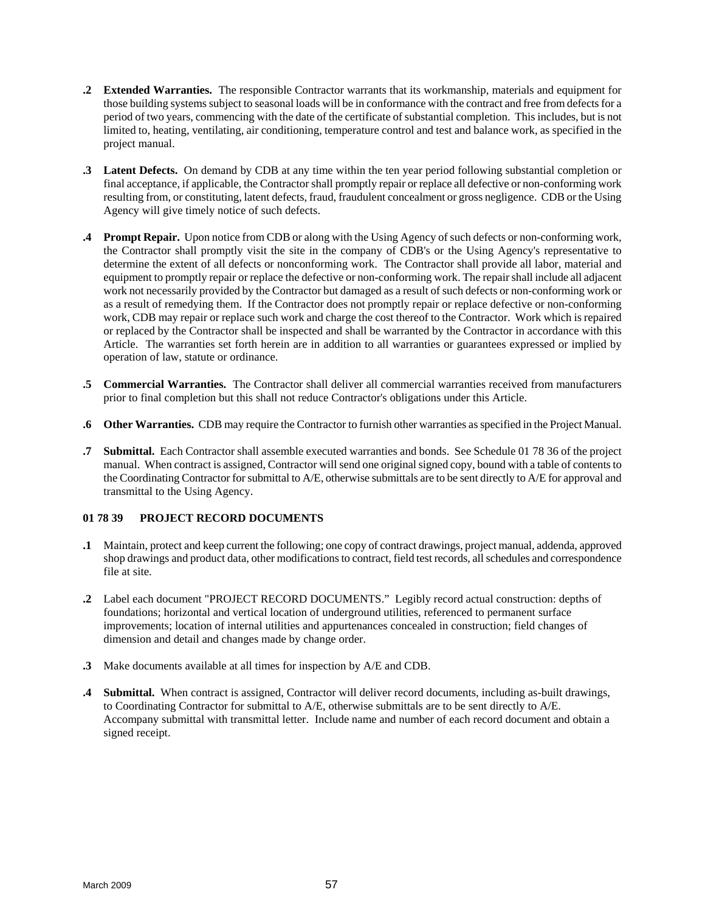**.2 Extended Warranties.** The responsible Contractor warrants that its workmanship, materials and equipment for those building systems subject to seasonal loads will be in conformance with the contract and free from defects for a period of two years, commencing with the date of the certificate of substantial completion. This includes, but is not limited to, heating, ventilating, air conditioning, temperature control and test and balance work, as specified in the project manual.

**.3 Latent Defects.** On demand by CDB at any time within the ten year period following substantial completion or final acceptance, if applicable, the Contractor shall promptly repair or replace all defective or non-conforming work resulting from, or constituting, latent defects, fraud, fraudulent concealment or gross negligence. CDB or the Using Agency will give timely notice of such defects.

**.4 Prompt Repair.** Upon notice from CDB or along with the Using Agency of such defects or non-conforming work, the Contractor shall promptly visit the site in the company of CDB's or the Using Agency's representative to determine the extent of all defects or nonconforming work. The Contractor shall provide all labor, material and equipment to promptly repair or replace the defective or non-conforming work. The repair shall include all adjacent work not necessarily provided by the Contractor but damaged as a result of such defects or non-conforming work or as a result of remedying them. If the Contractor does not promptly repair or replace defective or non-conforming work, CDB may repair or replace such work and charge the cost thereof to the Contractor. Work which is repaired or replaced by the Contractor shall be inspected and shall be warranted by the Contractor in accordance with this Article. The warranties set forth herein are in addition to all warranties or guarantees expressed or implied by operation of law, statute or ordinance.

**.5 Commercial Warranties.** The Contractor shall deliver all commercial warranties received from manufacturers prior to final completion but this shall not reduce Contractor's obligations under this Article.

**.6 Other Warranties.** CDB may require the Contractor to furnish other warranties as specified in the Project Manual.

**.7 Submittal.** Each Contractor shall assemble executed warranties and bonds. See Schedule 01 78 36 of the project manual. When contract is assigned, Contractor will send one original signed copy, bound with a table of contents to the Coordinating Contractor for submittal to A/E, otherwise submittals are to be sent directly to A/E for approval and transmittal to the Using Agency.

### 01 78 39 PROJECT RECORD DOCUMENTS

**.1** Maintain, protect and keep current the following; one copy of contract drawings, project manual, addenda, approved shop drawings and product data, other modifications to contract, field test records, all schedules and correspondence file at site.

**.2** Label each document "PROJECT RECORD DOCUMENTS." Legibly record actual construction: depths of foundations; horizontal and vertical location of underground utilities, referenced to permanent surface improvements; location of internal utilities and appurtenances concealed in construction; field changes of dimension and detail and changes made by change order.

**.3** Make documents available at all times for inspection by A/E and CDB.

**.4 Submittal.** When contract is assigned, Contractor will deliver record documents, including as-built drawings, to Coordinating Contractor for submittal to A/E, otherwise submittals are to be sent directly to A/E. Accompany submittal with transmittal letter. Include name and number of each record document and obtain a signed receipt.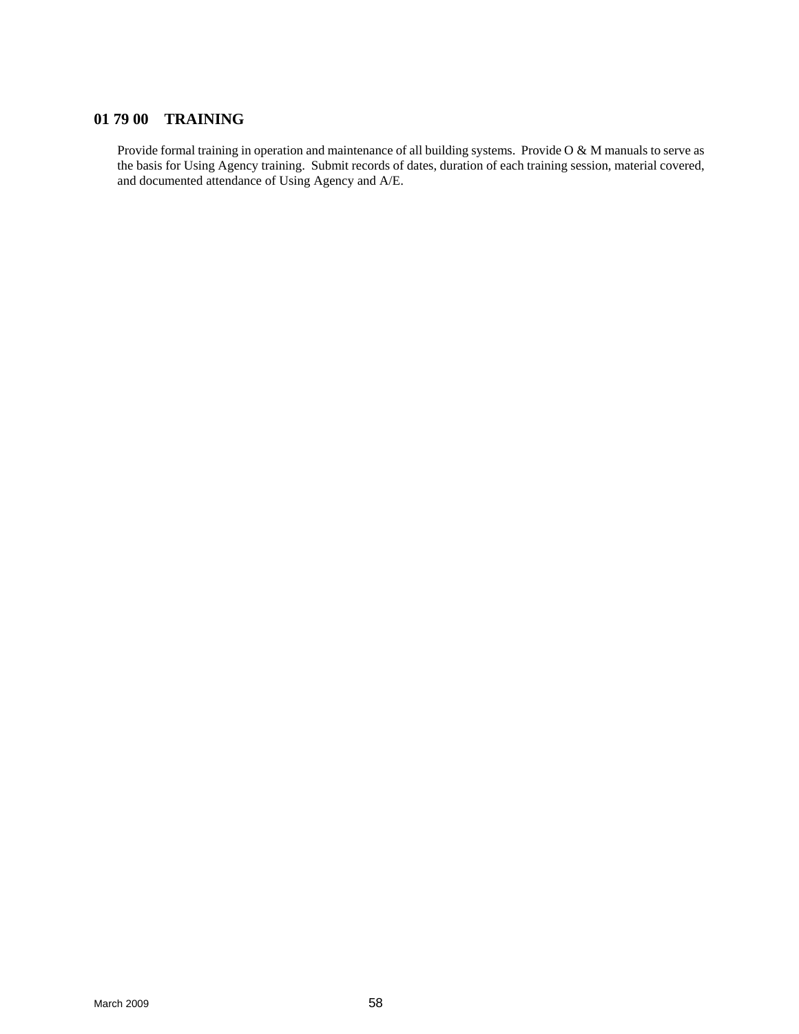## 01 79 00 TRAINING

Provide formal training in operation and maintenance of all building systems. Provide O & M manuals to serve as the basis for Using Agency training. Submit records of dates, duration of each training session, material covered, and documented attendance of Using Agency and A/E.